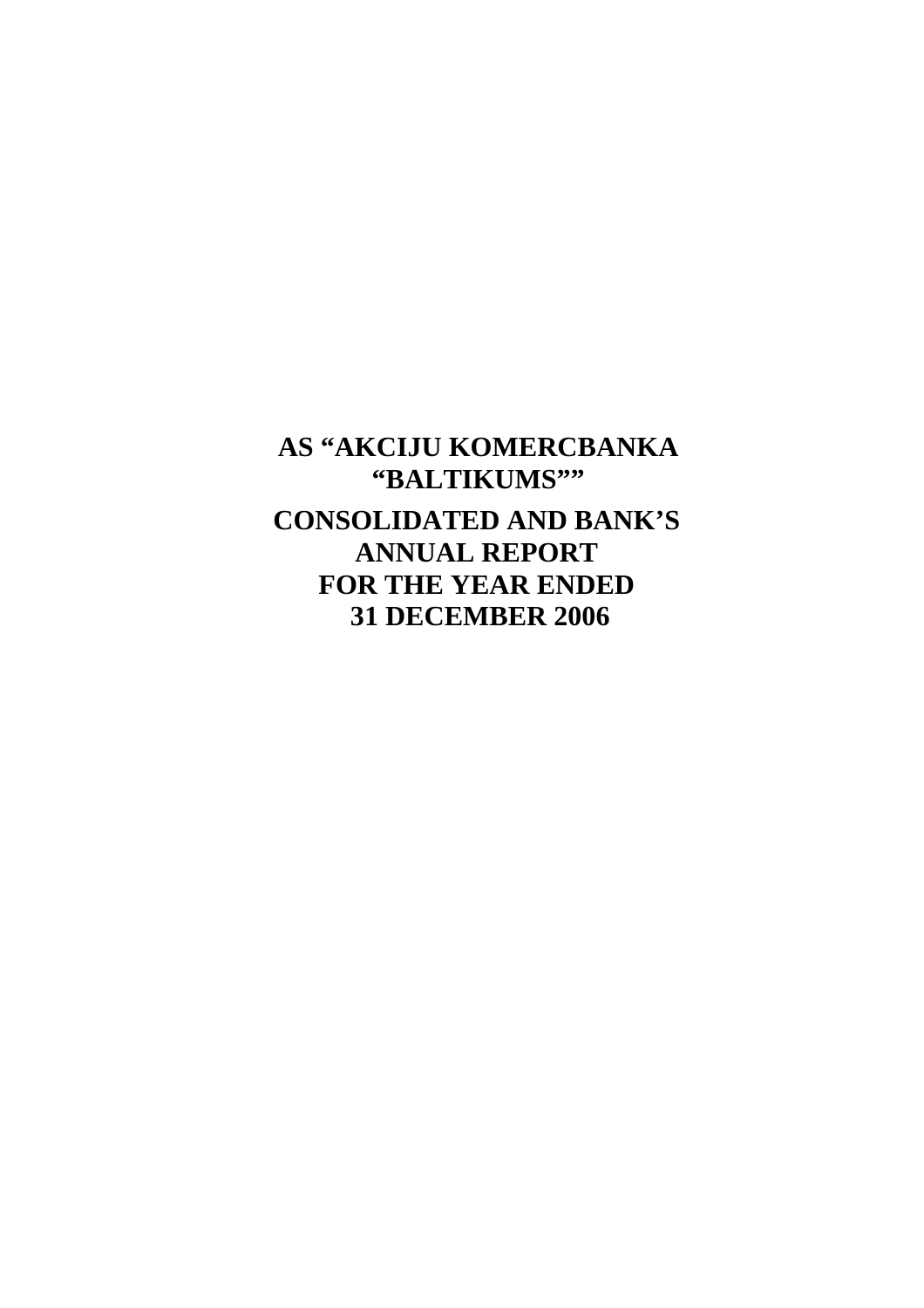# AS "AKCIJU KOMERCBANKA "BALTIKUMS""

# CONSOLIDATED AND BANK'S ANNUAL REPORT FOR THE YEAR ENDED 31 DECEMBER 2006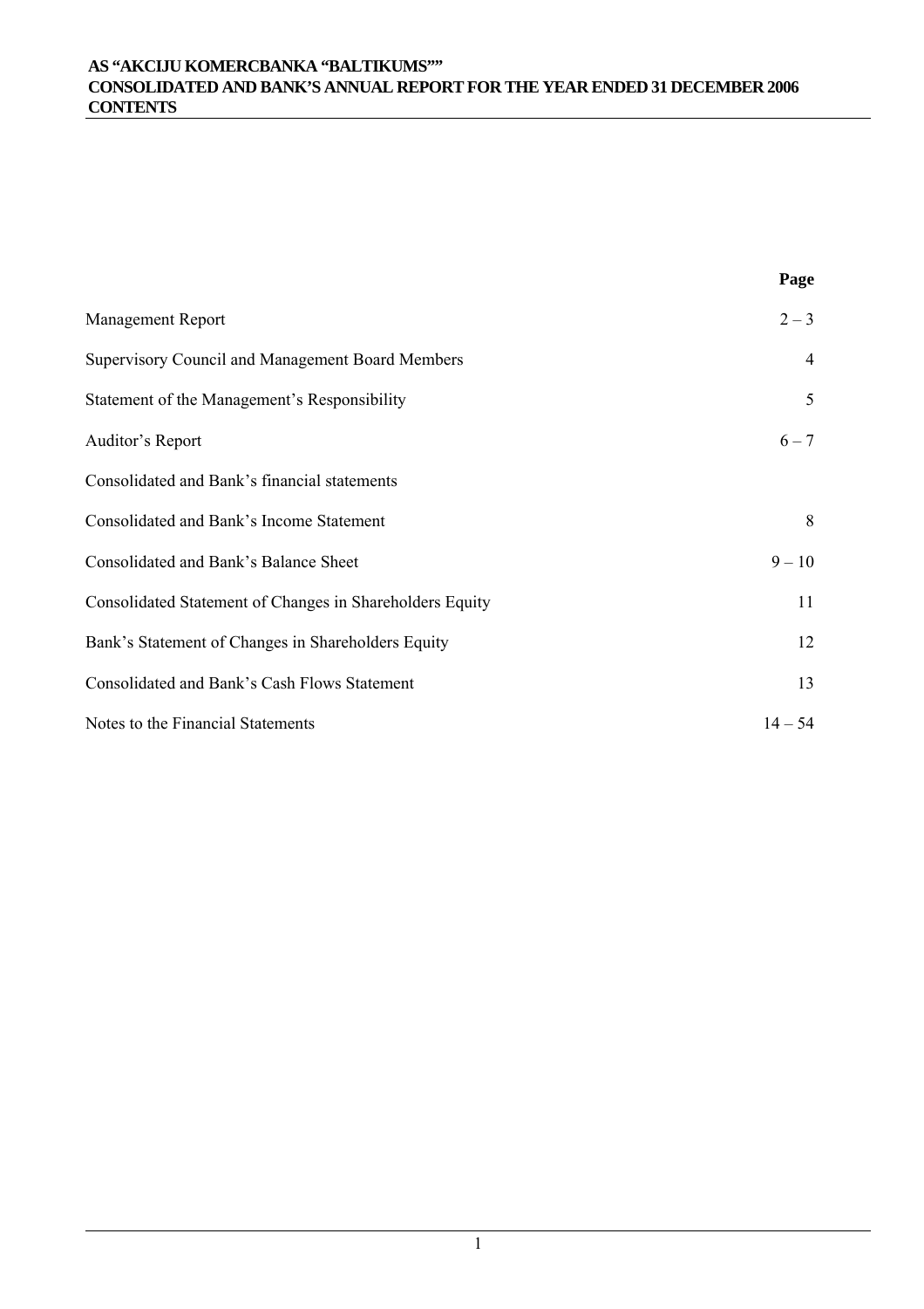# AS "AKCIJU KOMERCBANKA "BALTIKUMS""
## CONSOLIDATED AND BANK'S ANNUAL REPORT FOR THE YEAR ENDED 31 DECEMBER 2006
## CONTENTS

| | Page |
|---|---|
| Management Report | 2 – 3 |
| Supervisory Council and Management Board Members | 4 |
| Statement of the Management's Responsibility | 5 |
| Auditor's Report | 6 – 7 |
| Consolidated and Bank's financial statements | |
| Consolidated and Bank's Income Statement | 8 |
| Consolidated and Bank's Balance Sheet | 9 – 10 |
| Consolidated Statement of Changes in Shareholders Equity | 11 |
| Bank's Statement of Changes in Shareholders Equity | 12 |
| Consolidated and Bank's Cash Flows Statement | 13 |
| Notes to the Financial Statements | 14 – 54 |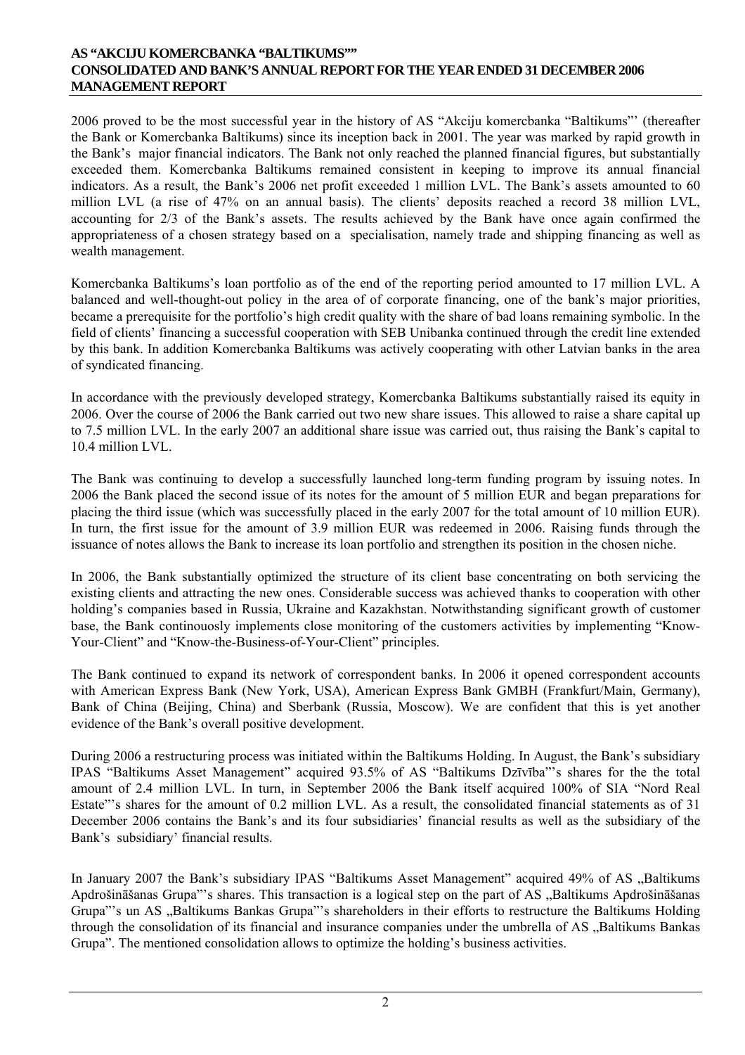2006 proved to be the most successful year in the history of AS "Akciju komercbanka "Baltikums"' (thereafter the Bank or Komercbanka Baltikums) since its inception back in 2001. The year was marked by rapid growth in the Bank's major financial indicators. The Bank not only reached the planned financial figures, but substantially exceeded them. Komercbanka Baltikums remained consistent in keeping to improve its annual financial indicators. As a result, the Bank's 2006 net profit exceeded 1 million LVL. The Bank's assets amounted to 60 million LVL (a rise of 47% on an annual basis). The clients' deposits reached a record 38 million LVL, accounting for 2/3 of the Bank's assets. The results achieved by the Bank have once again confirmed the appropriateness of a chosen strategy based on a specialisation, namely trade and shipping financing as well as wealth management.

Komercbanka Baltikums's loan portfolio as of the end of the reporting period amounted to 17 million LVL. A balanced and well-thought-out policy in the area of of corporate financing, one of the bank's major priorities, became a prerequisite for the portfolio's high credit quality with the share of bad loans remaining symbolic. In the field of clients' financing a successful cooperation with SEB Unibanka continued through the credit line extended by this bank. In addition Komercbanka Baltikums was actively cooperating with other Latvian banks in the area of syndicated financing.

In accordance with the previously developed strategy, Komercbanka Baltikums substantially raised its equity in 2006. Over the course of 2006 the Bank carried out two new share issues. This allowed to raise a share capital up to 7.5 million LVL. In the early 2007 an additional share issue was carried out, thus raising the Bank's capital to 10.4 million LVL.

The Bank was continuing to develop a successfully launched long-term funding program by issuing notes. In 2006 the Bank placed the second issue of its notes for the amount of 5 million EUR and began preparations for placing the third issue (which was successfully placed in the early 2007 for the total amount of 10 million EUR). In turn, the first issue for the amount of 3.9 million EUR was redeemed in 2006. Raising funds through the issuance of notes allows the Bank to increase its loan portfolio and strengthen its position in the chosen niche.

In 2006, the Bank substantially optimized the structure of its client base concentrating on both servicing the existing clients and attracting the new ones. Considerable success was achieved thanks to cooperation with other holding's companies based in Russia, Ukraine and Kazakhstan. Notwithstanding significant growth of customer base, the Bank continouosly implements close monitoring of the customers activities by implementing "Know-Your-Client" and "Know-the-Business-of-Your-Client" principles.

The Bank continued to expand its network of correspondent banks. In 2006 it opened correspondent accounts with American Express Bank (New York, USA), American Express Bank GMBH (Frankfurt/Main, Germany), Bank of China (Beijing, China) and Sberbank (Russia, Moscow). We are confident that this is yet another evidence of the Bank's overall positive development.

During 2006 a restructuring process was initiated within the Baltikums Holding. In August, the Bank's subsidiary IPAS "Baltikums Asset Management" acquired 93.5% of AS "Baltikums Dzīvība"'s shares for the the total amount of 2.4 million LVL. In turn, in September 2006 the Bank itself acquired 100% of SIA "Nord Real Estate"'s shares for the amount of 0.2 million LVL. As a result, the consolidated financial statements as of 31 December 2006 contains the Bank's and its four subsidiaries' financial results as well as the subsidiary of the Bank's subsidiary' financial results.

In January 2007 the Bank's subsidiary IPAS "Baltikums Asset Management" acquired 49% of AS „Baltikums Apdrošināšanas Grupa"'s shares. This transaction is a logical step on the part of AS „Baltikums Apdrošināšanas Grupa"'s un AS „Baltikums Bankas Grupa"'s shareholders in their efforts to restructure the Baltikums Holding through the consolidation of its financial and insurance companies under the umbrella of AS „Baltikums Bankas Grupa". The mentioned consolidation allows to optimize the holding's business activities.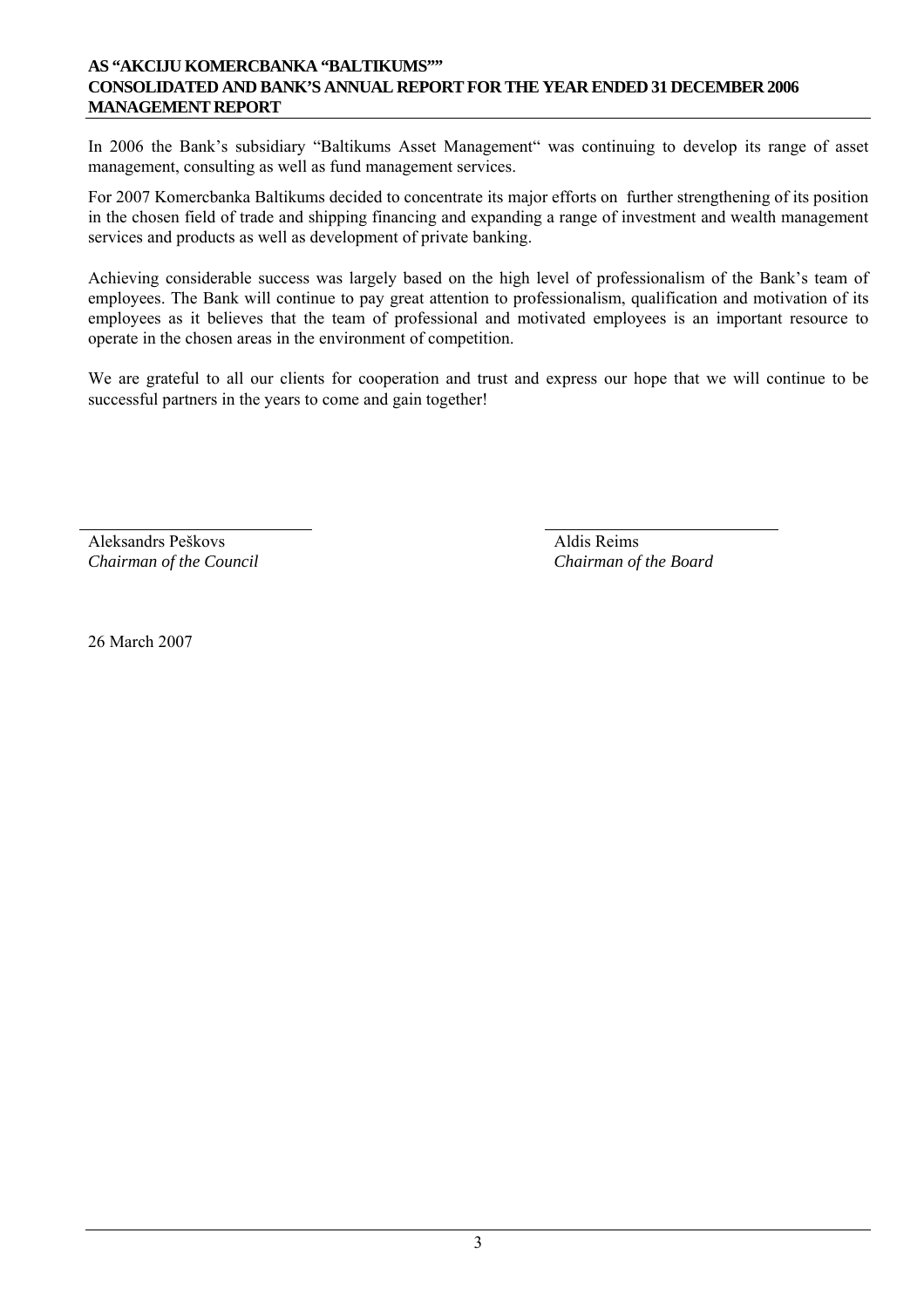In 2006 the Bank's subsidiary "Baltikums Asset Management" was continuing to develop its range of asset management, consulting as well as fund management services.

For 2007 Komercbanka Baltikums decided to concentrate its major efforts on further strengthening of its position in the chosen field of trade and shipping financing and expanding a range of investment and wealth management services and products as well as development of private banking.

Achieving considerable success was largely based on the high level of professionalism of the Bank's team of employees. The Bank will continue to pay great attention to professionalism, qualification and motivation of its employees as it believes that the team of professional and motivated employees is an important resource to operate in the chosen areas in the environment of competition.

We are grateful to all our clients for cooperation and trust and express our hope that we will continue to be successful partners in the years to come and gain together!

Aleksandrs Peškovs
*Chairman of the Council*

Aldis Reims
*Chairman of the Board*

26 March 2007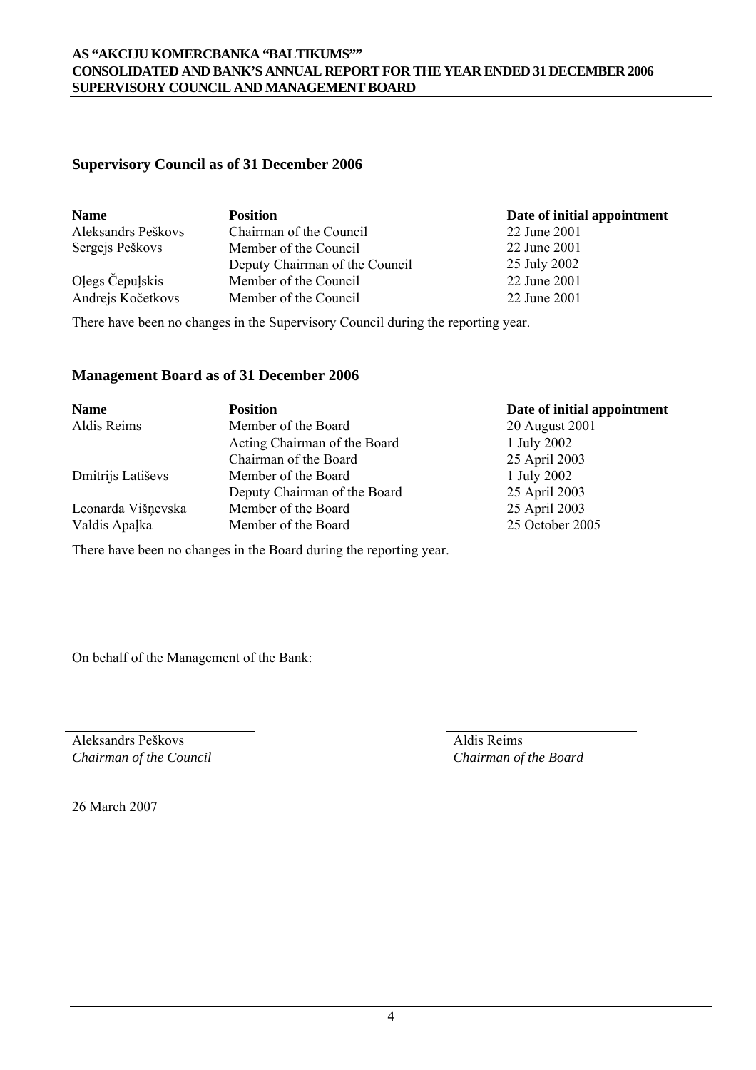## Supervisory Council as of 31 December 2006

| Name | Position | Date of initial appointment |
|---|---|---|
| Aleksandrs Peškovs | Chairman of the Council | 22 June 2001 |
| Sergejs Peškovs | Member of the Council | 22 June 2001 |
| | Deputy Chairman of the Council | 25 July 2002 |
| Oļegs Čepuļskis | Member of the Council | 22 June 2001 |
| Andrejs Kočetkovs | Member of the Council | 22 June 2001 |

There have been no changes in the Supervisory Council during the reporting year.

## Management Board as of 31 December 2006

| Name | Position | Date of initial appointment |
|---|---|---|
| Aldis Reims | Member of the Board | 20 August 2001 |
| | Acting Chairman of the Board | 1 July 2002 |
| | Chairman of the Board | 25 April 2003 |
| Dmitrijs Latiševs | Member of the Board | 1 July 2002 |
| | Deputy Chairman of the Board | 25 April 2003 |
| Leonarda Višņevska | Member of the Board | 25 April 2003 |
| Valdis Apaļka | Member of the Board | 25 October 2005 |

There have been no changes in the Board during the reporting year.

On behalf of the Management of the Bank:

Aleksandrs Peškovs
*Chairman of the Council*

Aldis Reims
*Chairman of the Board*

26 March 2007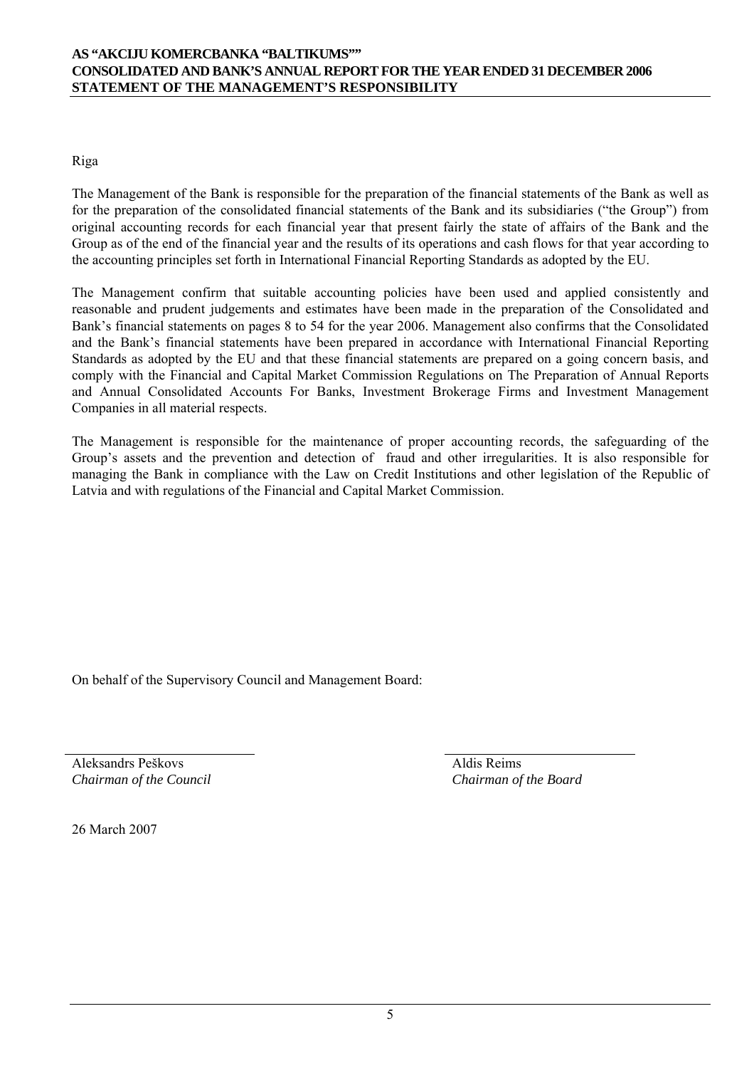## STATEMENT OF THE MANAGEMENT'S RESPONSIBILITY

Riga

The Management of the Bank is responsible for the preparation of the financial statements of the Bank as well as for the preparation of the consolidated financial statements of the Bank and its subsidiaries ("the Group") from original accounting records for each financial year that present fairly the state of affairs of the Bank and the Group as of the end of the financial year and the results of its operations and cash flows for that year according to the accounting principles set forth in International Financial Reporting Standards as adopted by the EU.

The Management confirm that suitable accounting policies have been used and applied consistently and reasonable and prudent judgements and estimates have been made in the preparation of the Consolidated and Bank's financial statements on pages 8 to 54 for the year 2006. Management also confirms that the Consolidated and the Bank's financial statements have been prepared in accordance with International Financial Reporting Standards as adopted by the EU and that these financial statements are prepared on a going concern basis, and comply with the Financial and Capital Market Commission Regulations on The Preparation of Annual Reports and Annual Consolidated Accounts For Banks, Investment Brokerage Firms and Investment Management Companies in all material respects.

The Management is responsible for the maintenance of proper accounting records, the safeguarding of the Group's assets and the prevention and detection of fraud and other irregularities. It is also responsible for managing the Bank in compliance with the Law on Credit Institutions and other legislation of the Republic of Latvia and with regulations of the Financial and Capital Market Commission.

On behalf of the Supervisory Council and Management Board:

| | |
|---|---|
| Aleksandrs Peškovs | Aldis Reims |
| *Chairman of the Council* | *Chairman of the Board* |

26 March 2007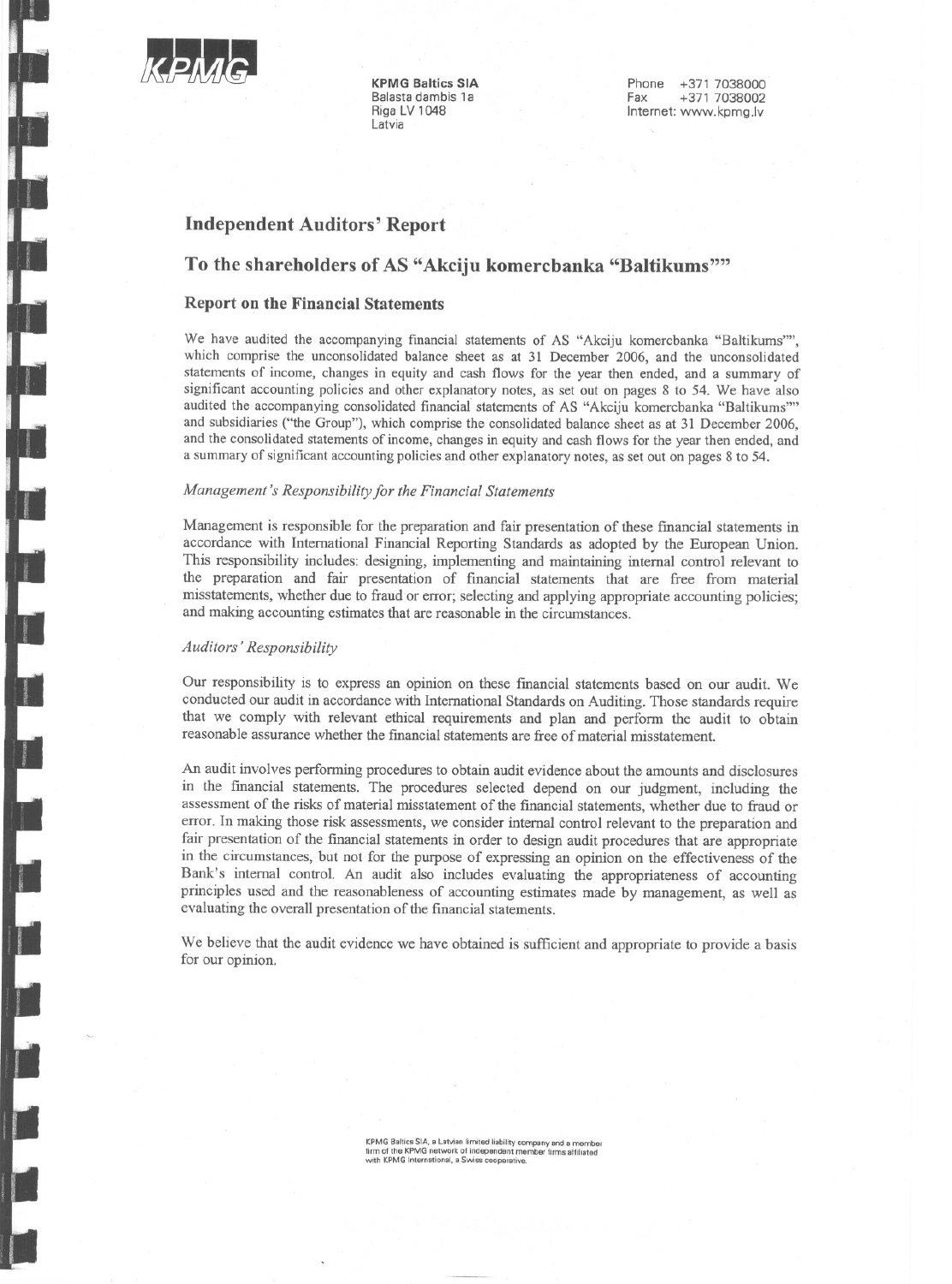KPMG Baltics SIA
Balasta dambis 1a
Riga LV 1048
Latvia

Phone +371 7038000
Fax +371 7038002
Internet: www.kpmg.lv

## Independent Auditors' Report

## To the shareholders of AS "Akciju komercbanka "Baltikums""

### Report on the Financial Statements

We have audited the accompanying financial statements of AS "Akciju komercbanka "Baltikums"", which comprise the unconsolidated balance sheet as at 31 December 2006, and the unconsolidated statements of income, changes in equity and cash flows for the year then ended, and a summary of significant accounting policies and other explanatory notes, as set out on pages 8 to 54. We have also audited the accompanying consolidated financial statements of AS "Akciju komercbanka "Baltikums"" and subsidiaries ("the Group"), which comprise the consolidated balance sheet as at 31 December 2006, and the consolidated statements of income, changes in equity and cash flows for the year then ended, and a summary of significant accounting policies and other explanatory notes, as set out on pages 8 to 54.

*Management's Responsibility for the Financial Statements*

Management is responsible for the preparation and fair presentation of these financial statements in accordance with International Financial Reporting Standards as adopted by the European Union. This responsibility includes: designing, implementing and maintaining internal control relevant to the preparation and fair presentation of financial statements that are free from material misstatements, whether due to fraud or error; selecting and applying appropriate accounting policies; and making accounting estimates that are reasonable in the circumstances.

*Auditors' Responsibility*

Our responsibility is to express an opinion on these financial statements based on our audit. We conducted our audit in accordance with International Standards on Auditing. Those standards require that we comply with relevant ethical requirements and plan and perform the audit to obtain reasonable assurance whether the financial statements are free of material misstatement.

An audit involves performing procedures to obtain audit evidence about the amounts and disclosures in the financial statements. The procedures selected depend on our judgment, including the assessment of the risks of material misstatement of the financial statements, whether due to fraud or error. In making those risk assessments, we consider internal control relevant to the preparation and fair presentation of the financial statements in order to design audit procedures that are appropriate in the circumstances, but not for the purpose of expressing an opinion on the effectiveness of the Bank's internal control. An audit also includes evaluating the appropriateness of accounting principles used and the reasonableness of accounting estimates made by management, as well as evaluating the overall presentation of the financial statements.

We believe that the audit evidence we have obtained is sufficient and appropriate to provide a basis for our opinion.

KPMG Baltics SIA, a Latvian limited liability company and a member firm of the KPMG network of independent member firms affiliated with KPMG International, a Swiss cooperative.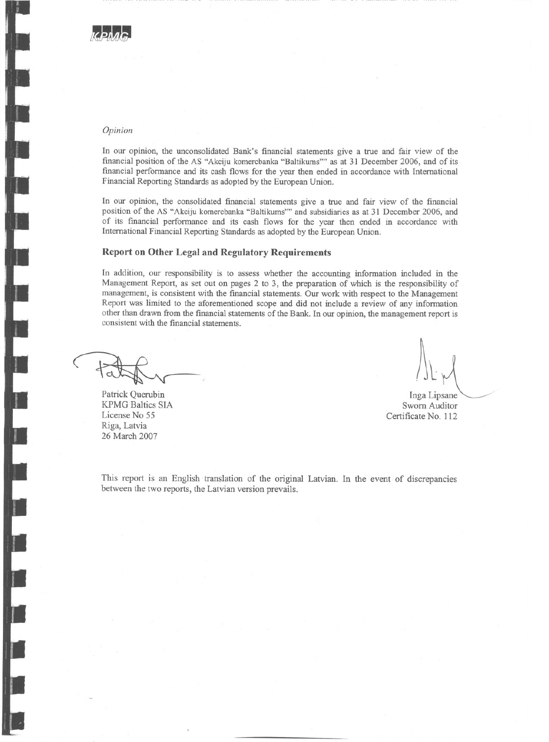*Opinion*

In our opinion, the unconsolidated Bank's financial statements give a true and fair view of the financial position of the AS "Akciju komercbanka "Baltikums"" as at 31 December 2006, and of its financial performance and its cash flows for the year then ended in accordance with International Financial Reporting Standards as adopted by the European Union.

In our opinion, the consolidated financial statements give a true and fair view of the financial position of the AS "Akciju komercbanka "Baltikums"" and subsidiaries as at 31 December 2006, and of its financial performance and its cash flows for the year then ended in accordance with International Financial Reporting Standards as adopted by the European Union.

## Report on Other Legal and Regulatory Requirements

In addition, our responsibility is to assess whether the accounting information included in the Management Report, as set out on pages 2 to 3, the preparation of which is the responsibility of management, is consistent with the financial statements. Our work with respect to the Management Report was limited to the aforementioned scope and did not include a review of any information other than drawn from the financial statements of the Bank. In our opinion, the management report is consistent with the financial statements.

Patrick Querubin
KPMG Baltics SIA
License No 55
Riga, Latvia
26 March 2007

Inga Lipsane
Sworn Auditor
Certificate No. 112

This report is an English translation of the original Latvian. In the event of discrepancies between the two reports, the Latvian version prevails.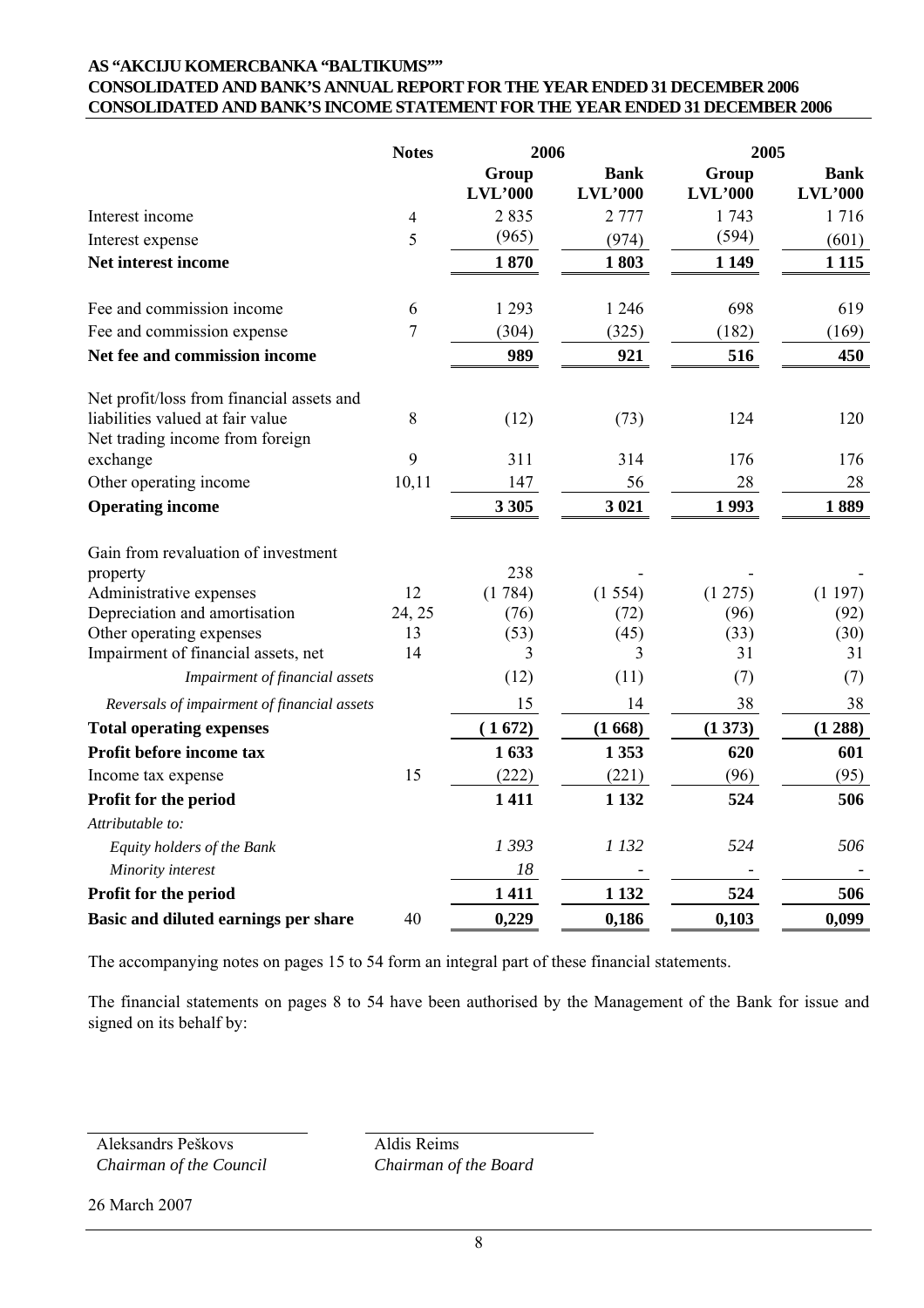**AS "AKCIJU KOMERCBANKA "BALTIKUMS""**
**CONSOLIDATED AND BANK'S ANNUAL REPORT FOR THE YEAR ENDED 31 DECEMBER 2006**
**CONSOLIDATED AND BANK'S INCOME STATEMENT FOR THE YEAR ENDED 31 DECEMBER 2006**

| | Notes | 2006 | | 2005 | |
|---|---|---|---|---|---|
| | | Group LVL'000 | Bank LVL'000 | Group LVL'000 | Bank LVL'000 |
| Interest income | 4 | 2 835 | 2 777 | 1 743 | 1 716 |
| Interest expense | 5 | (965) | (974) | (594) | (601) |
| **Net interest income** | | **1 870** | **1 803** | **1 149** | **1 115** |
| Fee and commission income | 6 | 1 293 | 1 246 | 698 | 619 |
| Fee and commission expense | 7 | (304) | (325) | (182) | (169) |
| **Net fee and commission income** | | **989** | **921** | **516** | **450** |
| Net profit/loss from financial assets and liabilities valued at fair value | 8 | (12) | (73) | 124 | 120 |
| Net trading income from foreign exchange | 9 | 311 | 314 | 176 | 176 |
| Other operating income | 10,11 | 147 | 56 | 28 | 28 |
| **Operating income** | | **3 305** | **3 021** | **1 993** | **1 889** |
| Gain from revaluation of investment property | | 238 | - | - | - |
| Administrative expenses | 12 | (1 784) | (1 554) | (1 275) | (1 197) |
| Depreciation and amortisation | 24, 25 | (76) | (72) | (96) | (92) |
| Other operating expenses | 13 | (53) | (45) | (33) | (30) |
| Impairment of financial assets, net | 14 | 3 | 3 | 31 | 31 |
| *Impairment of financial assets* | | (12) | (11) | (7) | (7) |
| *Reversals of impairment of financial assets* | | 15 | 14 | 38 | 38 |
| **Total operating expenses** | | **( 1 672)** | **(1 668)** | **(1 373)** | **(1 288)** |
| **Profit before income tax** | | **1 633** | **1 353** | **620** | **601** |
| Income tax expense | 15 | (222) | (221) | (96) | (95) |
| **Profit for the period** | | **1 411** | **1 132** | **524** | **506** |
| *Attributable to:* | | | | | |
| *Equity holders of the Bank* | | *1 393* | *1 132* | *524* | *506* |
| *Minority interest* | | *18* | - | - | - |
| **Profit for the period** | | **1 411** | **1 132** | **524** | **506** |
| **Basic and diluted earnings per share** | 40 | **0,229** | **0,186** | **0,103** | **0,099** |

The accompanying notes on pages 15 to 54 form an integral part of these financial statements.

The financial statements on pages 8 to 54 have been authorised by the Management of the Bank for issue and signed on its behalf by:

Aleksandrs Peškovs
*Chairman of the Council*

Aldis Reims
*Chairman of the Board*

26 March 2007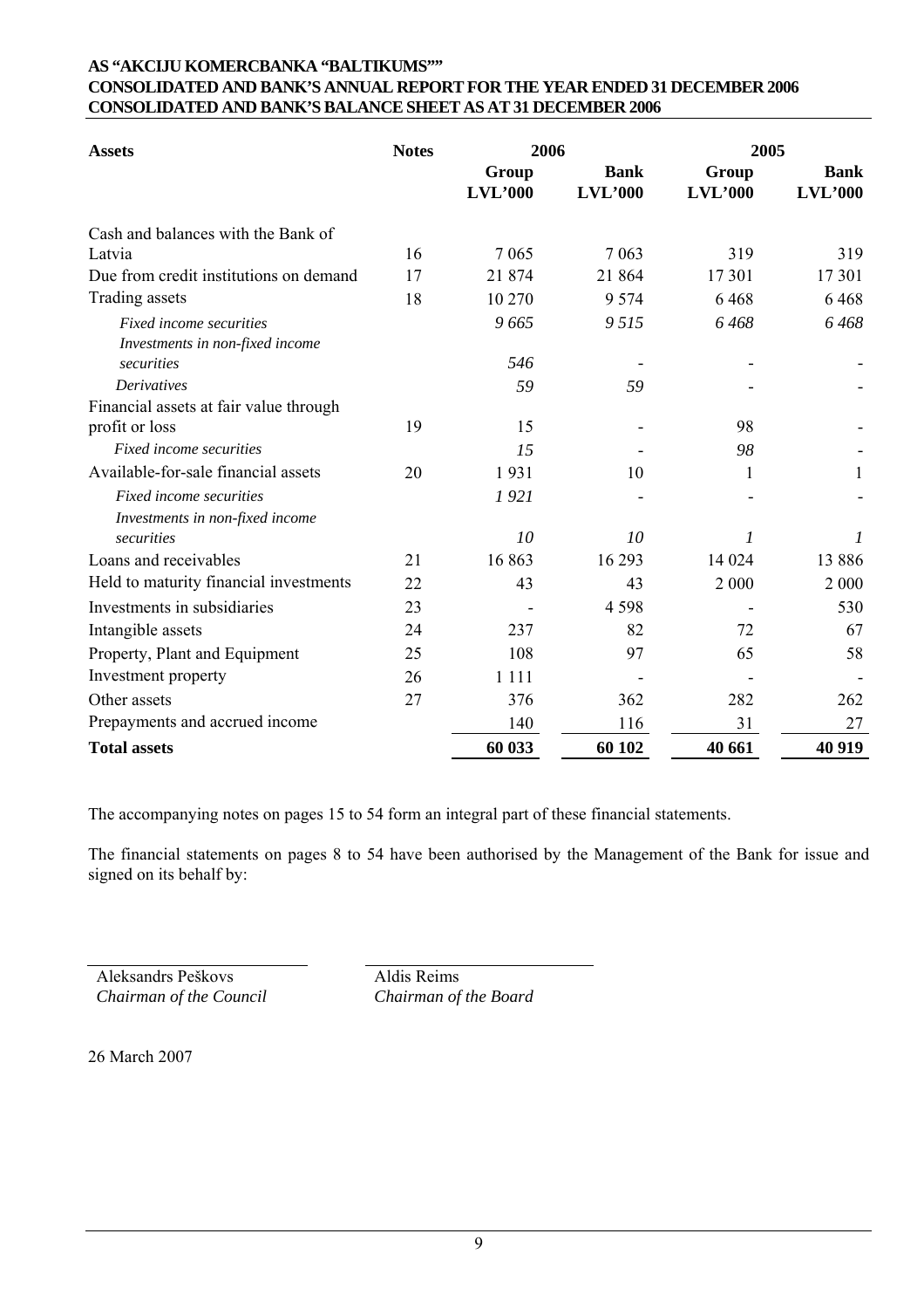**AS "AKCIJU KOMERCBANKA "BALTIKUMS""**
**CONSOLIDATED AND BANK'S ANNUAL REPORT FOR THE YEAR ENDED 31 DECEMBER 2006**
**CONSOLIDATED AND BANK'S BALANCE SHEET AS AT 31 DECEMBER 2006**

| Assets | Notes | 2006 | | 2005 | |
|---|---|---|---|---|---|
| | | Group LVL'000 | Bank LVL'000 | Group LVL'000 | Bank LVL'000 |
| Cash and balances with the Bank of Latvia | 16 | 7 065 | 7 063 | 319 | 319 |
| Due from credit institutions on demand | 17 | 21 874 | 21 864 | 17 301 | 17 301 |
| Trading assets | 18 | 10 270 | 9 574 | 6 468 | 6 468 |
| *Fixed income securities* | | *9 665* | *9 515* | *6 468* | *6 468* |
| *Investments in non-fixed income securities* | | *546* | - | - | - |
| *Derivatives* | | *59* | *59* | - | - |
| Financial assets at fair value through profit or loss | 19 | 15 | - | 98 | - |
| *Fixed income securities* | | *15* | - | *98* | - |
| Available-for-sale financial assets | 20 | 1 931 | 10 | 1 | 1 |
| *Fixed income securities* | | *1 921* | - | - | - |
| *Investments in non-fixed income securities* | | *10* | *10* | *1* | *1* |
| Loans and receivables | 21 | 16 863 | 16 293 | 14 024 | 13 886 |
| Held to maturity financial investments | 22 | 43 | 43 | 2 000 | 2 000 |
| Investments in subsidiaries | 23 | - | 4 598 | - | 530 |
| Intangible assets | 24 | 237 | 82 | 72 | 67 |
| Property, Plant and Equipment | 25 | 108 | 97 | 65 | 58 |
| Investment property | 26 | 1 111 | - | - | - |
| Other assets | 27 | 376 | 362 | 282 | 262 |
| Prepayments and accrued income | | 140 | 116 | 31 | 27 |
| **Total assets** | | **60 033** | **60 102** | **40 661** | **40 919** |

The accompanying notes on pages 15 to 54 form an integral part of these financial statements.

The financial statements on pages 8 to 54 have been authorised by the Management of the Bank for issue and signed on its behalf by:

Aleksandrs Peškovs
*Chairman of the Council*

Aldis Reims
*Chairman of the Board*

26 March 2007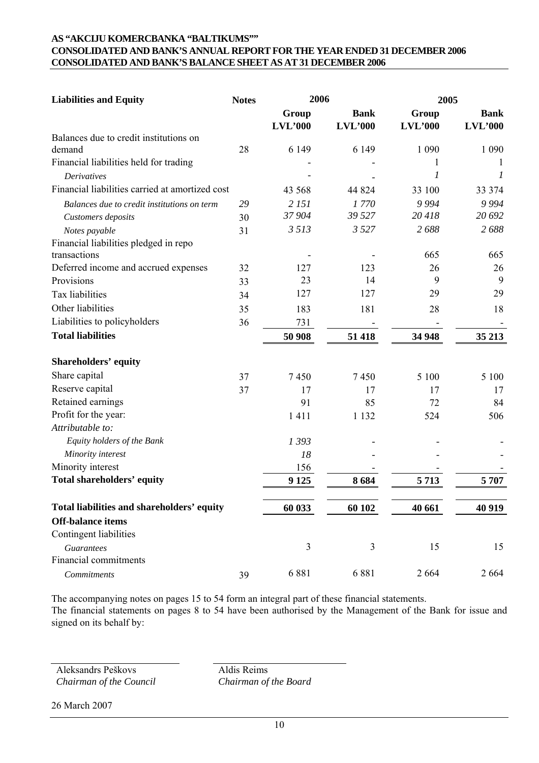**AS "AKCIJU KOMERCBANKA "BALTIKUMS""**
**CONSOLIDATED AND BANK'S ANNUAL REPORT FOR THE YEAR ENDED 31 DECEMBER 2006**
**CONSOLIDATED AND BANK'S BALANCE SHEET AS AT 31 DECEMBER 2006**

| Liabilities and Equity | Notes | 2006 | | 2005 | |
|---|---|---|---|---|---|
| | | Group LVL'000 | Bank LVL'000 | Group LVL'000 | Bank LVL'000 |
| Balances due to credit institutions on demand | 28 | 6 149 | 6 149 | 1 090 | 1 090 |
| Financial liabilities held for trading | | - | - | 1 | 1 |
| *Derivatives* | | - | - | *1* | *1* |
| Financial liabilities carried at amortized cost | | 43 568 | 44 824 | 33 100 | 33 374 |
| *Balances due to credit institutions on term* | 29 | *2 151* | *1 770* | *9 994* | *9 994* |
| *Customers deposits* | 30 | *37 904* | *39 527* | *20 418* | *20 692* |
| *Notes payable* | 31 | *3 513* | *3 527* | *2 688* | *2 688* |
| Financial liabilities pledged in repo transactions | | - | - | 665 | 665 |
| Deferred income and accrued expenses | 32 | 127 | 123 | 26 | 26 |
| Provisions | 33 | 23 | 14 | 9 | 9 |
| Tax liabilities | 34 | 127 | 127 | 29 | 29 |
| Other liabilities | 35 | 183 | 181 | 28 | 18 |
| Liabilities to policyholders | 36 | 731 | - | - | - |
| **Total liabilities** | | **50 908** | **51 418** | **34 948** | **35 213** |
| **Shareholders' equity** | | | | | |
| Share capital | 37 | 7 450 | 7 450 | 5 100 | 5 100 |
| Reserve capital | 37 | 17 | 17 | 17 | 17 |
| Retained earnings | | 91 | 85 | 72 | 84 |
| Profit for the year: | | 1 411 | 1 132 | 524 | 506 |
| *Attributable to:* | | | | | |
| *Equity holders of the Bank* | | *1 393* | - | - | - |
| *Minority interest* | | *18* | - | - | - |
| Minority interest | | 156 | - | - | - |
| **Total shareholders' equity** | | **9 125** | **8 684** | **5 713** | **5 707** |
| **Total liabilities and shareholders' equity** | | **60 033** | **60 102** | **40 661** | **40 919** |
| **Off-balance items** | | | | | |
| Contingent liabilities | | | | | |
| *Guarantees* | | 3 | 3 | 15 | 15 |
| Financial commitments | | | | | |
| *Commitments* | 39 | 6 881 | 6 881 | 2 664 | 2 664 |

The accompanying notes on pages 15 to 54 form an integral part of these financial statements.
The financial statements on pages 8 to 54 have been authorised by the Management of the Bank for issue and signed on its behalf by:

Aleksandrs Peškovs
*Chairman of the Council*

Aldis Reims
*Chairman of the Board*

26 March 2007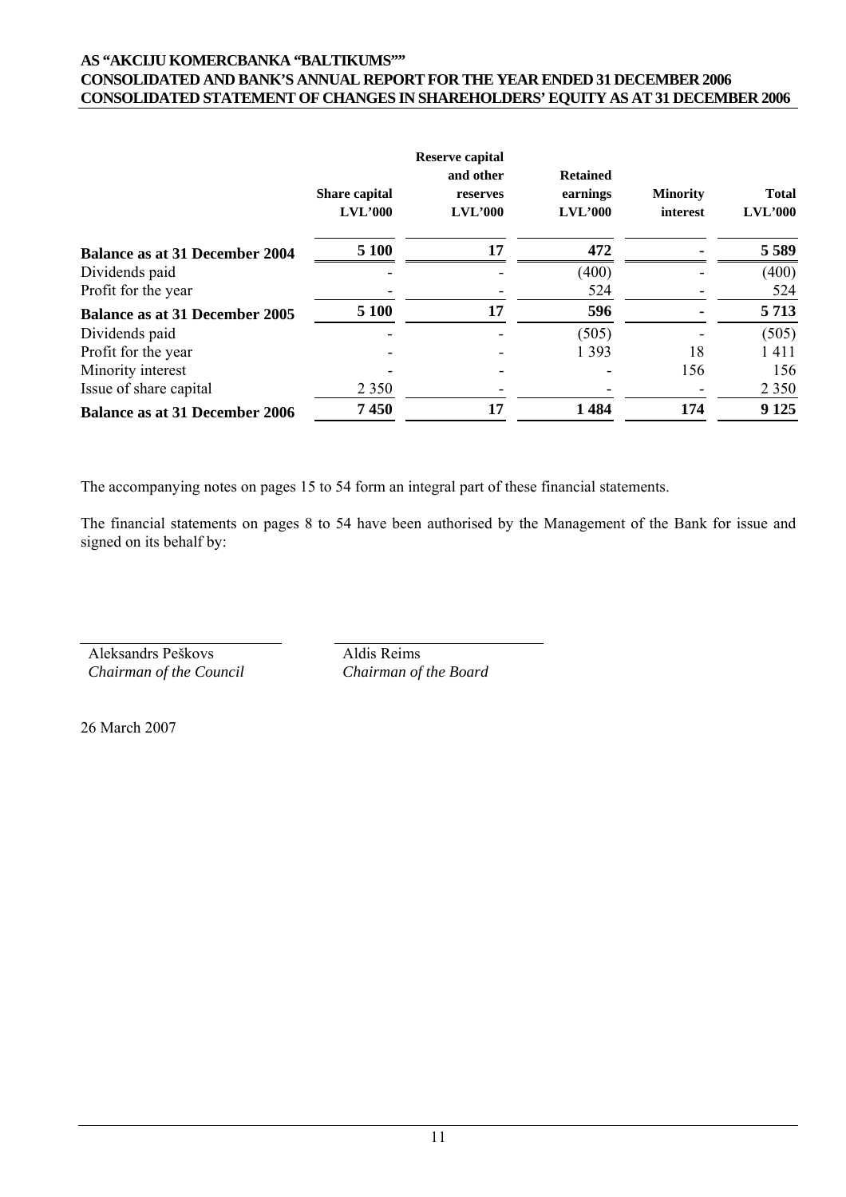**AS "AKCIJU KOMERCBANKA "BALTIKUMS""**
**CONSOLIDATED AND BANK'S ANNUAL REPORT FOR THE YEAR ENDED 31 DECEMBER 2006**
**CONSOLIDATED STATEMENT OF CHANGES IN SHAREHOLDERS' EQUITY AS AT 31 DECEMBER 2006**

| | Share capital LVL'000 | Reserve capital and other reserves LVL'000 | Retained earnings LVL'000 | Minority interest | Total LVL'000 |
|---|---|---|---|---|---|
| **Balance as at 31 December 2004** | **5 100** | **17** | **472** | **-** | **5 589** |
| Dividends paid | - | - | (400) | - | (400) |
| Profit for the year | - | - | 524 | - | 524 |
| **Balance as at 31 December 2005** | **5 100** | **17** | **596** | **-** | **5 713** |
| Dividends paid | - | - | (505) | - | (505) |
| Profit for the year | - | - | 1 393 | 18 | 1 411 |
| Minority interest | - | - | - | 156 | 156 |
| Issue of share capital | 2 350 | - | - | - | 2 350 |
| **Balance as at 31 December 2006** | **7 450** | **17** | **1 484** | **174** | **9 125** |

The accompanying notes on pages 15 to 54 form an integral part of these financial statements.

The financial statements on pages 8 to 54 have been authorised by the Management of the Bank for issue and signed on its behalf by:

Aleksandrs Peškovs
*Chairman of the Council*

Aldis Reims
*Chairman of the Board*

26 March 2007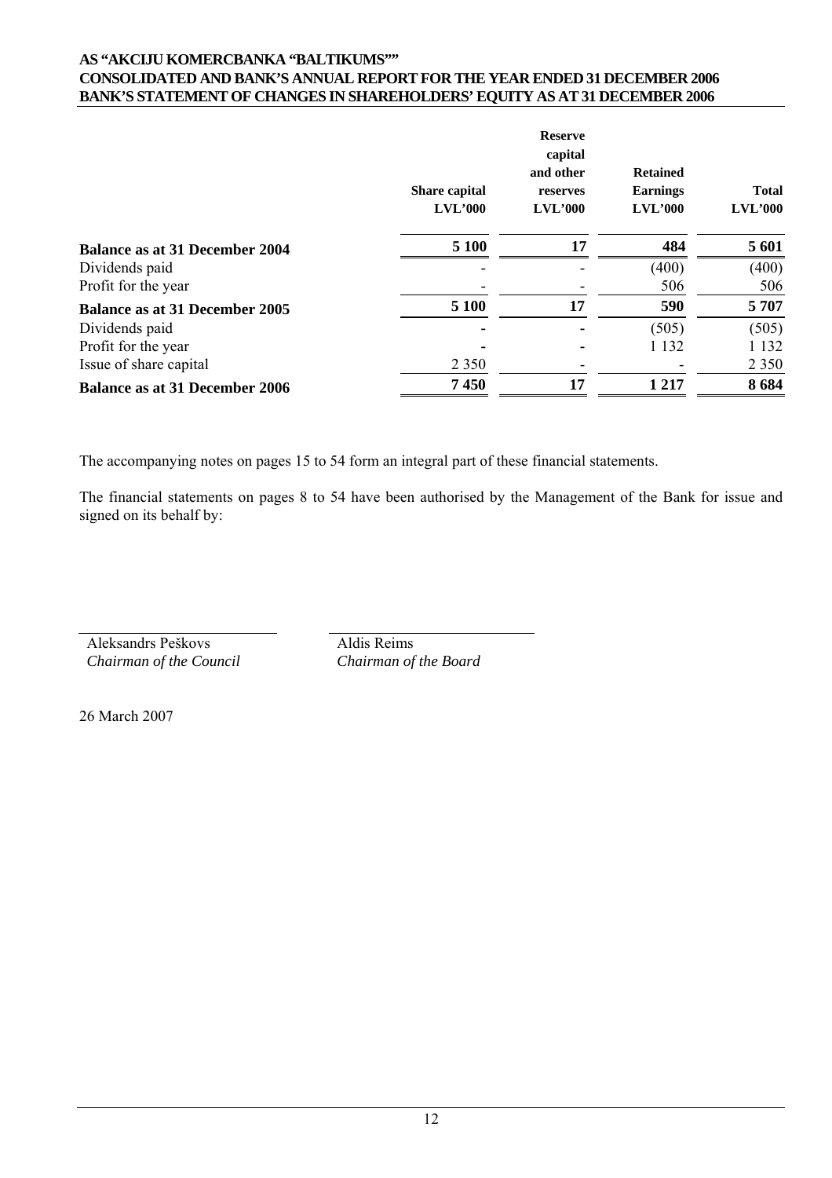**AS "AKCIJU KOMERCBANKA "BALTIKUMS""**
**CONSOLIDATED AND BANK'S ANNUAL REPORT FOR THE YEAR ENDED 31 DECEMBER 2006**
**BANK'S STATEMENT OF CHANGES IN SHAREHOLDERS' EQUITY AS AT 31 DECEMBER 2006**

| | Share capital LVL'000 | Reserve capital and other reserves LVL'000 | Retained Earnings LVL'000 | Total LVL'000 |
|---|---|---|---|---|
| **Balance as at 31 December 2004** | **5 100** | **17** | **484** | **5 601** |
| Dividends paid | - | - | (400) | (400) |
| Profit for the year | - | - | 506 | 506 |
| **Balance as at 31 December 2005** | **5 100** | **17** | **590** | **5 707** |
| Dividends paid | - | - | (505) | (505) |
| Profit for the year | - | - | 1 132 | 1 132 |
| Issue of share capital | 2 350 | - | - | 2 350 |
| **Balance as at 31 December 2006** | **7 450** | **17** | **1 217** | **8 684** |

The accompanying notes on pages 15 to 54 form an integral part of these financial statements.

The financial statements on pages 8 to 54 have been authorised by the Management of the Bank for issue and signed on its behalf by:

Aleksandrs Peškovs
*Chairman of the Council*

Aldis Reims
*Chairman of the Board*

26 March 2007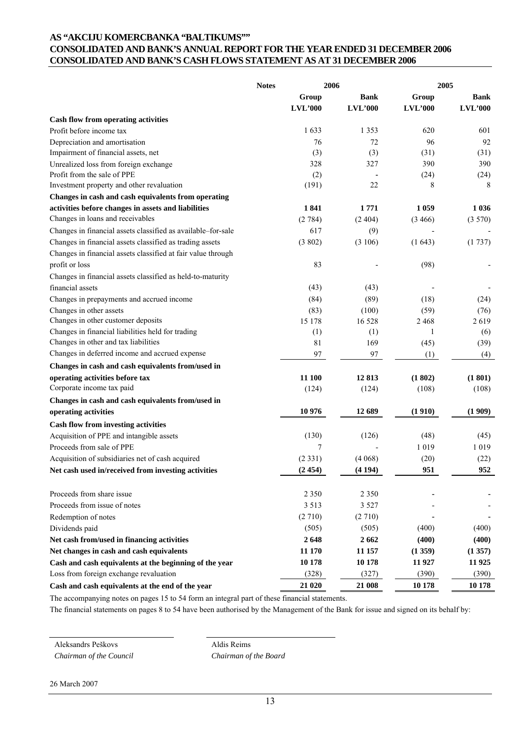## AS "AKCIJU KOMERCBANKA "BALTIKUMS""
## CONSOLIDATED AND BANK'S ANNUAL REPORT FOR THE YEAR ENDED 31 DECEMBER 2006
## CONSOLIDATED AND BANK'S CASH FLOWS STATEMENT AS AT 31 DECEMBER 2006

| | Notes | 2006 | | 2005 | |
|---|---|---|---|---|---|
| | | Group | Bank | Group | Bank |
| | | LVL'000 | LVL'000 | LVL'000 | LVL'000 |
| **Cash flow from operating activities** | | | | | |
| Profit before income tax | | 1 633 | 1 353 | 620 | 601 |
| Depreciation and amortisation | | 76 | 72 | 96 | 92 |
| Impairment of financial assets, net | | (3) | (3) | (31) | (31) |
| Unrealized loss from foreign exchange | | 328 | 327 | 390 | 390 |
| Profit from the sale of PPE | | (2) | - | (24) | (24) |
| Investment property and other revaluation | | (191) | 22 | 8 | 8 |
| **Changes in cash and cash equivalents from operating activities before changes in assets and liabilities** | | **1 841** | **1 771** | **1 059** | **1 036** |
| Changes in loans and receivables | | (2 784) | (2 404) | (3 466) | (3 570) |
| Changes in financial assets classified as available–for-sale | | 617 | (9) | - | - |
| Changes in financial assets classified as trading assets | | (3 802) | (3 106) | (1 643) | (1 737) |
| Changes in financial assets classified at fair value through profit or loss | | 83 | - | (98) | - |
| Changes in financial assets classified as held-to-maturity financial assets | | (43) | (43) | - | - |
| Changes in prepayments and accrued income | | (84) | (89) | (18) | (24) |
| Changes in other assets | | (83) | (100) | (59) | (76) |
| Changes in other customer deposits | | 15 178 | 16 528 | 2 468 | 2 619 |
| Changes in financial liabilities held for trading | | (1) | (1) | 1 | (6) |
| Changes in other and tax liabilities | | 81 | 169 | (45) | (39) |
| Changes in deferred income and accrued expense | | 97 | 97 | (1) | (4) |
| **Changes in cash and cash equivalents from/used in operating activities before tax** | | **11 100** | **12 813** | **(1 802)** | **(1 801)** |
| Corporate income tax paid | | (124) | (124) | (108) | (108) |
| **Changes in cash and cash equivalents from/used in operating activities** | | **10 976** | **12 689** | **(1 910)** | **(1 909)** |
| **Cash flow from investing activities** | | | | | |
| Acquisition of PPE and intangible assets | | (130) | (126) | (48) | (45) |
| Proceeds from sale of PPE | | 7 | - | 1 019 | 1 019 |
| Acquisition of subsidiaries net of cash acquired | | (2 331) | (4 068) | (20) | (22) |
| **Net cash used in/received from investing activities** | | **(2 454)** | **(4 194)** | **951** | **952** |
| Proceeds from share issue | | 2 350 | 2 350 | - | - |
| Proceeds from issue of notes | | 3 513 | 3 527 | - | - |
| Redemption of notes | | (2 710) | (2 710) | - | - |
| Dividends paid | | (505) | (505) | (400) | (400) |
| **Net cash from/used in financing activities** | | **2 648** | **2 662** | **(400)** | **(400)** |
| **Net changes in cash and cash equivalents** | | **11 170** | **11 157** | **(1 359)** | **(1 357)** |
| **Cash and cash equivalents at the beginning of the year** | | **10 178** | **10 178** | **11 927** | **11 925** |
| Loss from foreign exchange revaluation | | (328) | (327) | (390) | (390) |
| **Cash and cash equivalents at the end of the year** | | **21 020** | **21 008** | **10 178** | **10 178** |

The accompanying notes on pages 15 to 54 form an integral part of these financial statements.

The financial statements on pages 8 to 54 have been authorised by the Management of the Bank for issue and signed on its behalf by:

Aleksandrs Peškovs
*Chairman of the Council*

Aldis Reims
*Chairman of the Board*

26 March 2007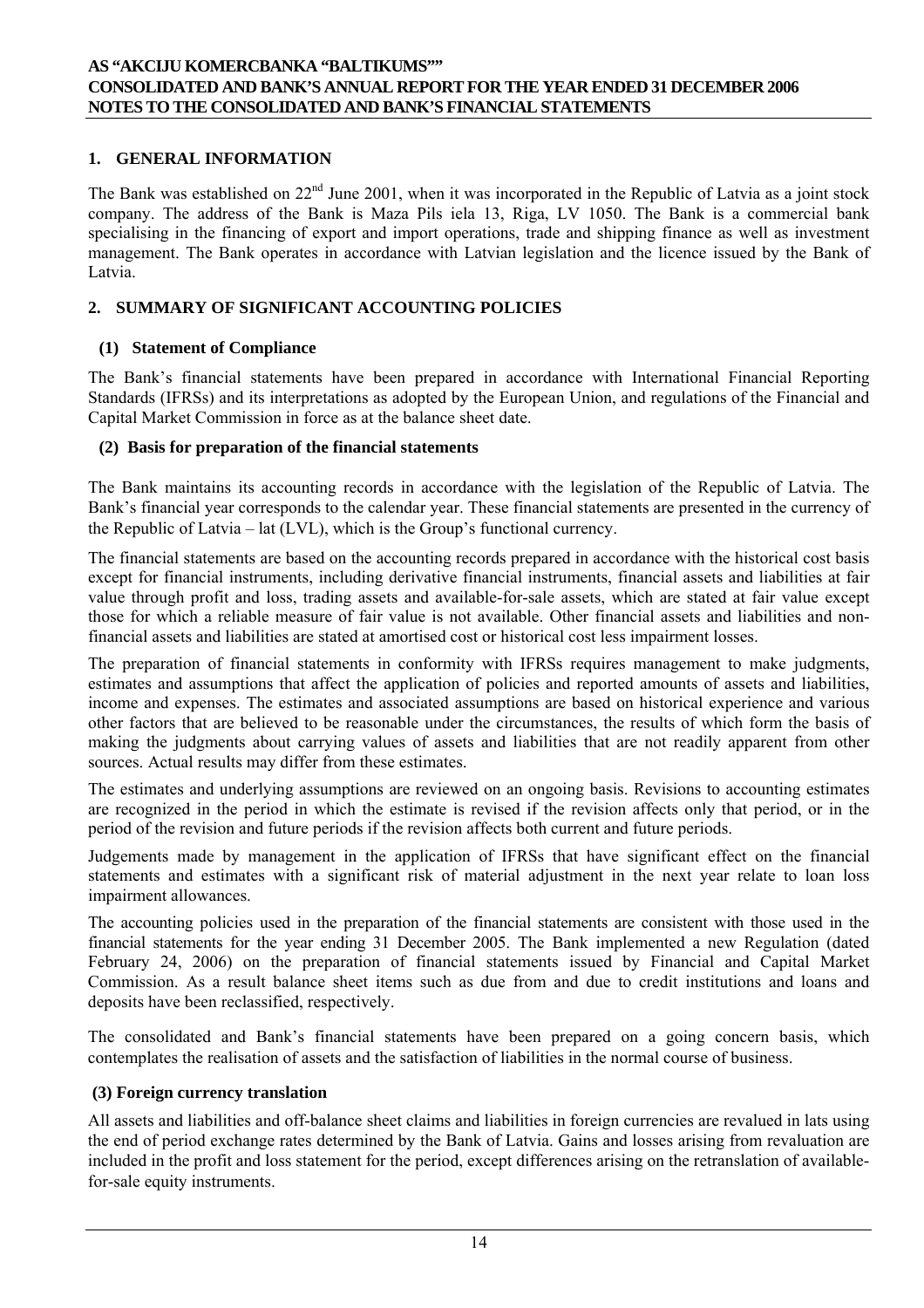## 1. GENERAL INFORMATION

The Bank was established on 22nd June 2001, when it was incorporated in the Republic of Latvia as a joint stock company. The address of the Bank is Maza Pils iela 13, Riga, LV 1050. The Bank is a commercial bank specialising in the financing of export and import operations, trade and shipping finance as well as investment management. The Bank operates in accordance with Latvian legislation and the licence issued by the Bank of Latvia.

## 2. SUMMARY OF SIGNIFICANT ACCOUNTING POLICIES

### (1) Statement of Compliance

The Bank's financial statements have been prepared in accordance with International Financial Reporting Standards (IFRSs) and its interpretations as adopted by the European Union, and regulations of the Financial and Capital Market Commission in force as at the balance sheet date.

### (2) Basis for preparation of the financial statements

The Bank maintains its accounting records in accordance with the legislation of the Republic of Latvia. The Bank's financial year corresponds to the calendar year. These financial statements are presented in the currency of the Republic of Latvia – lat (LVL), which is the Group's functional currency.

The financial statements are based on the accounting records prepared in accordance with the historical cost basis except for financial instruments, including derivative financial instruments, financial assets and liabilities at fair value through profit and loss, trading assets and available-for-sale assets, which are stated at fair value except those for which a reliable measure of fair value is not available. Other financial assets and liabilities and non-financial assets and liabilities are stated at amortised cost or historical cost less impairment losses.

The preparation of financial statements in conformity with IFRSs requires management to make judgments, estimates and assumptions that affect the application of policies and reported amounts of assets and liabilities, income and expenses. The estimates and associated assumptions are based on historical experience and various other factors that are believed to be reasonable under the circumstances, the results of which form the basis of making the judgments about carrying values of assets and liabilities that are not readily apparent from other sources. Actual results may differ from these estimates.

The estimates and underlying assumptions are reviewed on an ongoing basis. Revisions to accounting estimates are recognized in the period in which the estimate is revised if the revision affects only that period, or in the period of the revision and future periods if the revision affects both current and future periods.

Judgements made by management in the application of IFRSs that have significant effect on the financial statements and estimates with a significant risk of material adjustment in the next year relate to loan loss impairment allowances.

The accounting policies used in the preparation of the financial statements are consistent with those used in the financial statements for the year ending 31 December 2005. The Bank implemented a new Regulation (dated February 24, 2006) on the preparation of financial statements issued by Financial and Capital Market Commission. As a result balance sheet items such as due from and due to credit institutions and loans and deposits have been reclassified, respectively.

The consolidated and Bank's financial statements have been prepared on a going concern basis, which contemplates the realisation of assets and the satisfaction of liabilities in the normal course of business.

### (3) Foreign currency translation

All assets and liabilities and off-balance sheet claims and liabilities in foreign currencies are revalued in lats using the end of period exchange rates determined by the Bank of Latvia. Gains and losses arising from revaluation are included in the profit and loss statement for the period, except differences arising on the retranslation of available-for-sale equity instruments.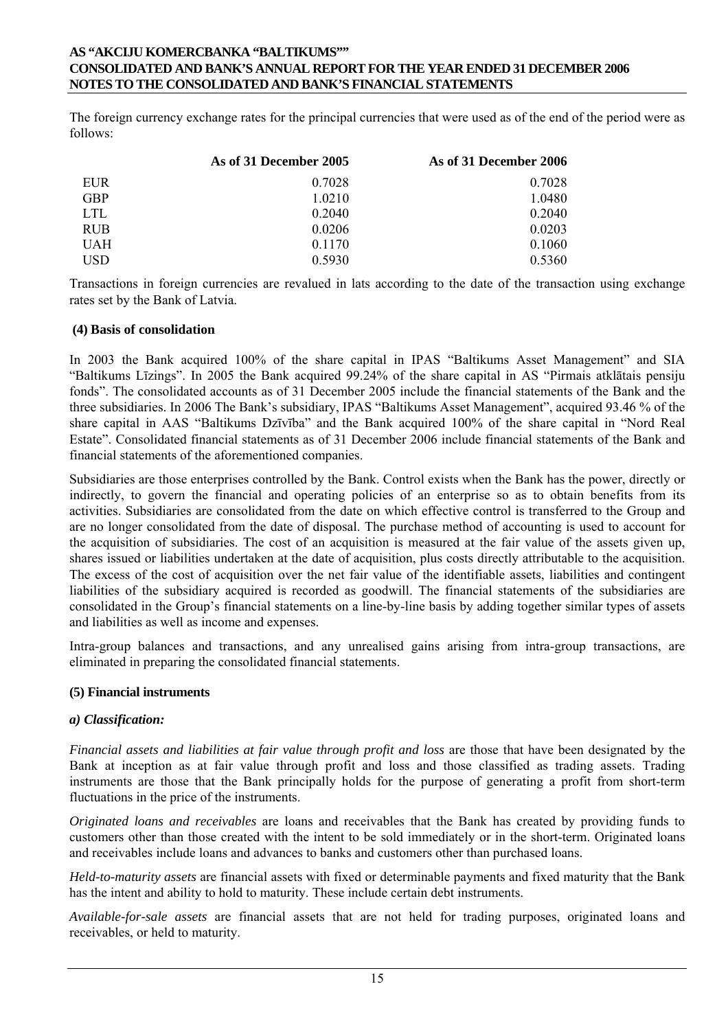The foreign currency exchange rates for the principal currencies that were used as of the end of the period were as follows:

| | As of 31 December 2005 | As of 31 December 2006 |
|---|---|---|
| EUR | 0.7028 | 0.7028 |
| GBP | 1.0210 | 1.0480 |
| LTL | 0.2040 | 0.2040 |
| RUB | 0.0206 | 0.0203 |
| UAH | 0.1170 | 0.1060 |
| USD | 0.5930 | 0.5360 |

Transactions in foreign currencies are revalued in lats according to the date of the transaction using exchange rates set by the Bank of Latvia.

**(4) Basis of consolidation**

In 2003 the Bank acquired 100% of the share capital in IPAS "Baltikums Asset Management" and SIA "Baltikums Līzings". In 2005 the Bank acquired 99.24% of the share capital in AS "Pirmais atklātais pensiju fonds". The consolidated accounts as of 31 December 2005 include the financial statements of the Bank and the three subsidiaries. In 2006 The Bank's subsidiary, IPAS "Baltikums Asset Management", acquired 93.46 % of the share capital in AAS "Baltikums Dzīvība" and the Bank acquired 100% of the share capital in "Nord Real Estate". Consolidated financial statements as of 31 December 2006 include financial statements of the Bank and financial statements of the aforementioned companies.

Subsidiaries are those enterprises controlled by the Bank. Control exists when the Bank has the power, directly or indirectly, to govern the financial and operating policies of an enterprise so as to obtain benefits from its activities. Subsidiaries are consolidated from the date on which effective control is transferred to the Group and are no longer consolidated from the date of disposal. The purchase method of accounting is used to account for the acquisition of subsidiaries. The cost of an acquisition is measured at the fair value of the assets given up, shares issued or liabilities undertaken at the date of acquisition, plus costs directly attributable to the acquisition. The excess of the cost of acquisition over the net fair value of the identifiable assets, liabilities and contingent liabilities of the subsidiary acquired is recorded as goodwill. The financial statements of the subsidiaries are consolidated in the Group's financial statements on a line-by-line basis by adding together similar types of assets and liabilities as well as income and expenses.

Intra-group balances and transactions, and any unrealised gains arising from intra-group transactions, are eliminated in preparing the consolidated financial statements.

**(5) Financial instruments**

***a) Classification:***

*Financial assets and liabilities at fair value through profit and loss* are those that have been designated by the Bank at inception as at fair value through profit and loss and those classified as trading assets. Trading instruments are those that the Bank principally holds for the purpose of generating a profit from short-term fluctuations in the price of the instruments.

*Originated loans and receivables* are loans and receivables that the Bank has created by providing funds to customers other than those created with the intent to be sold immediately or in the short-term. Originated loans and receivables include loans and advances to banks and customers other than purchased loans.

*Held-to-maturity assets* are financial assets with fixed or determinable payments and fixed maturity that the Bank has the intent and ability to hold to maturity. These include certain debt instruments.

*Available-for-sale assets* are financial assets that are not held for trading purposes, originated loans and receivables, or held to maturity.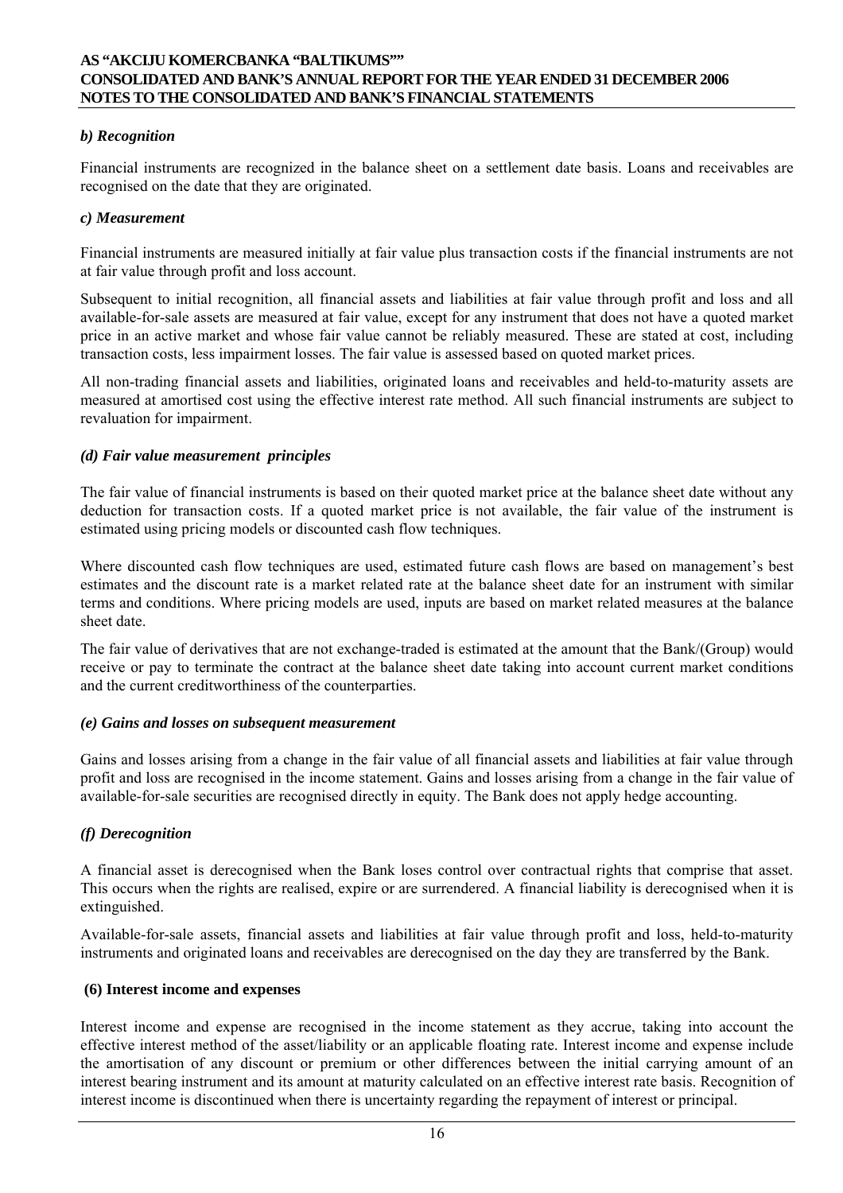### *b) Recognition*

Financial instruments are recognized in the balance sheet on a settlement date basis. Loans and receivables are recognised on the date that they are originated.

### *c) Measurement*

Financial instruments are measured initially at fair value plus transaction costs if the financial instruments are not at fair value through profit and loss account.

Subsequent to initial recognition, all financial assets and liabilities at fair value through profit and loss and all available-for-sale assets are measured at fair value, except for any instrument that does not have a quoted market price in an active market and whose fair value cannot be reliably measured. These are stated at cost, including transaction costs, less impairment losses. The fair value is assessed based on quoted market prices.

All non-trading financial assets and liabilities, originated loans and receivables and held-to-maturity assets are measured at amortised cost using the effective interest rate method. All such financial instruments are subject to revaluation for impairment.

### *(d) Fair value measurement principles*

The fair value of financial instruments is based on their quoted market price at the balance sheet date without any deduction for transaction costs. If a quoted market price is not available, the fair value of the instrument is estimated using pricing models or discounted cash flow techniques.

Where discounted cash flow techniques are used, estimated future cash flows are based on management's best estimates and the discount rate is a market related rate at the balance sheet date for an instrument with similar terms and conditions. Where pricing models are used, inputs are based on market related measures at the balance sheet date.

The fair value of derivatives that are not exchange-traded is estimated at the amount that the Bank/(Group) would receive or pay to terminate the contract at the balance sheet date taking into account current market conditions and the current creditworthiness of the counterparties.

### *(e) Gains and losses on subsequent measurement*

Gains and losses arising from a change in the fair value of all financial assets and liabilities at fair value through profit and loss are recognised in the income statement. Gains and losses arising from a change in the fair value of available-for-sale securities are recognised directly in equity. The Bank does not apply hedge accounting.

### *(f) Derecognition*

A financial asset is derecognised when the Bank loses control over contractual rights that comprise that asset. This occurs when the rights are realised, expire or are surrendered. A financial liability is derecognised when it is extinguished.

Available-for-sale assets, financial assets and liabilities at fair value through profit and loss, held-to-maturity instruments and originated loans and receivables are derecognised on the day they are transferred by the Bank.

## (6) Interest income and expenses

Interest income and expense are recognised in the income statement as they accrue, taking into account the effective interest method of the asset/liability or an applicable floating rate. Interest income and expense include the amortisation of any discount or premium or other differences between the initial carrying amount of an interest bearing instrument and its amount at maturity calculated on an effective interest rate basis. Recognition of interest income is discontinued when there is uncertainty regarding the repayment of interest or principal.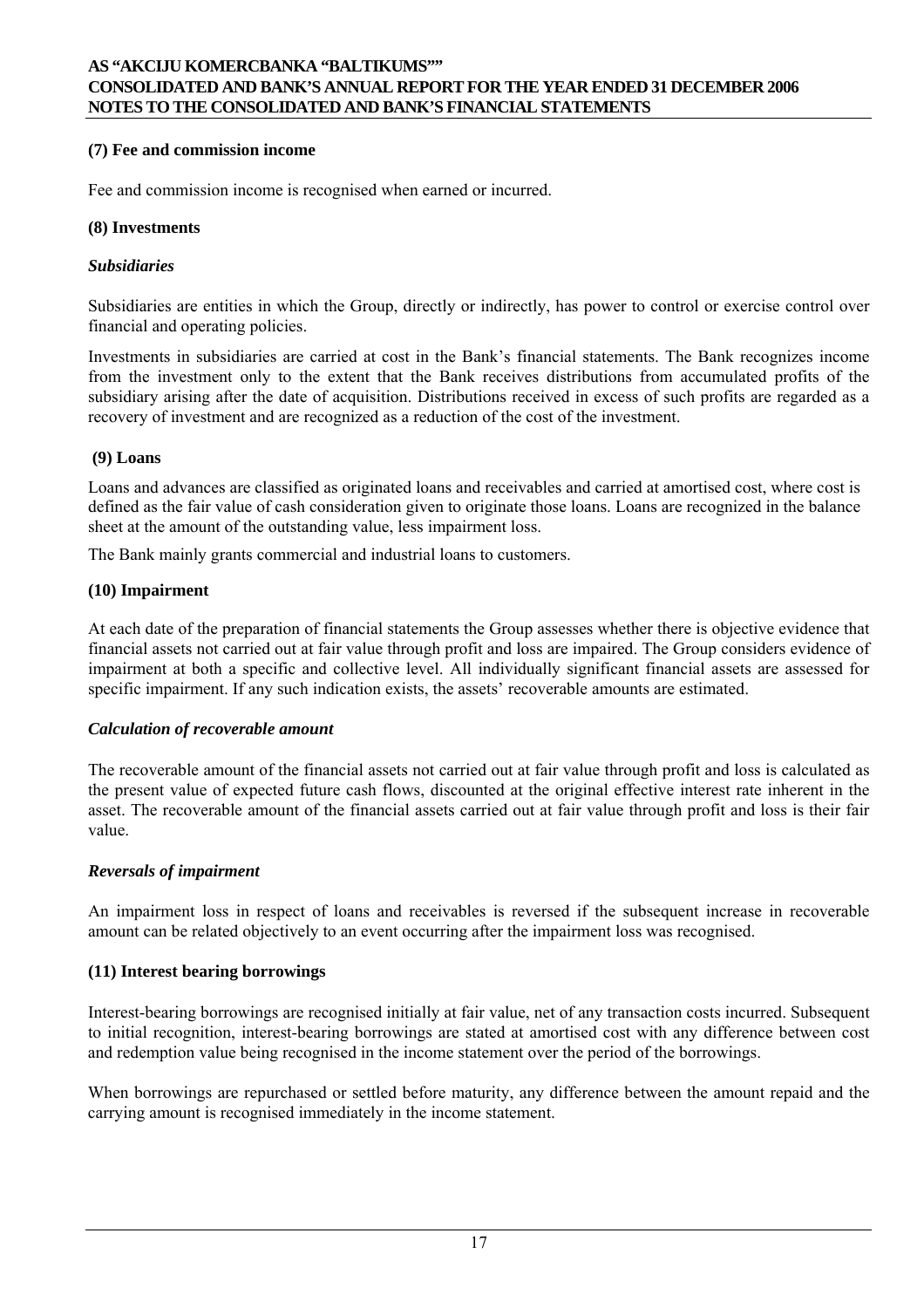### (7) Fee and commission income

Fee and commission income is recognised when earned or incurred.

### (8) Investments

***Subsidiaries***

Subsidiaries are entities in which the Group, directly or indirectly, has power to control or exercise control over financial and operating policies.

Investments in subsidiaries are carried at cost in the Bank's financial statements. The Bank recognizes income from the investment only to the extent that the Bank receives distributions from accumulated profits of the subsidiary arising after the date of acquisition. Distributions received in excess of such profits are regarded as a recovery of investment and are recognized as a reduction of the cost of the investment.

### (9) Loans

Loans and advances are classified as originated loans and receivables and carried at amortised cost, where cost is defined as the fair value of cash consideration given to originate those loans. Loans are recognized in the balance sheet at the amount of the outstanding value, less impairment loss.

The Bank mainly grants commercial and industrial loans to customers.

### (10) Impairment

At each date of the preparation of financial statements the Group assesses whether there is objective evidence that financial assets not carried out at fair value through profit and loss are impaired. The Group considers evidence of impairment at both a specific and collective level. All individually significant financial assets are assessed for specific impairment. If any such indication exists, the assets' recoverable amounts are estimated.

***Calculation of recoverable amount***

The recoverable amount of the financial assets not carried out at fair value through profit and loss is calculated as the present value of expected future cash flows, discounted at the original effective interest rate inherent in the asset. The recoverable amount of the financial assets carried out at fair value through profit and loss is their fair value.

***Reversals of impairment***

An impairment loss in respect of loans and receivables is reversed if the subsequent increase in recoverable amount can be related objectively to an event occurring after the impairment loss was recognised.

### (11) Interest bearing borrowings

Interest-bearing borrowings are recognised initially at fair value, net of any transaction costs incurred. Subsequent to initial recognition, interest-bearing borrowings are stated at amortised cost with any difference between cost and redemption value being recognised in the income statement over the period of the borrowings.

When borrowings are repurchased or settled before maturity, any difference between the amount repaid and the carrying amount is recognised immediately in the income statement.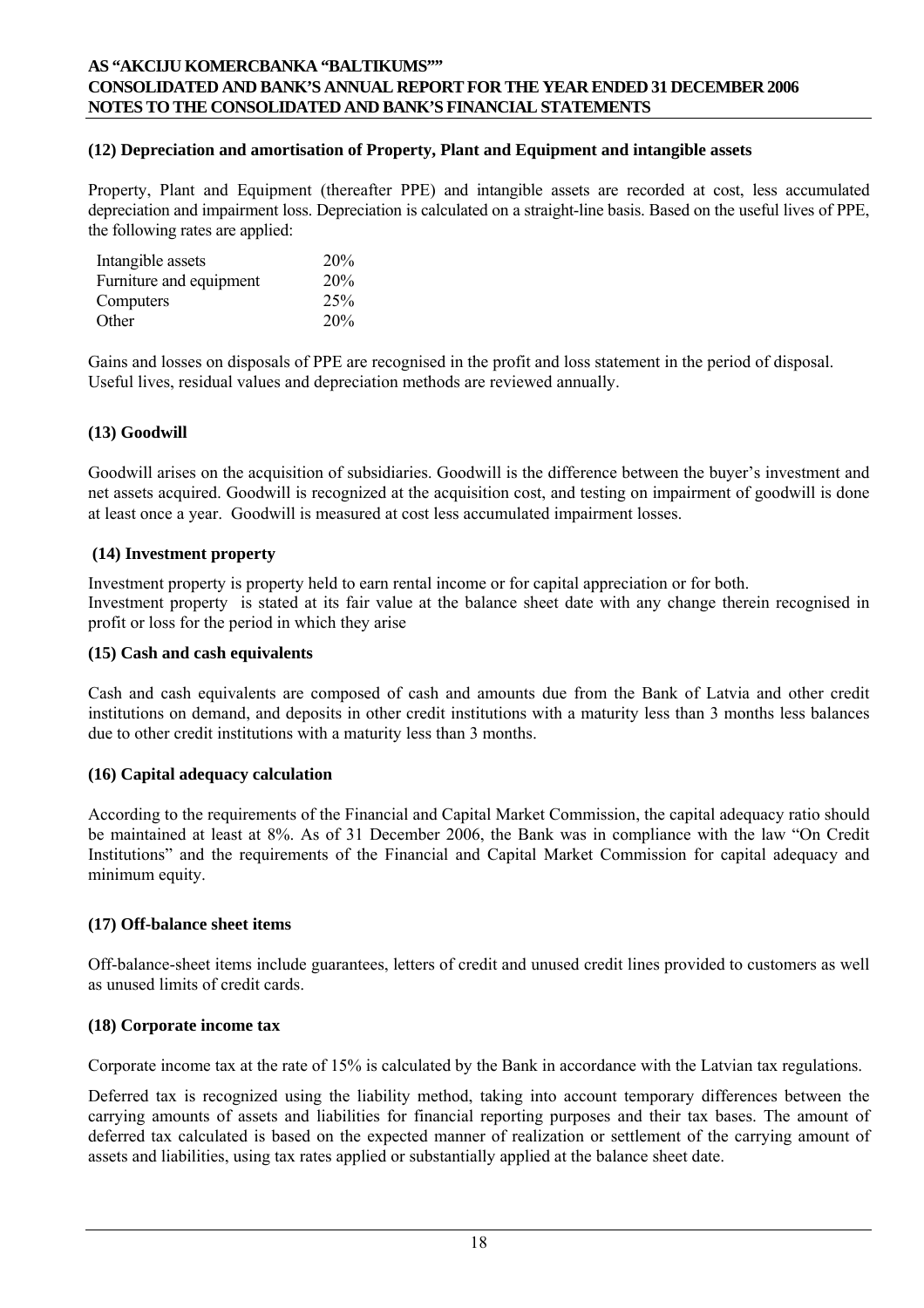### (12) Depreciation and amortisation of Property, Plant and Equipment and intangible assets

Property, Plant and Equipment (thereafter PPE) and intangible assets are recorded at cost, less accumulated depreciation and impairment loss. Depreciation is calculated on a straight-line basis. Based on the useful lives of PPE, the following rates are applied:

| | |
|---|---|
| Intangible assets | 20% |
| Furniture and equipment | 20% |
| Computers | 25% |
| Other | 20% |

Gains and losses on disposals of PPE are recognised in the profit and loss statement in the period of disposal. Useful lives, residual values and depreciation methods are reviewed annually.

### (13) Goodwill

Goodwill arises on the acquisition of subsidiaries. Goodwill is the difference between the buyer's investment and net assets acquired. Goodwill is recognized at the acquisition cost, and testing on impairment of goodwill is done at least once a year. Goodwill is measured at cost less accumulated impairment losses.

### (14) Investment property

Investment property is property held to earn rental income or for capital appreciation or for both.
Investment property is stated at its fair value at the balance sheet date with any change therein recognised in profit or loss for the period in which they arise

### (15) Cash and cash equivalents

Cash and cash equivalents are composed of cash and amounts due from the Bank of Latvia and other credit institutions on demand, and deposits in other credit institutions with a maturity less than 3 months less balances due to other credit institutions with a maturity less than 3 months.

### (16) Capital adequacy calculation

According to the requirements of the Financial and Capital Market Commission, the capital adequacy ratio should be maintained at least at 8%. As of 31 December 2006, the Bank was in compliance with the law "On Credit Institutions" and the requirements of the Financial and Capital Market Commission for capital adequacy and minimum equity.

### (17) Off-balance sheet items

Off-balance-sheet items include guarantees, letters of credit and unused credit lines provided to customers as well as unused limits of credit cards.

### (18) Corporate income tax

Corporate income tax at the rate of 15% is calculated by the Bank in accordance with the Latvian tax regulations.

Deferred tax is recognized using the liability method, taking into account temporary differences between the carrying amounts of assets and liabilities for financial reporting purposes and their tax bases. The amount of deferred tax calculated is based on the expected manner of realization or settlement of the carrying amount of assets and liabilities, using tax rates applied or substantially applied at the balance sheet date.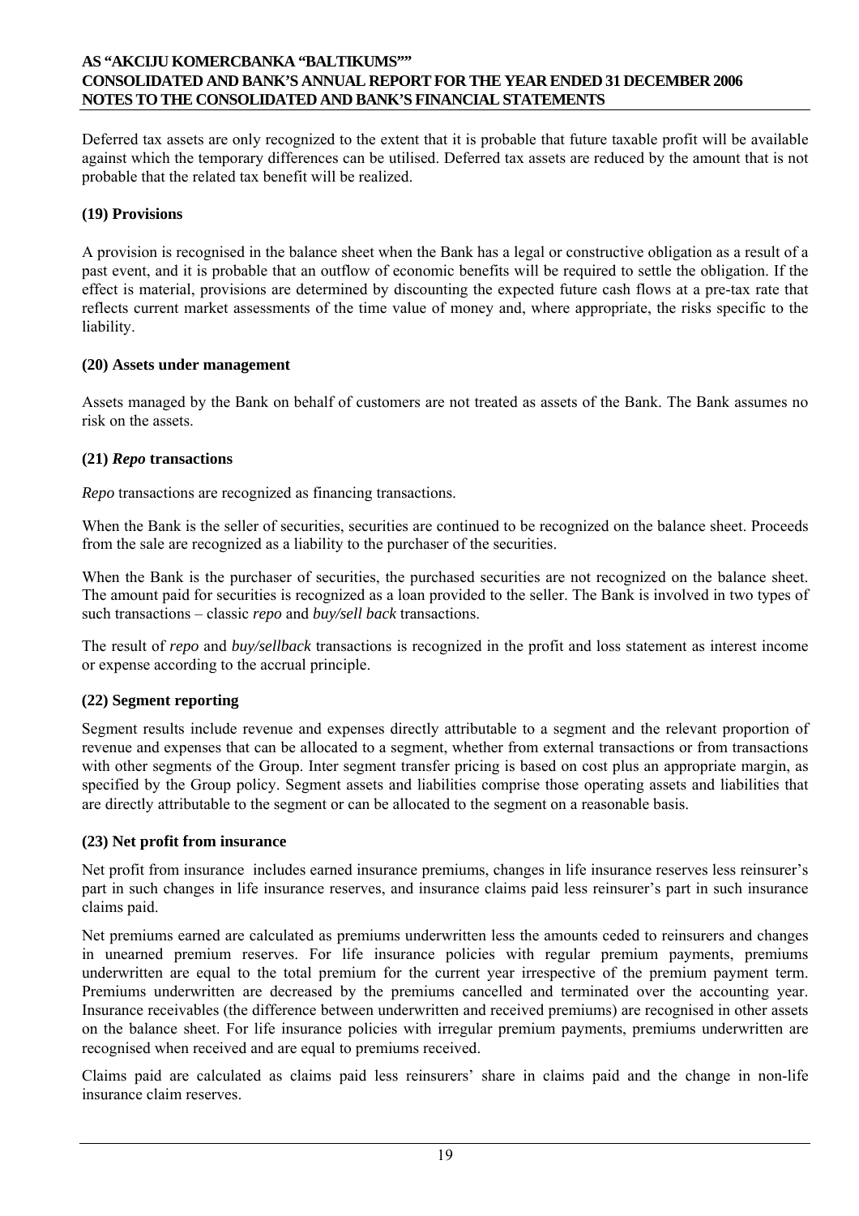Deferred tax assets are only recognized to the extent that it is probable that future taxable profit will be available against which the temporary differences can be utilised. Deferred tax assets are reduced by the amount that is not probable that the related tax benefit will be realized.

### (19) Provisions

A provision is recognised in the balance sheet when the Bank has a legal or constructive obligation as a result of a past event, and it is probable that an outflow of economic benefits will be required to settle the obligation. If the effect is material, provisions are determined by discounting the expected future cash flows at a pre-tax rate that reflects current market assessments of the time value of money and, where appropriate, the risks specific to the liability.

### (20) Assets under management

Assets managed by the Bank on behalf of customers are not treated as assets of the Bank. The Bank assumes no risk on the assets.

### (21) *Repo* transactions

*Repo* transactions are recognized as financing transactions.

When the Bank is the seller of securities, securities are continued to be recognized on the balance sheet. Proceeds from the sale are recognized as a liability to the purchaser of the securities.

When the Bank is the purchaser of securities, the purchased securities are not recognized on the balance sheet. The amount paid for securities is recognized as a loan provided to the seller. The Bank is involved in two types of such transactions – classic *repo* and *buy/sell back* transactions.

The result of *repo* and *buy/sellback* transactions is recognized in the profit and loss statement as interest income or expense according to the accrual principle.

### (22) Segment reporting

Segment results include revenue and expenses directly attributable to a segment and the relevant proportion of revenue and expenses that can be allocated to a segment, whether from external transactions or from transactions with other segments of the Group. Inter segment transfer pricing is based on cost plus an appropriate margin, as specified by the Group policy. Segment assets and liabilities comprise those operating assets and liabilities that are directly attributable to the segment or can be allocated to the segment on a reasonable basis.

### (23) Net profit from insurance

Net profit from insurance includes earned insurance premiums, changes in life insurance reserves less reinsurer's part in such changes in life insurance reserves, and insurance claims paid less reinsurer's part in such insurance claims paid.

Net premiums earned are calculated as premiums underwritten less the amounts ceded to reinsurers and changes in unearned premium reserves. For life insurance policies with regular premium payments, premiums underwritten are equal to the total premium for the current year irrespective of the premium payment term. Premiums underwritten are decreased by the premiums cancelled and terminated over the accounting year. Insurance receivables (the difference between underwritten and received premiums) are recognised in other assets on the balance sheet. For life insurance policies with irregular premium payments, premiums underwritten are recognised when received and are equal to premiums received.

Claims paid are calculated as claims paid less reinsurers' share in claims paid and the change in non-life insurance claim reserves.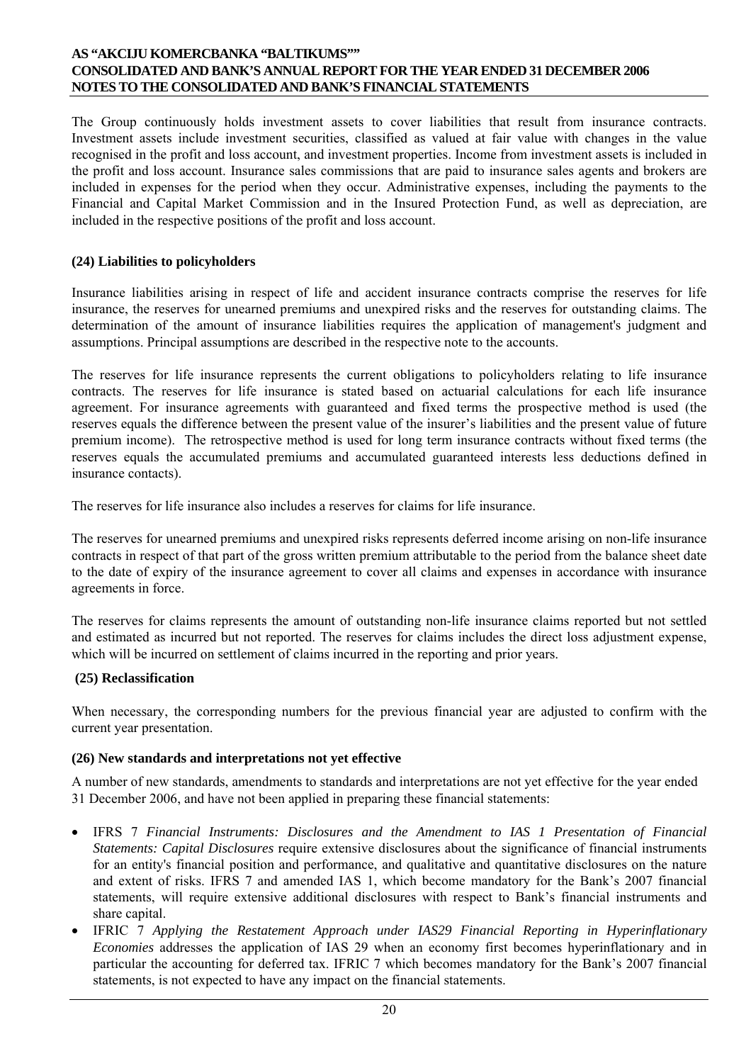The Group continuously holds investment assets to cover liabilities that result from insurance contracts. Investment assets include investment securities, classified as valued at fair value with changes in the value recognised in the profit and loss account, and investment properties. Income from investment assets is included in the profit and loss account. Insurance sales commissions that are paid to insurance sales agents and brokers are included in expenses for the period when they occur. Administrative expenses, including the payments to the Financial and Capital Market Commission and in the Insured Protection Fund, as well as depreciation, are included in the respective positions of the profit and loss account.

### (24) Liabilities to policyholders

Insurance liabilities arising in respect of life and accident insurance contracts comprise the reserves for life insurance, the reserves for unearned premiums and unexpired risks and the reserves for outstanding claims. The determination of the amount of insurance liabilities requires the application of management's judgment and assumptions. Principal assumptions are described in the respective note to the accounts.

The reserves for life insurance represents the current obligations to policyholders relating to life insurance contracts. The reserves for life insurance is stated based on actuarial calculations for each life insurance agreement. For insurance agreements with guaranteed and fixed terms the prospective method is used (the reserves equals the difference between the present value of the insurer's liabilities and the present value of future premium income). The retrospective method is used for long term insurance contracts without fixed terms (the reserves equals the accumulated premiums and accumulated guaranteed interests less deductions defined in insurance contacts).

The reserves for life insurance also includes a reserves for claims for life insurance.

The reserves for unearned premiums and unexpired risks represents deferred income arising on non-life insurance contracts in respect of that part of the gross written premium attributable to the period from the balance sheet date to the date of expiry of the insurance agreement to cover all claims and expenses in accordance with insurance agreements in force.

The reserves for claims represents the amount of outstanding non-life insurance claims reported but not settled and estimated as incurred but not reported. The reserves for claims includes the direct loss adjustment expense, which will be incurred on settlement of claims incurred in the reporting and prior years.

### (25) Reclassification

When necessary, the corresponding numbers for the previous financial year are adjusted to confirm with the current year presentation.

### (26) New standards and interpretations not yet effective

A number of new standards, amendments to standards and interpretations are not yet effective for the year ended 31 December 2006, and have not been applied in preparing these financial statements:

- IFRS 7 *Financial Instruments: Disclosures and the Amendment to IAS 1 Presentation of Financial Statements: Capital Disclosures* require extensive disclosures about the significance of financial instruments for an entity's financial position and performance, and qualitative and quantitative disclosures on the nature and extent of risks. IFRS 7 and amended IAS 1, which become mandatory for the Bank's 2007 financial statements, will require extensive additional disclosures with respect to Bank's financial instruments and share capital.
- IFRIC 7 *Applying the Restatement Approach under IAS29 Financial Reporting in Hyperinflationary Economies* addresses the application of IAS 29 when an economy first becomes hyperinflationary and in particular the accounting for deferred tax. IFRIC 7 which becomes mandatory for the Bank's 2007 financial statements, is not expected to have any impact on the financial statements.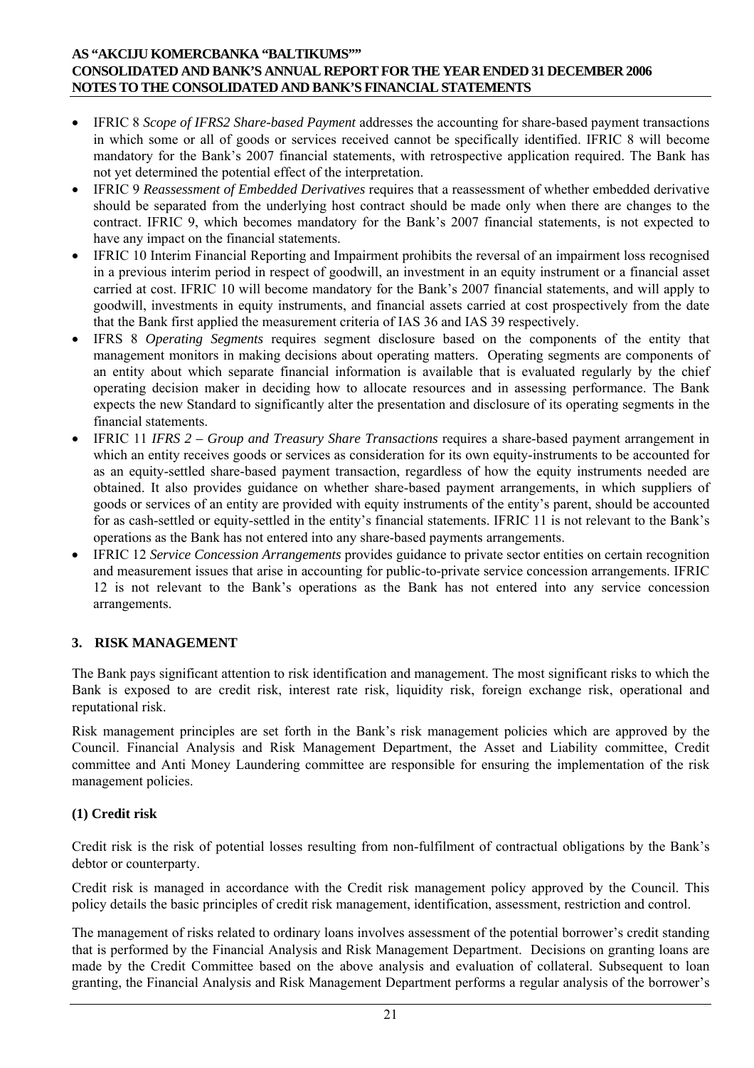- IFRIC 8 *Scope of IFRS2 Share-based Payment* addresses the accounting for share-based payment transactions in which some or all of goods or services received cannot be specifically identified. IFRIC 8 will become mandatory for the Bank's 2007 financial statements, with retrospective application required. The Bank has not yet determined the potential effect of the interpretation.
- IFRIC 9 *Reassessment of Embedded Derivatives* requires that a reassessment of whether embedded derivative should be separated from the underlying host contract should be made only when there are changes to the contract. IFRIC 9, which becomes mandatory for the Bank's 2007 financial statements, is not expected to have any impact on the financial statements.
- IFRIC 10 Interim Financial Reporting and Impairment prohibits the reversal of an impairment loss recognised in a previous interim period in respect of goodwill, an investment in an equity instrument or a financial asset carried at cost. IFRIC 10 will become mandatory for the Bank's 2007 financial statements, and will apply to goodwill, investments in equity instruments, and financial assets carried at cost prospectively from the date that the Bank first applied the measurement criteria of IAS 36 and IAS 39 respectively.
- IFRS 8 *Operating Segments* requires segment disclosure based on the components of the entity that management monitors in making decisions about operating matters. Operating segments are components of an entity about which separate financial information is available that is evaluated regularly by the chief operating decision maker in deciding how to allocate resources and in assessing performance. The Bank expects the new Standard to significantly alter the presentation and disclosure of its operating segments in the financial statements.
- IFRIC 11 *IFRS 2 – Group and Treasury Share Transactions* requires a share-based payment arrangement in which an entity receives goods or services as consideration for its own equity-instruments to be accounted for as an equity-settled share-based payment transaction, regardless of how the equity instruments needed are obtained. It also provides guidance on whether share-based payment arrangements, in which suppliers of goods or services of an entity are provided with equity instruments of the entity's parent, should be accounted for as cash-settled or equity-settled in the entity's financial statements. IFRIC 11 is not relevant to the Bank's operations as the Bank has not entered into any share-based payments arrangements.
- IFRIC 12 *Service Concession Arrangements* provides guidance to private sector entities on certain recognition and measurement issues that arise in accounting for public-to-private service concession arrangements. IFRIC 12 is not relevant to the Bank's operations as the Bank has not entered into any service concession arrangements.

## 3. RISK MANAGEMENT

The Bank pays significant attention to risk identification and management. The most significant risks to which the Bank is exposed to are credit risk, interest rate risk, liquidity risk, foreign exchange risk, operational and reputational risk.

Risk management principles are set forth in the Bank's risk management policies which are approved by the Council. Financial Analysis and Risk Management Department, the Asset and Liability committee, Credit committee and Anti Money Laundering committee are responsible for ensuring the implementation of the risk management policies.

### (1) Credit risk

Credit risk is the risk of potential losses resulting from non-fulfilment of contractual obligations by the Bank's debtor or counterparty.

Credit risk is managed in accordance with the Credit risk management policy approved by the Council. This policy details the basic principles of credit risk management, identification, assessment, restriction and control.

The management of risks related to ordinary loans involves assessment of the potential borrower's credit standing that is performed by the Financial Analysis and Risk Management Department. Decisions on granting loans are made by the Credit Committee based on the above analysis and evaluation of collateral. Subsequent to loan granting, the Financial Analysis and Risk Management Department performs a regular analysis of the borrower's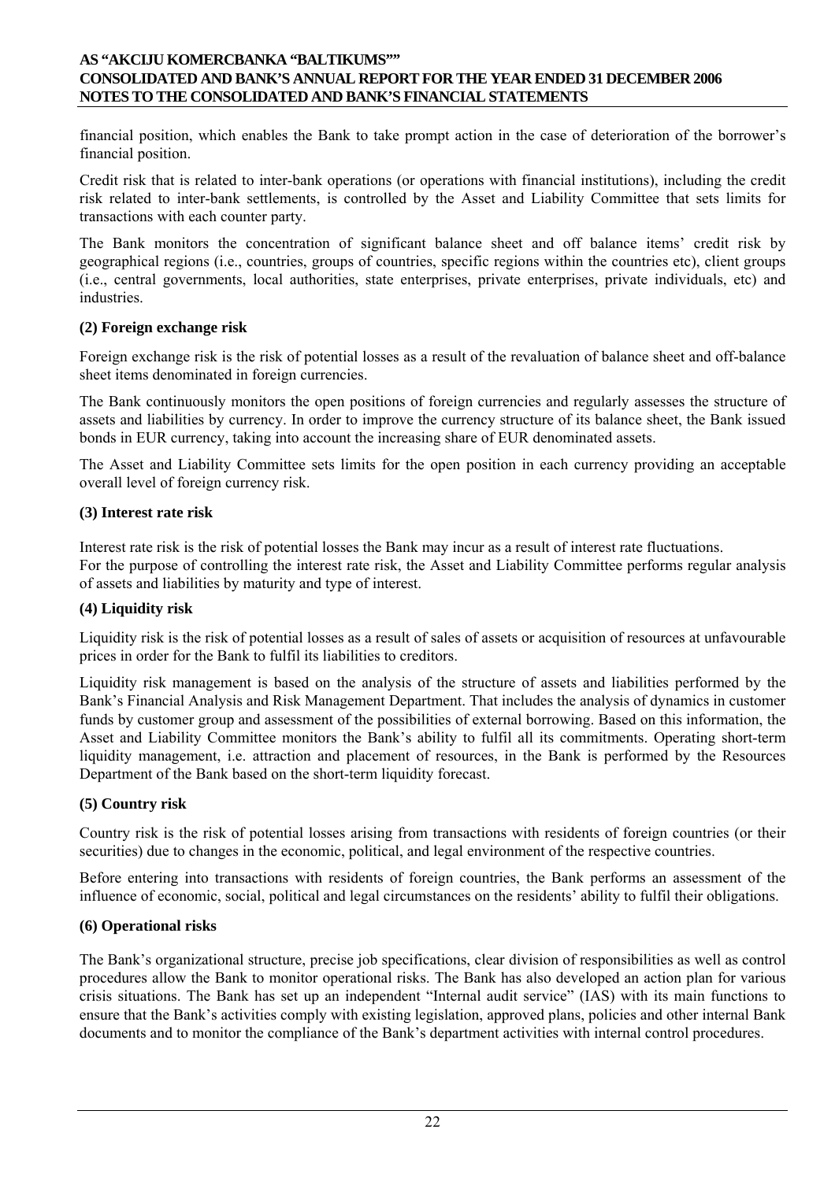financial position, which enables the Bank to take prompt action in the case of deterioration of the borrower's financial position.

Credit risk that is related to inter-bank operations (or operations with financial institutions), including the credit risk related to inter-bank settlements, is controlled by the Asset and Liability Committee that sets limits for transactions with each counter party.

The Bank monitors the concentration of significant balance sheet and off balance items' credit risk by geographical regions (i.e., countries, groups of countries, specific regions within the countries etc), client groups (i.e., central governments, local authorities, state enterprises, private enterprises, private individuals, etc) and industries.

**(2) Foreign exchange risk**

Foreign exchange risk is the risk of potential losses as a result of the revaluation of balance sheet and off-balance sheet items denominated in foreign currencies.

The Bank continuously monitors the open positions of foreign currencies and regularly assesses the structure of assets and liabilities by currency. In order to improve the currency structure of its balance sheet, the Bank issued bonds in EUR currency, taking into account the increasing share of EUR denominated assets.

The Asset and Liability Committee sets limits for the open position in each currency providing an acceptable overall level of foreign currency risk.

**(3) Interest rate risk**

Interest rate risk is the risk of potential losses the Bank may incur as a result of interest rate fluctuations.
For the purpose of controlling the interest rate risk, the Asset and Liability Committee performs regular analysis of assets and liabilities by maturity and type of interest.

**(4) Liquidity risk**

Liquidity risk is the risk of potential losses as a result of sales of assets or acquisition of resources at unfavourable prices in order for the Bank to fulfil its liabilities to creditors.

Liquidity risk management is based on the analysis of the structure of assets and liabilities performed by the Bank's Financial Analysis and Risk Management Department. That includes the analysis of dynamics in customer funds by customer group and assessment of the possibilities of external borrowing. Based on this information, the Asset and Liability Committee monitors the Bank's ability to fulfil all its commitments. Operating short-term liquidity management, i.e. attraction and placement of resources, in the Bank is performed by the Resources Department of the Bank based on the short-term liquidity forecast.

**(5) Country risk**

Country risk is the risk of potential losses arising from transactions with residents of foreign countries (or their securities) due to changes in the economic, political, and legal environment of the respective countries.

Before entering into transactions with residents of foreign countries, the Bank performs an assessment of the influence of economic, social, political and legal circumstances on the residents' ability to fulfil their obligations.

**(6) Operational risks**

The Bank's organizational structure, precise job specifications, clear division of responsibilities as well as control procedures allow the Bank to monitor operational risks. The Bank has also developed an action plan for various crisis situations. The Bank has set up an independent "Internal audit service" (IAS) with its main functions to ensure that the Bank's activities comply with existing legislation, approved plans, policies and other internal Bank documents and to monitor the compliance of the Bank's department activities with internal control procedures.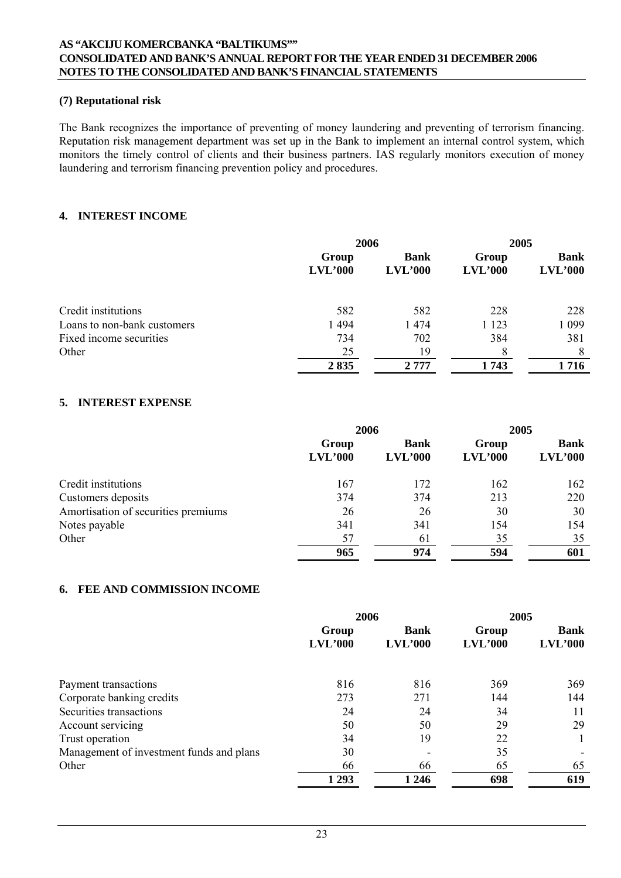**(7) Reputational risk**

The Bank recognizes the importance of preventing of money laundering and preventing of terrorism financing. Reputation risk management department was set up in the Bank to implement an internal control system, which monitors the timely control of clients and their business partners. IAS regularly monitors execution of money laundering and terrorism financing prevention policy and procedures.

## 4. INTEREST INCOME

| | 2006 | | 2005 | |
|---|---|---|---|---|
| | Group LVL'000 | Bank LVL'000 | Group LVL'000 | Bank LVL'000 |
| Credit institutions | 582 | 582 | 228 | 228 |
| Loans to non-bank customers | 1 494 | 1 474 | 1 123 | 1 099 |
| Fixed income securities | 734 | 702 | 384 | 381 |
| Other | 25 | 19 | 8 | 8 |
| | **2 835** | **2 777** | **1 743** | **1 716** |

## 5. INTEREST EXPENSE

| | 2006 | | 2005 | |
|---|---|---|---|---|
| | Group LVL'000 | Bank LVL'000 | Group LVL'000 | Bank LVL'000 |
| Credit institutions | 167 | 172 | 162 | 162 |
| Customers deposits | 374 | 374 | 213 | 220 |
| Amortisation of securities premiums | 26 | 26 | 30 | 30 |
| Notes payable | 341 | 341 | 154 | 154 |
| Other | 57 | 61 | 35 | 35 |
| | **965** | **974** | **594** | **601** |

## 6. FEE AND COMMISSION INCOME

| | 2006 | | 2005 | |
|---|---|---|---|---|
| | Group LVL'000 | Bank LVL'000 | Group LVL'000 | Bank LVL'000 |
| Payment transactions | 816 | 816 | 369 | 369 |
| Corporate banking credits | 273 | 271 | 144 | 144 |
| Securities transactions | 24 | 24 | 34 | 11 |
| Account servicing | 50 | 50 | 29 | 29 |
| Trust operation | 34 | 19 | 22 | 1 |
| Management of investment funds and plans | 30 | - | 35 | - |
| Other | 66 | 66 | 65 | 65 |
| | **1 293** | **1 246** | **698** | **619** |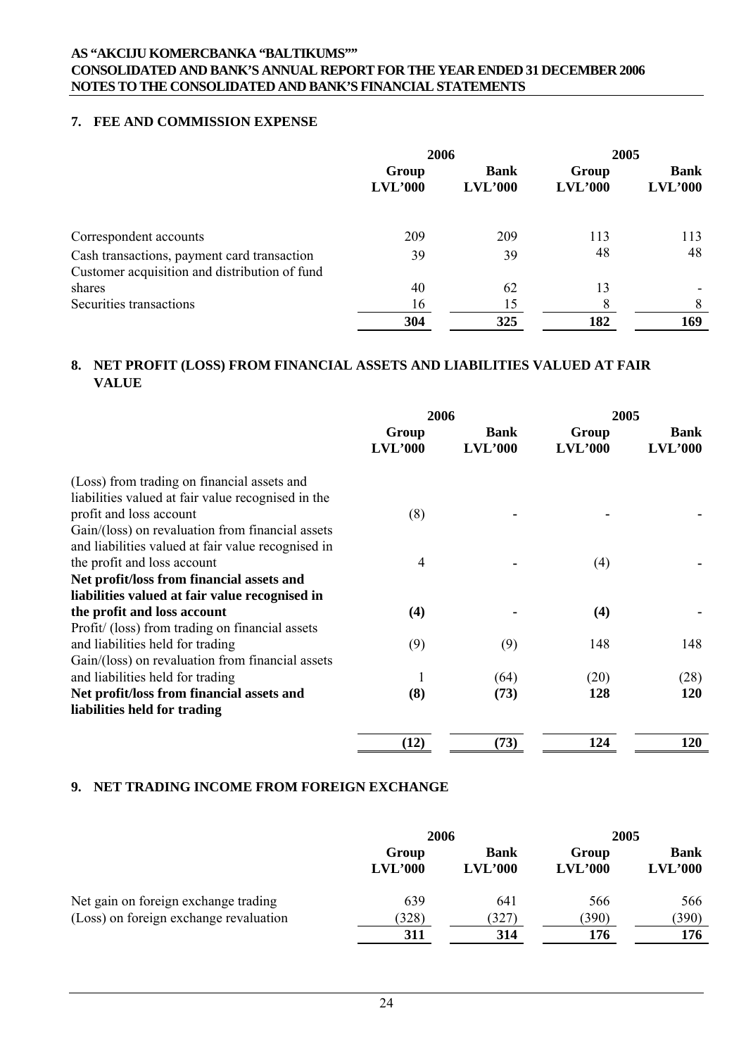## 7. FEE AND COMMISSION EXPENSE

| | 2006 | | 2005 | |
|---|---|---|---|---|
| | Group LVL'000 | Bank LVL'000 | Group LVL'000 | Bank LVL'000 |
| Correspondent accounts | 209 | 209 | 113 | 113 |
| Cash transactions, payment card transaction | 39 | 39 | 48 | 48 |
| Customer acquisition and distribution of fund shares | 40 | 62 | 13 | - |
| Securities transactions | 16 | 15 | 8 | 8 |
| | **304** | **325** | **182** | **169** |

## 8. NET PROFIT (LOSS) FROM FINANCIAL ASSETS AND LIABILITIES VALUED AT FAIR VALUE

| | 2006 | | 2005 | |
|---|---|---|---|---|
| | Group LVL'000 | Bank LVL'000 | Group LVL'000 | Bank LVL'000 |
| (Loss) from trading on financial assets and liabilities valued at fair value recognised in the profit and loss account | (8) | - | - | - |
| Gain/(loss) on revaluation from financial assets and liabilities valued at fair value recognised in the profit and loss account | 4 | - | (4) | - |
| **Net profit/loss from financial assets and liabilities valued at fair value recognised in the profit and loss account** | **(4)** | - | **(4)** | - |
| Profit/ (loss) from trading on financial assets and liabilities held for trading | (9) | (9) | 148 | 148 |
| Gain/(loss) on revaluation from financial assets and liabilities held for trading | 1 | (64) | (20) | (28) |
| **Net profit/loss from financial assets and liabilities held for trading** | **(8)** | **(73)** | **128** | **120** |
| | **(12)** | **(73)** | **124** | **120** |

## 9. NET TRADING INCOME FROM FOREIGN EXCHANGE

| | 2006 | | 2005 | |
|---|---|---|---|---|
| | Group LVL'000 | Bank LVL'000 | Group LVL'000 | Bank LVL'000 |
| Net gain on foreign exchange trading | 639 | 641 | 566 | 566 |
| (Loss) on foreign exchange revaluation | (328) | (327) | (390) | (390) |
| | **311** | **314** | **176** | **176** |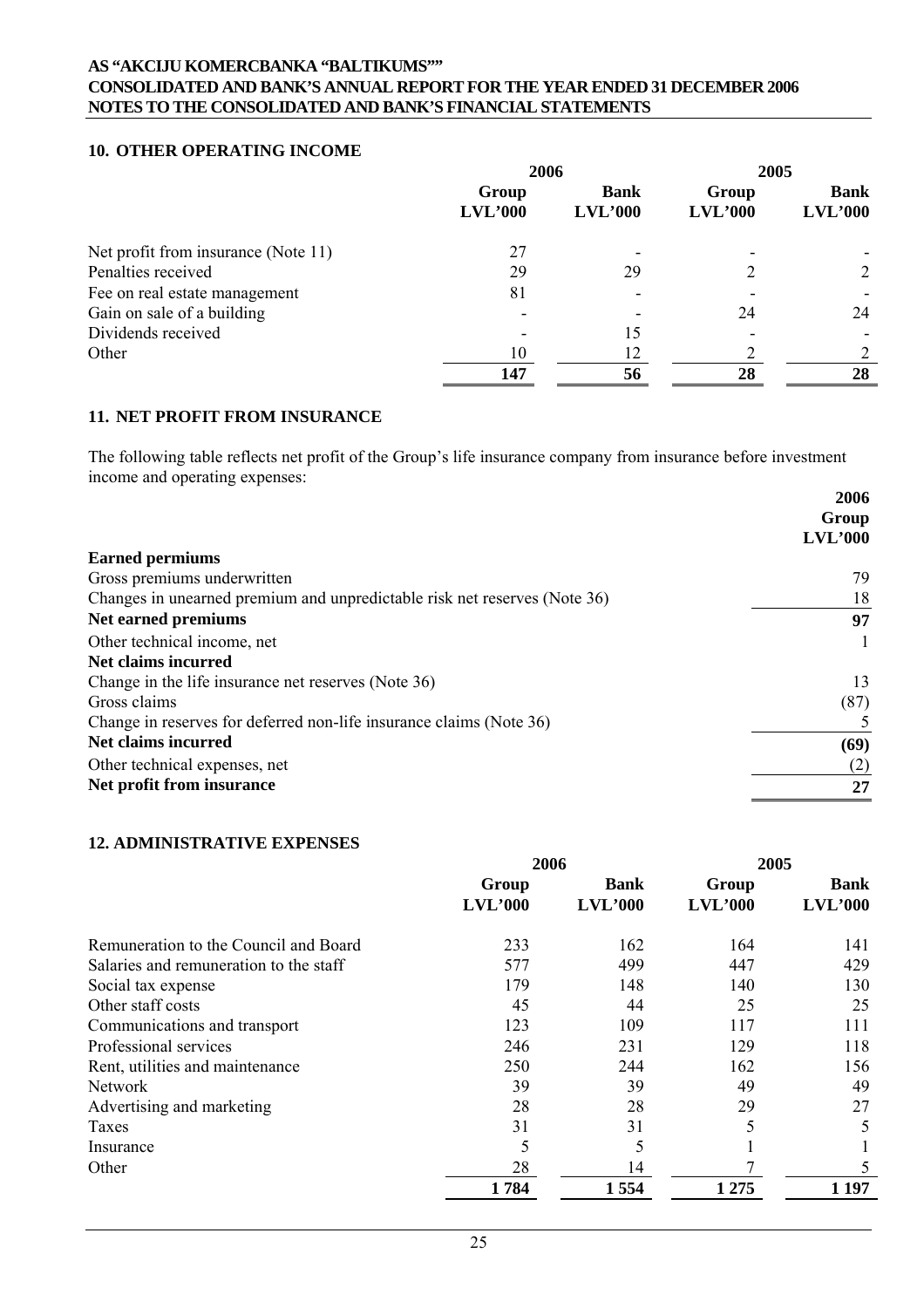## 10. OTHER OPERATING INCOME

| | 2006 | | 2005 | |
|---|---|---|---|---|
| | Group LVL'000 | Bank LVL'000 | Group LVL'000 | Bank LVL'000 |
| Net profit from insurance (Note 11) | 27 | - | - | - |
| Penalties received | 29 | 29 | 2 | 2 |
| Fee on real estate management | 81 | - | - | - |
| Gain on sale of a building | - | - | 24 | 24 |
| Dividends received | - | 15 | - | - |
| Other | 10 | 12 | 2 | 2 |
| | **147** | **56** | **28** | **28** |

## 11. NET PROFIT FROM INSURANCE

The following table reflects net profit of the Group's life insurance company from insurance before investment income and operating expenses:

| | 2006 Group LVL'000 |
|---|---|
| **Earned permiums** | |
| Gross premiums underwritten | 79 |
| Changes in unearned premium and unpredictable risk net reserves (Note 36) | 18 |
| **Net earned premiums** | **97** |
| Other technical income, net | 1 |
| **Net claims incurred** | |
| Change in the life insurance net reserves (Note 36) | 13 |
| Gross claims | (87) |
| Change in reserves for deferred non-life insurance claims (Note 36) | 5 |
| **Net claims incurred** | **(69)** |
| Other technical expenses, net | (2) |
| **Net profit from insurance** | **27** |

## 12. ADMINISTRATIVE EXPENSES

| | 2006 | | 2005 | |
|---|---|---|---|---|
| | Group LVL'000 | Bank LVL'000 | Group LVL'000 | Bank LVL'000 |
| Remuneration to the Council and Board | 233 | 162 | 164 | 141 |
| Salaries and remuneration to the staff | 577 | 499 | 447 | 429 |
| Social tax expense | 179 | 148 | 140 | 130 |
| Other staff costs | 45 | 44 | 25 | 25 |
| Communications and transport | 123 | 109 | 117 | 111 |
| Professional services | 246 | 231 | 129 | 118 |
| Rent, utilities and maintenance | 250 | 244 | 162 | 156 |
| Network | 39 | 39 | 49 | 49 |
| Advertising and marketing | 28 | 28 | 29 | 27 |
| Taxes | 31 | 31 | 5 | 5 |
| Insurance | 5 | 5 | 1 | 1 |
| Other | 28 | 14 | 7 | 5 |
| | **1 784** | **1 554** | **1 275** | **1 197** |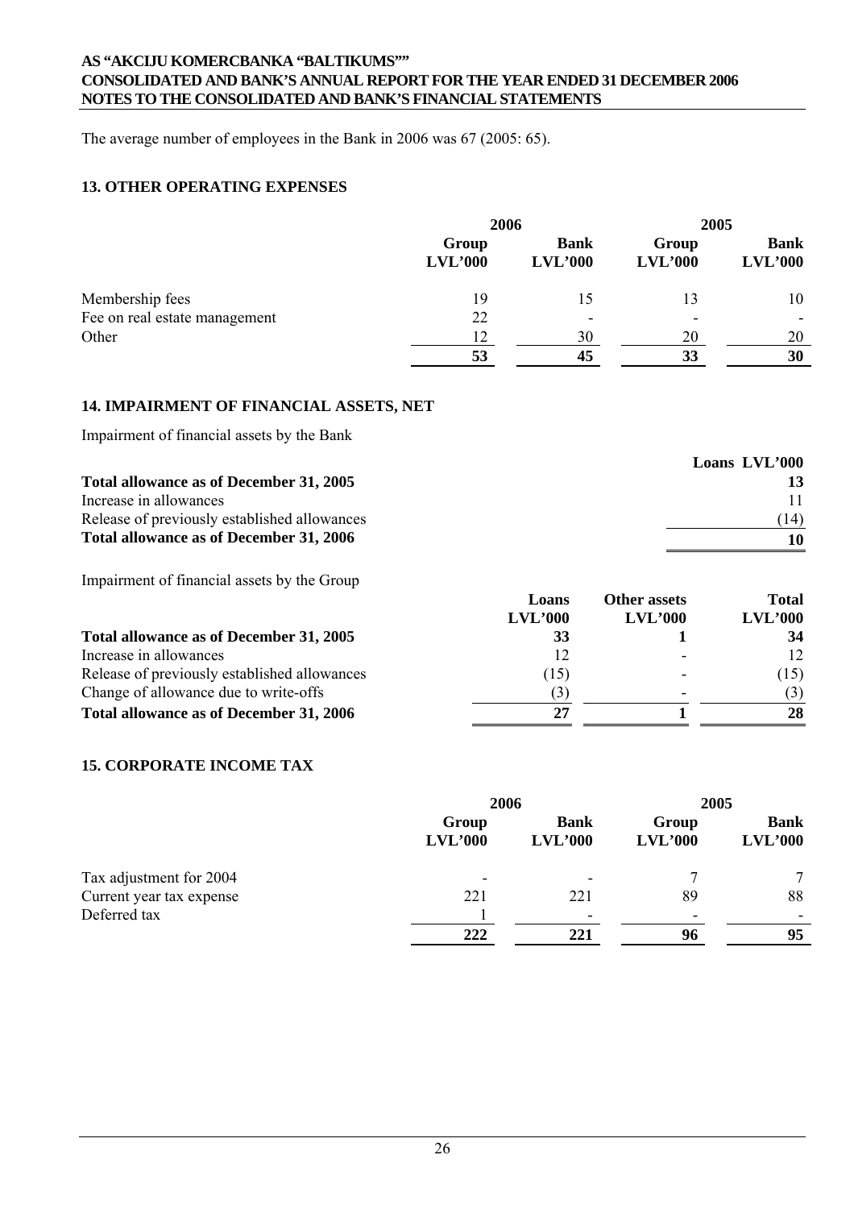The average number of employees in the Bank in 2006 was 67 (2005: 65).

## 13. OTHER OPERATING EXPENSES

| | 2006 | | 2005 | |
|---|---|---|---|---|
| | Group LVL'000 | Bank LVL'000 | Group LVL'000 | Bank LVL'000 |
| Membership fees | 19 | 15 | 13 | 10 |
| Fee on real estate management | 22 | - | - | - |
| Other | 12 | 30 | 20 | 20 |
| | **53** | **45** | **33** | **30** |

## 14. IMPAIRMENT OF FINANCIAL ASSETS, NET

Impairment of financial assets by the Bank

| | Loans LVL'000 |
|---|---|
| **Total allowance as of December 31, 2005** | **13** |
| Increase in allowances | 11 |
| Release of previously established allowances | (14) |
| **Total allowance as of December 31, 2006** | **10** |

Impairment of financial assets by the Group

| | Loans LVL'000 | Other assets LVL'000 | Total LVL'000 |
|---|---|---|---|
| **Total allowance as of December 31, 2005** | **33** | **1** | **34** |
| Increase in allowances | 12 | - | 12 |
| Release of previously established allowances | (15) | - | (15) |
| Change of allowance due to write-offs | (3) | - | (3) |
| **Total allowance as of December 31, 2006** | **27** | **1** | **28** |

## 15. CORPORATE INCOME TAX

| | 2006 | | 2005 | |
|---|---|---|---|---|
| | Group LVL'000 | Bank LVL'000 | Group LVL'000 | Bank LVL'000 |
| Tax adjustment for 2004 | - | - | 7 | 7 |
| Current year tax expense | 221 | 221 | 89 | 88 |
| Deferred tax | 1 | - | - | - |
| | **222** | **221** | **96** | **95** |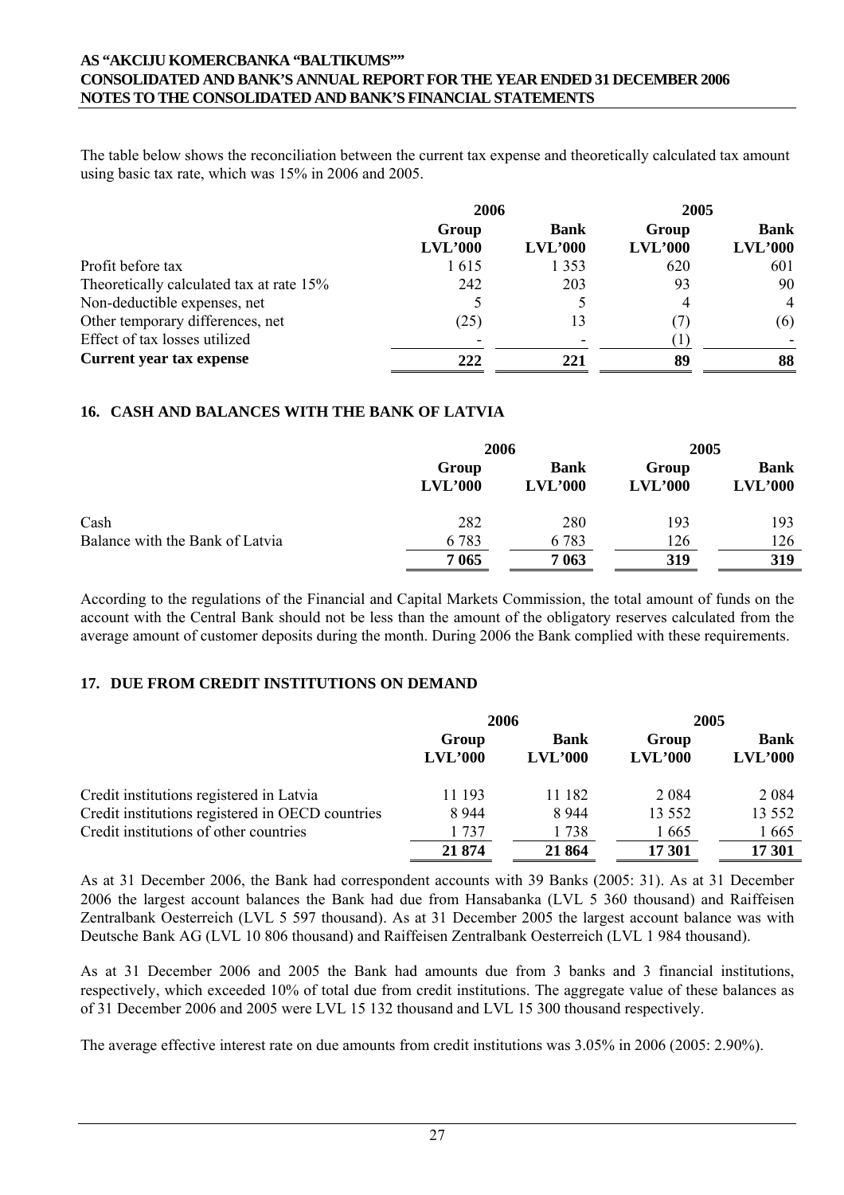The table below shows the reconciliation between the current tax expense and theoretically calculated tax amount using basic tax rate, which was 15% in 2006 and 2005.

| | 2006 | | 2005 | |
|---|---|---|---|---|
| | Group LVL'000 | Bank LVL'000 | Group LVL'000 | Bank LVL'000 |
| Profit before tax | 1 615 | 1 353 | 620 | 601 |
| Theoretically calculated tax at rate 15% | 242 | 203 | 93 | 90 |
| Non-deductible expenses, net | 5 | 5 | 4 | 4 |
| Other temporary differences, net | (25) | 13 | (7) | (6) |
| Effect of tax losses utilized | - | - | (1) | - |
| **Current year tax expense** | **222** | **221** | **89** | **88** |

## 16. CASH AND BALANCES WITH THE BANK OF LATVIA

| | 2006 | | 2005 | |
|---|---|---|---|---|
| | Group LVL'000 | Bank LVL'000 | Group LVL'000 | Bank LVL'000 |
| Cash | 282 | 280 | 193 | 193 |
| Balance with the Bank of Latvia | 6 783 | 6 783 | 126 | 126 |
| | **7 065** | **7 063** | **319** | **319** |

According to the regulations of the Financial and Capital Markets Commission, the total amount of funds on the account with the Central Bank should not be less than the amount of the obligatory reserves calculated from the average amount of customer deposits during the month. During 2006 the Bank complied with these requirements.

## 17. DUE FROM CREDIT INSTITUTIONS ON DEMAND

| | 2006 | | 2005 | |
|---|---|---|---|---|
| | Group LVL'000 | Bank LVL'000 | Group LVL'000 | Bank LVL'000 |
| Credit institutions registered in Latvia | 11 193 | 11 182 | 2 084 | 2 084 |
| Credit institutions registered in OECD countries | 8 944 | 8 944 | 13 552 | 13 552 |
| Credit institutions of other countries | 1 737 | 1 738 | 1 665 | 1 665 |
| | **21 874** | **21 864** | **17 301** | **17 301** |

As at 31 December 2006, the Bank had correspondent accounts with 39 Banks (2005: 31). As at 31 December 2006 the largest account balances the Bank had due from Hansabanka (LVL 5 360 thousand) and Raiffeisen Zentralbank Oesterreich (LVL 5 597 thousand). As at 31 December 2005 the largest account balance was with Deutsche Bank AG (LVL 10 806 thousand) and Raiffeisen Zentralbank Oesterreich (LVL 1 984 thousand).

As at 31 December 2006 and 2005 the Bank had amounts due from 3 banks and 3 financial institutions, respectively, which exceeded 10% of total due from credit institutions. The aggregate value of these balances as of 31 December 2006 and 2005 were LVL 15 132 thousand and LVL 15 300 thousand respectively.

The average effective interest rate on due amounts from credit institutions was 3.05% in 2006 (2005: 2.90%).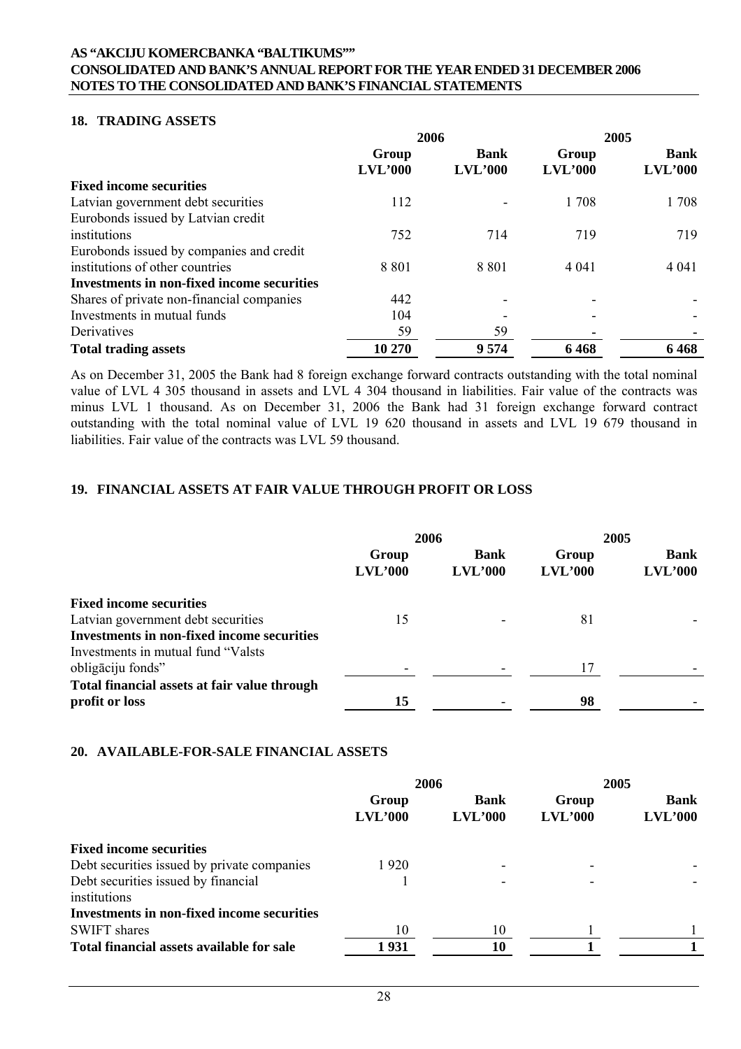## 18. TRADING ASSETS

| | 2006 | | 2005 | |
|---|---|---|---|---|
| | Group LVL'000 | Bank LVL'000 | Group LVL'000 | Bank LVL'000 |
| **Fixed income securities** | | | | |
| Latvian government debt securities | 112 | - | 1 708 | 1 708 |
| Eurobonds issued by Latvian credit institutions | 752 | 714 | 719 | 719 |
| Eurobonds issued by companies and credit institutions of other countries | 8 801 | 8 801 | 4 041 | 4 041 |
| **Investments in non-fixed income securities** | | | | |
| Shares of private non-financial companies | 442 | - | - | - |
| Investments in mutual funds | 104 | - | - | - |
| Derivatives | 59 | 59 | - | - |
| **Total trading assets** | **10 270** | **9 574** | **6 468** | **6 468** |

As on December 31, 2005 the Bank had 8 foreign exchange forward contracts outstanding with the total nominal value of LVL 4 305 thousand in assets and LVL 4 304 thousand in liabilities. Fair value of the contracts was minus LVL 1 thousand. As on December 31, 2006 the Bank had 31 foreign exchange forward contract outstanding with the total nominal value of LVL 19 620 thousand in assets and LVL 19 679 thousand in liabilities. Fair value of the contracts was LVL 59 thousand.

## 19. FINANCIAL ASSETS AT FAIR VALUE THROUGH PROFIT OR LOSS

| | 2006 | | 2005 | |
|---|---|---|---|---|
| | Group LVL'000 | Bank LVL'000 | Group LVL'000 | Bank LVL'000 |
| **Fixed income securities** | | | | |
| Latvian government debt securities | 15 | - | 81 | - |
| **Investments in non-fixed income securities** | | | | |
| Investments in mutual fund "Valsts obligāciju fonds" | - | - | 17 | - |
| **Total financial assets at fair value through profit or loss** | **15** | - | **98** | - |

## 20. AVAILABLE-FOR-SALE FINANCIAL ASSETS

| | 2006 | | 2005 | |
|---|---|---|---|---|
| | Group LVL'000 | Bank LVL'000 | Group LVL'000 | Bank LVL'000 |
| **Fixed income securities** | | | | |
| Debt securities issued by private companies | 1 920 | - | - | - |
| Debt securities issued by financial institutions | 1 | - | - | - |
| **Investments in non-fixed income securities** | | | | |
| SWIFT shares | 10 | 10 | 1 | 1 |
| **Total financial assets available for sale** | **1 931** | **10** | **1** | **1** |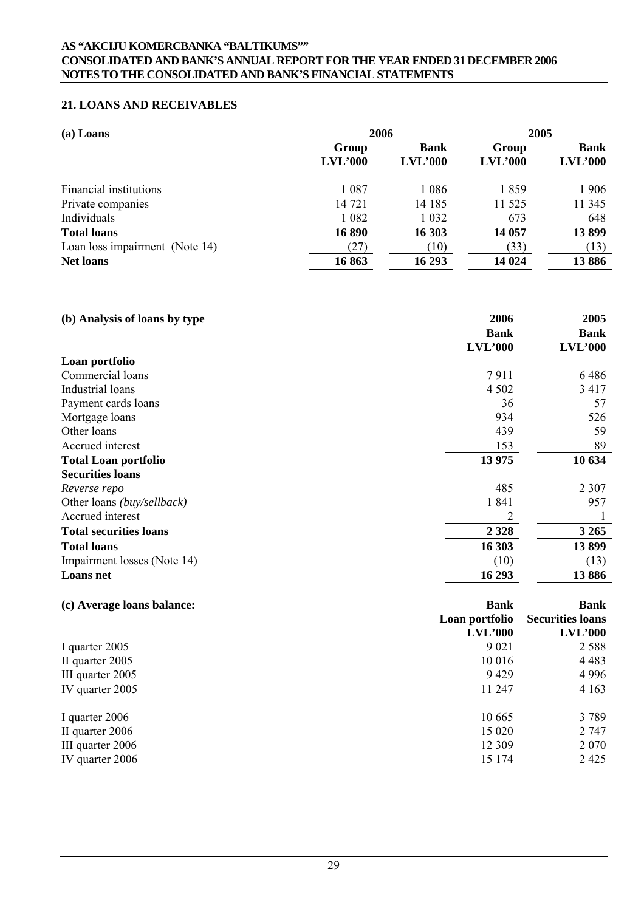## 21. LOANS AND RECEIVABLES

| (a) Loans | 2006 | | 2005 | |
|---|---|---|---|---|
| | Group LVL'000 | Bank LVL'000 | Group LVL'000 | Bank LVL'000 |
| Financial institutions | 1 087 | 1 086 | 1 859 | 1 906 |
| Private companies | 14 721 | 14 185 | 11 525 | 11 345 |
| Individuals | 1 082 | 1 032 | 673 | 648 |
| **Total loans** | **16 890** | **16 303** | **14 057** | **13 899** |
| Loan loss impairment (Note 14) | (27) | (10) | (33) | (13) |
| **Net loans** | **16 863** | **16 293** | **14 024** | **13 886** |

| (b) Analysis of loans by type | 2006 Bank LVL'000 | 2005 Bank LVL'000 |
|---|---|---|
| **Loan portfolio** | | |
| Commercial loans | 7 911 | 6 486 |
| Industrial loans | 4 502 | 3 417 |
| Payment cards loans | 36 | 57 |
| Mortgage loans | 934 | 526 |
| Other loans | 439 | 59 |
| Accrued interest | 153 | 89 |
| **Total Loan portfolio** | **13 975** | **10 634** |
| **Securities loans** | | |
| *Reverse repo* | 485 | 2 307 |
| Other loans *(buy/sellback)* | 1 841 | 957 |
| Accrued interest | 2 | 1 |
| **Total securities loans** | **2 328** | **3 265** |
| **Total loans** | **16 303** | **13 899** |
| Impairment losses (Note 14) | (10) | (13) |
| **Loans net** | **16 293** | **13 886** |

| (c) Average loans balance: | Bank Loan portfolio LVL'000 | Bank Securities loans LVL'000 |
|---|---|---|
| I quarter 2005 | 9 021 | 2 588 |
| II quarter 2005 | 10 016 | 4 483 |
| III quarter 2005 | 9 429 | 4 996 |
| IV quarter 2005 | 11 247 | 4 163 |
| I quarter 2006 | 10 665 | 3 789 |
| II quarter 2006 | 15 020 | 2 747 |
| III quarter 2006 | 12 309 | 2 070 |
| IV quarter 2006 | 15 174 | 2 425 |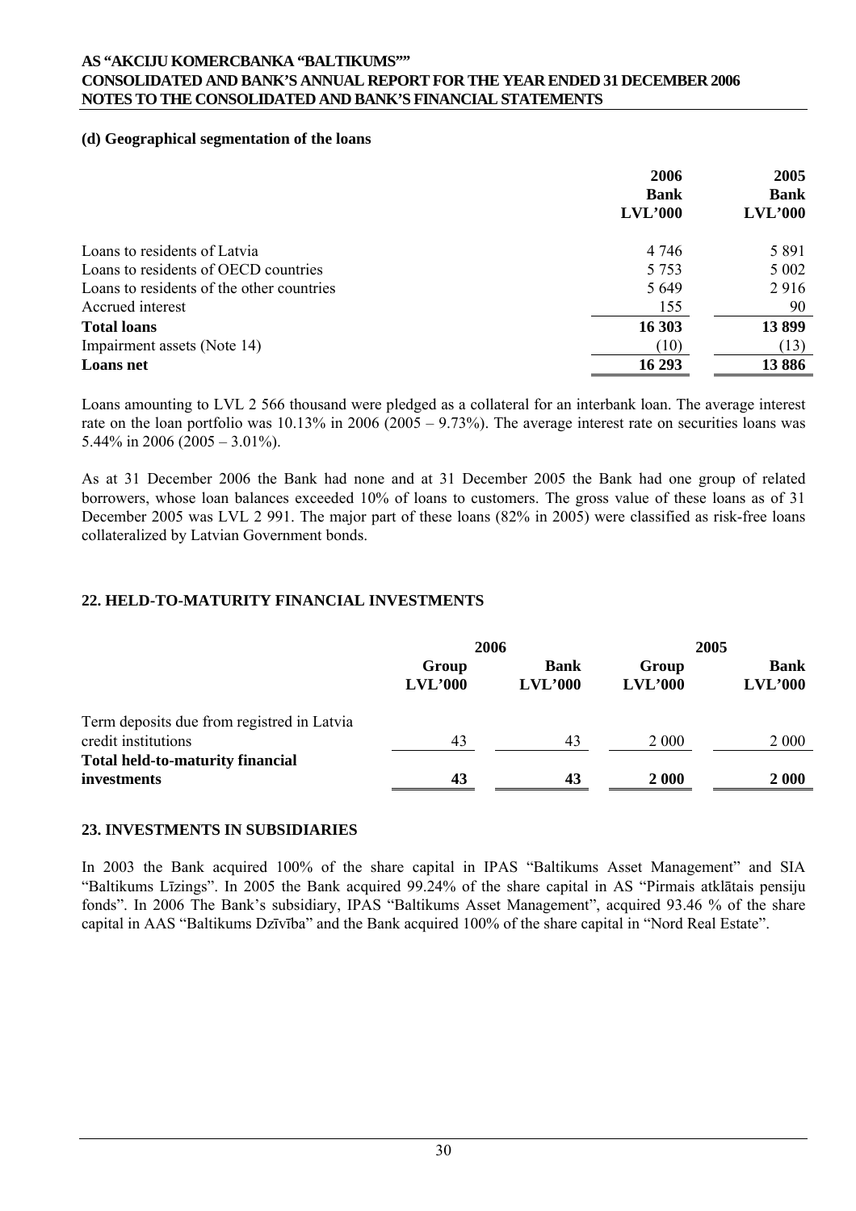#### (d) Geographical segmentation of the loans

| | 2006<br>Bank<br>LVL'000 | 2005<br>Bank<br>LVL'000 |
|---|---|---|
| Loans to residents of Latvia | 4 746 | 5 891 |
| Loans to residents of OECD countries | 5 753 | 5 002 |
| Loans to residents of the other countries | 5 649 | 2 916 |
| Accrued interest | 155 | 90 |
| **Total loans** | **16 303** | **13 899** |
| Impairment assets (Note 14) | (10) | (13) |
| **Loans net** | **16 293** | **13 886** |

Loans amounting to LVL 2 566 thousand were pledged as a collateral for an interbank loan. The average interest rate on the loan portfolio was 10.13% in 2006 (2005 – 9.73%). The average interest rate on securities loans was 5.44% in 2006 (2005 – 3.01%).

As at 31 December 2006 the Bank had none and at 31 December 2005 the Bank had one group of related borrowers, whose loan balances exceeded 10% of loans to customers. The gross value of these loans as of 31 December 2005 was LVL 2 991. The major part of these loans (82% in 2005) were classified as risk-free loans collateralized by Latvian Government bonds.

## 22. HELD-TO-MATURITY FINANCIAL INVESTMENTS

| | 2006 | | 2005 | |
|---|---|---|---|---|
| | Group<br>LVL'000 | Bank<br>LVL'000 | Group<br>LVL'000 | Bank<br>LVL'000 |
| Term deposits due from registred in Latvia credit institutions | 43 | 43 | 2 000 | 2 000 |
| **Total held-to-maturity financial investments** | **43** | **43** | **2 000** | **2 000** |

## 23. INVESTMENTS IN SUBSIDIARIES

In 2003 the Bank acquired 100% of the share capital in IPAS "Baltikums Asset Management" and SIA "Baltikums Līzings". In 2005 the Bank acquired 99.24% of the share capital in AS "Pirmais atklātais pensiju fonds". In 2006 The Bank's subsidiary, IPAS "Baltikums Asset Management", acquired 93.46 % of the share capital in AAS "Baltikums Dzīvība" and the Bank acquired 100% of the share capital in "Nord Real Estate".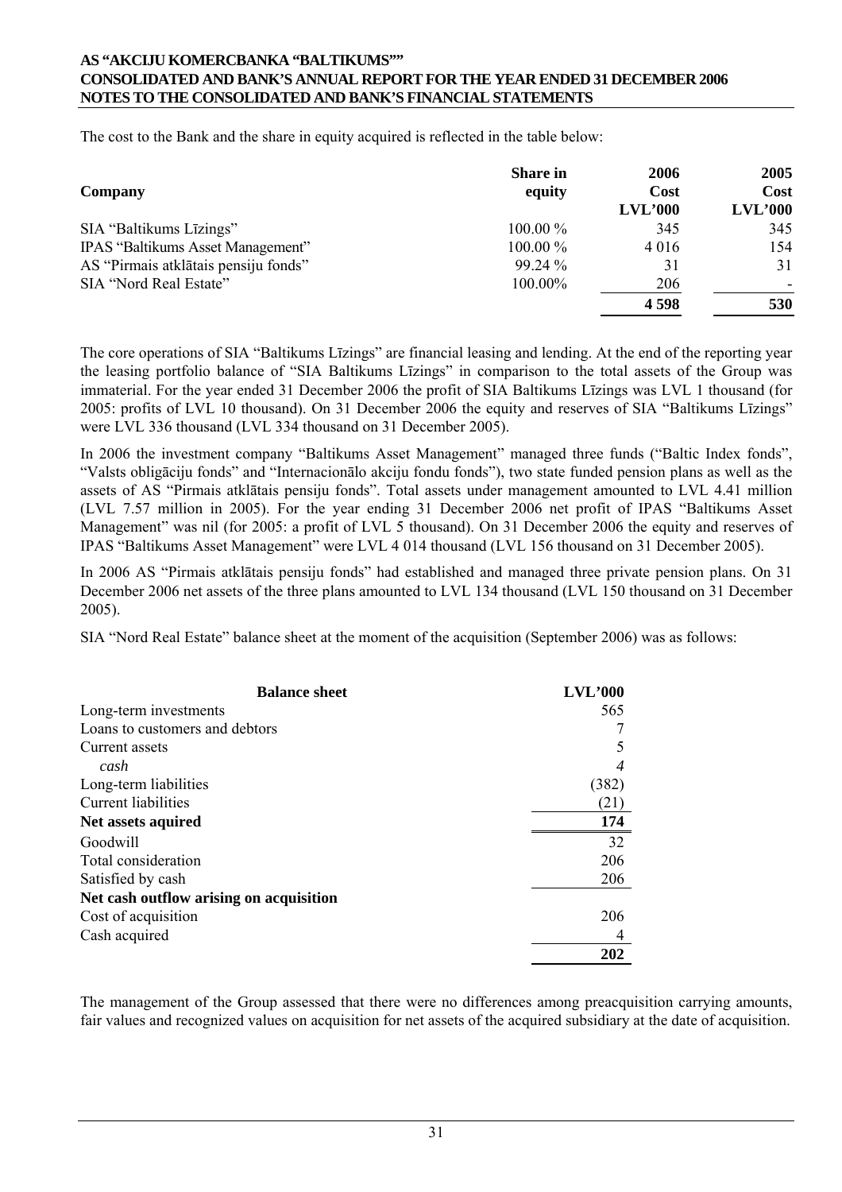The cost to the Bank and the share in equity acquired is reflected in the table below:

| Company | Share in equity | 2006 Cost LVL'000 | 2005 Cost LVL'000 |
|---|---|---|---|
| SIA "Baltikums Līzings" | 100.00 % | 345 | 345 |
| IPAS "Baltikums Asset Management" | 100.00 % | 4 016 | 154 |
| AS "Pirmais atklātais pensiju fonds" | 99.24 % | 31 | 31 |
| SIA "Nord Real Estate" | 100.00% | 206 | - |
| | | **4 598** | **530** |

The core operations of SIA "Baltikums Līzings" are financial leasing and lending. At the end of the reporting year the leasing portfolio balance of "SIA Baltikums Līzings" in comparison to the total assets of the Group was immaterial. For the year ended 31 December 2006 the profit of SIA Baltikums Līzings was LVL 1 thousand (for 2005: profits of LVL 10 thousand). On 31 December 2006 the equity and reserves of SIA "Baltikums Līzings" were LVL 336 thousand (LVL 334 thousand on 31 December 2005).

In 2006 the investment company "Baltikums Asset Management" managed three funds ("Baltic Index fonds", "Valsts obligāciju fonds" and "Internacionālo akciju fondu fonds"), two state funded pension plans as well as the assets of AS "Pirmais atklātais pensiju fonds". Total assets under management amounted to LVL 4.41 million (LVL 7.57 million in 2005). For the year ending 31 December 2006 net profit of IPAS "Baltikums Asset Management" was nil (for 2005: a profit of LVL 5 thousand). On 31 December 2006 the equity and reserves of IPAS "Baltikums Asset Management" were LVL 4 014 thousand (LVL 156 thousand on 31 December 2005).

In 2006 AS "Pirmais atklātais pensiju fonds" had established and managed three private pension plans. On 31 December 2006 net assets of the three plans amounted to LVL 134 thousand (LVL 150 thousand on 31 December 2005).

SIA "Nord Real Estate" balance sheet at the moment of the acquisition (September 2006) was as follows:

| Balance sheet | LVL'000 |
|---|---|
| Long-term investments | 565 |
| Loans to customers and debtors | 7 |
| Current assets | 5 |
| *cash* | *4* |
| Long-term liabilities | (382) |
| Current liabilities | (21) |
| **Net assets aquired** | **174** |
| Goodwill | 32 |
| Total consideration | 206 |
| Satisfied by cash | 206 |
| **Net cash outflow arising on acquisition** | |
| Cost of acquisition | 206 |
| Cash acquired | 4 |
| | **202** |

The management of the Group assessed that there were no differences among preacquisition carrying amounts, fair values and recognized values on acquisition for net assets of the acquired subsidiary at the date of acquisition.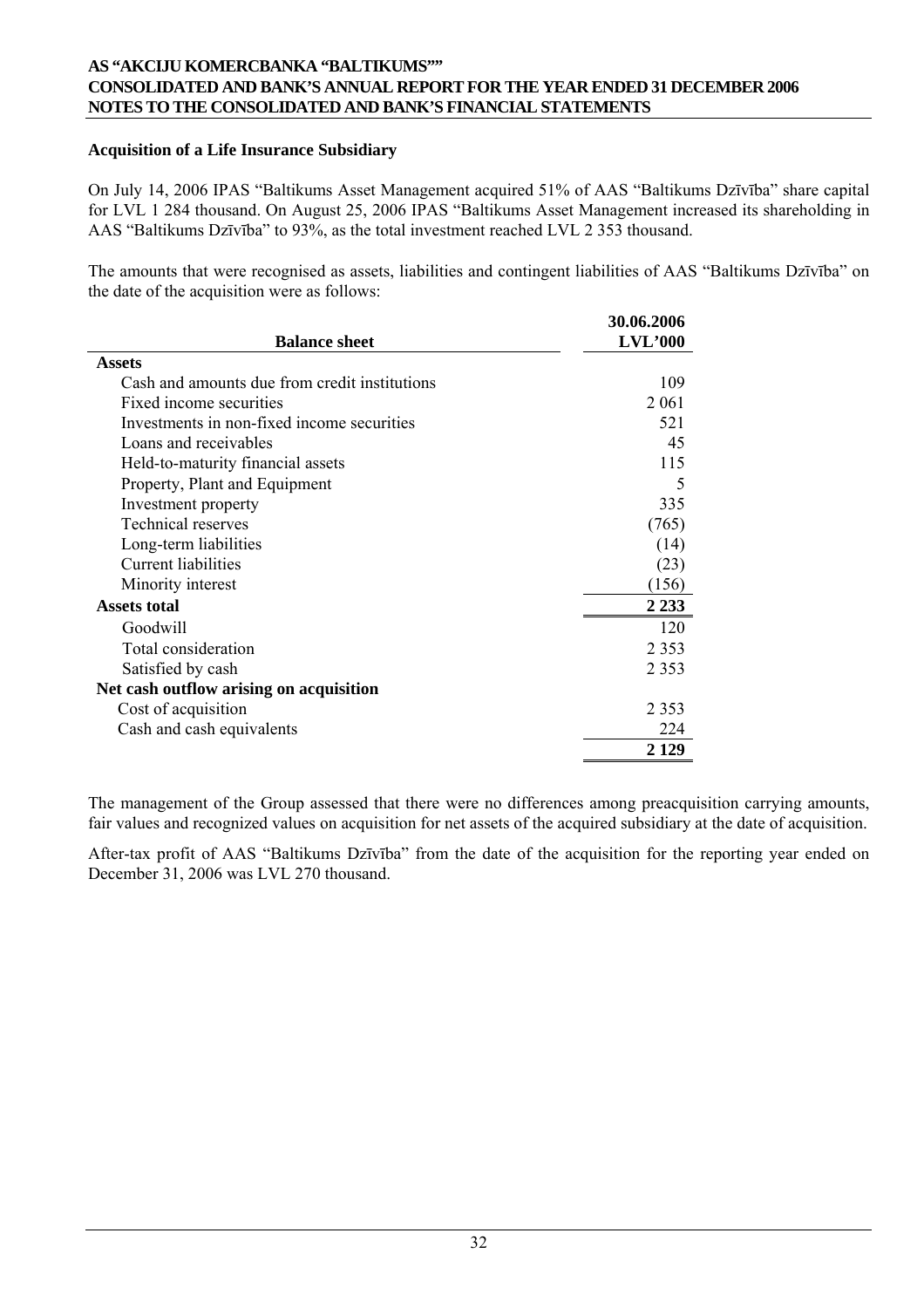### Acquisition of a Life Insurance Subsidiary

On July 14, 2006 IPAS "Baltikums Asset Management acquired 51% of AAS "Baltikums Dzīvība" share capital for LVL 1 284 thousand. On August 25, 2006 IPAS "Baltikums Asset Management increased its shareholding in AAS "Baltikums Dzīvība" to 93%, as the total investment reached LVL 2 353 thousand.

The amounts that were recognised as assets, liabilities and contingent liabilities of AAS "Baltikums Dzīvība" on the date of the acquisition were as follows:

| Balance sheet | 30.06.2006 LVL'000 |
|---|---|
| **Assets** | |
| Cash and amounts due from credit institutions | 109 |
| Fixed income securities | 2 061 |
| Investments in non-fixed income securities | 521 |
| Loans and receivables | 45 |
| Held-to-maturity financial assets | 115 |
| Property, Plant and Equipment | 5 |
| Investment property | 335 |
| Technical reserves | (765) |
| Long-term liabilities | (14) |
| Current liabilities | (23) |
| Minority interest | (156) |
| **Assets total** | **2 233** |
| Goodwill | 120 |
| Total consideration | 2 353 |
| Satisfied by cash | 2 353 |
| **Net cash outflow arising on acquisition** | |
| Cost of acquisition | 2 353 |
| Cash and cash equivalents | 224 |
| | **2 129** |

The management of the Group assessed that there were no differences among preacquisition carrying amounts, fair values and recognized values on acquisition for net assets of the acquired subsidiary at the date of acquisition.

After-tax profit of AAS "Baltikums Dzīvība" from the date of the acquisition for the reporting year ended on December 31, 2006 was LVL 270 thousand.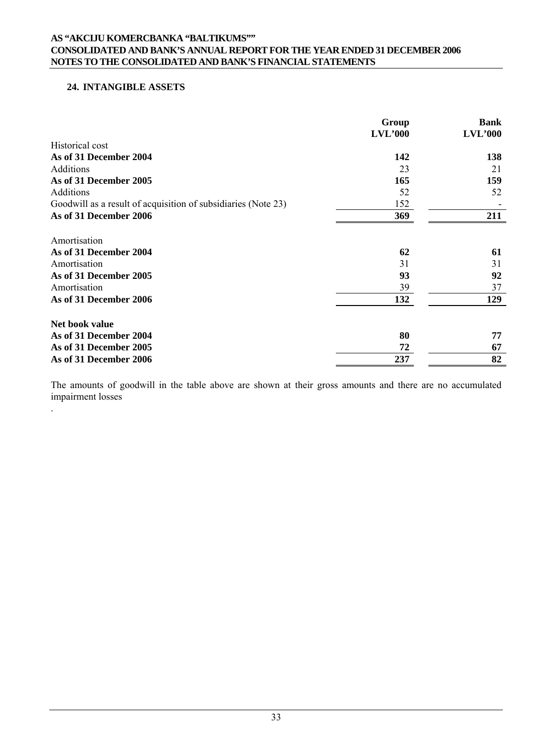## 24. INTANGIBLE ASSETS

| | Group LVL'000 | Bank LVL'000 |
|---|---|---|
| Historical cost | | |
| **As of 31 December 2004** | **142** | **138** |
| Additions | 23 | 21 |
| **As of 31 December 2005** | **165** | **159** |
| Additions | 52 | 52 |
| Goodwill as a result of acquisition of subsidiaries (Note 23) | 152 | - |
| **As of 31 December 2006** | **369** | **211** |
| | | |
| Amortisation | | |
| **As of 31 December 2004** | **62** | **61** |
| Amortisation | 31 | 31 |
| **As of 31 December 2005** | **93** | **92** |
| Amortisation | 39 | 37 |
| **As of 31 December 2006** | **132** | **129** |
| | | |
| **Net book value** | | |
| **As of 31 December 2004** | **80** | **77** |
| **As of 31 December 2005** | **72** | **67** |
| **As of 31 December 2006** | **237** | **82** |

The amounts of goodwill in the table above are shown at their gross amounts and there are no accumulated impairment losses

.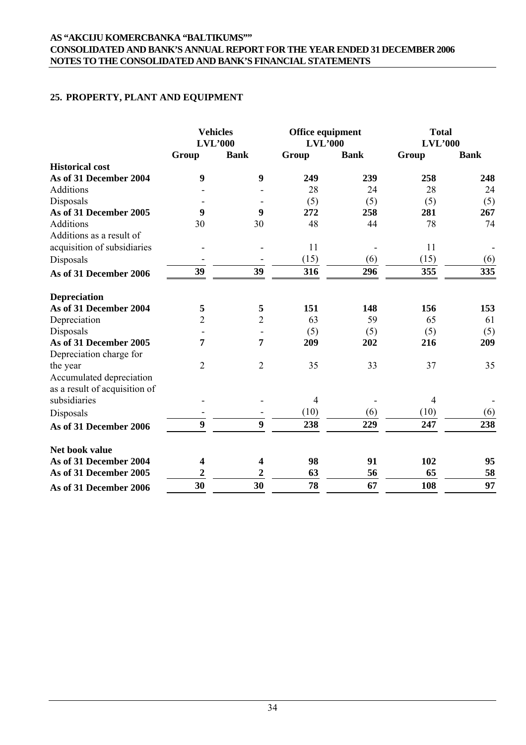## 25. PROPERTY, PLANT AND EQUIPMENT

| | Vehicles LVL'000 | | Office equipment LVL'000 | | Total LVL'000 | |
|---|---|---|---|---|---|---|
| | Group | Bank | Group | Bank | Group | Bank |
| **Historical cost** | | | | | | |
| **As of 31 December 2004** | **9** | **9** | **249** | **239** | **258** | **248** |
| Additions | - | - | 28 | 24 | 28 | 24 |
| Disposals | - | - | (5) | (5) | (5) | (5) |
| **As of 31 December 2005** | **9** | **9** | **272** | **258** | **281** | **267** |
| Additions | 30 | 30 | 48 | 44 | 78 | 74 |
| Additions as a result of acquisition of subsidiaries | - | - | 11 | - | 11 | - |
| Disposals | - | - | (15) | (6) | (15) | (6) |
| **As of 31 December 2006** | **39** | **39** | **316** | **296** | **355** | **335** |
| **Depreciation** | | | | | | |
| **As of 31 December 2004** | **5** | **5** | **151** | **148** | **156** | **153** |
| Depreciation | 2 | 2 | 63 | 59 | 65 | 61 |
| Disposals | - | - | (5) | (5) | (5) | (5) |
| **As of 31 December 2005** | **7** | **7** | **209** | **202** | **216** | **209** |
| Depreciation charge for the year | 2 | 2 | 35 | 33 | 37 | 35 |
| Accumulated depreciation as a result of acquisition of subsidiaries | - | - | 4 | - | 4 | - |
| Disposals | - | - | (10) | (6) | (10) | (6) |
| **As of 31 December 2006** | **9** | **9** | **238** | **229** | **247** | **238** |
| **Net book value** | | | | | | |
| **As of 31 December 2004** | **4** | **4** | **98** | **91** | **102** | **95** |
| **As of 31 December 2005** | **2** | **2** | **63** | **56** | **65** | **58** |
| **As of 31 December 2006** | **30** | **30** | **78** | **67** | **108** | **97** |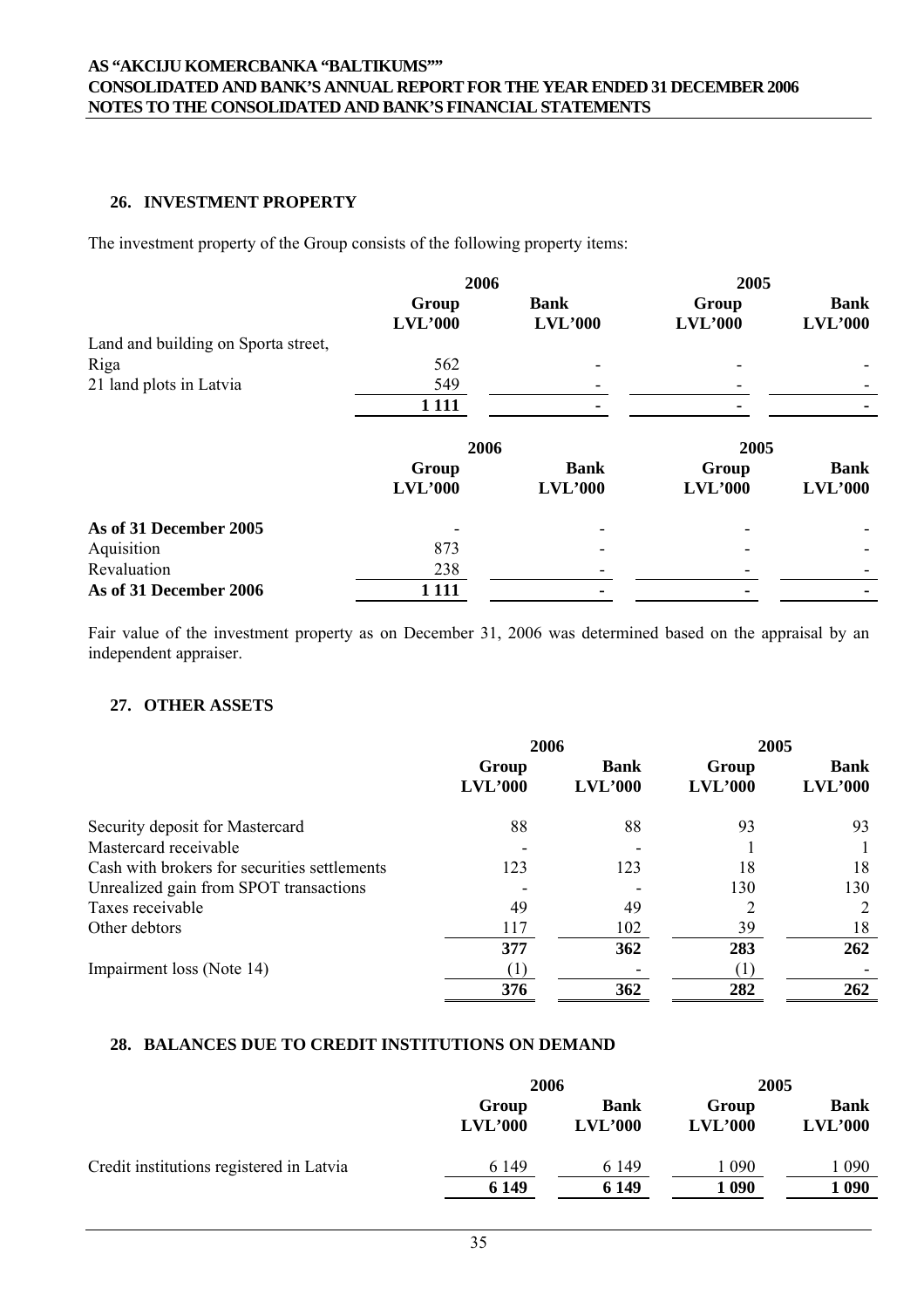## 26. INVESTMENT PROPERTY

The investment property of the Group consists of the following property items:

| | 2006 | | 2005 | |
|---|---|---|---|---|
| | Group LVL'000 | Bank LVL'000 | Group LVL'000 | Bank LVL'000 |
| Land and building on Sporta street, Riga | 562 | - | - | - |
| 21 land plots in Latvia | 549 | - | - | - |
| | **1 111** | **-** | **-** | **-** |

| | 2006 | | 2005 | |
|---|---|---|---|---|
| | Group LVL'000 | Bank LVL'000 | Group LVL'000 | Bank LVL'000 |
| **As of 31 December 2005** | - | - | - | - |
| Aquisition | 873 | - | - | - |
| Revaluation | 238 | - | - | - |
| **As of 31 December 2006** | **1 111** | **-** | **-** | **-** |

Fair value of the investment property as on December 31, 2006 was determined based on the appraisal by an independent appraiser.

## 27. OTHER ASSETS

| | 2006 | | 2005 | |
|---|---|---|---|---|
| | Group LVL'000 | Bank LVL'000 | Group LVL'000 | Bank LVL'000 |
| Security deposit for Mastercard | 88 | 88 | 93 | 93 |
| Mastercard receivable | - | - | 1 | 1 |
| Cash with brokers for securities settlements | 123 | 123 | 18 | 18 |
| Unrealized gain from SPOT transactions | - | - | 130 | 130 |
| Taxes receivable | 49 | 49 | 2 | 2 |
| Other debtors | 117 | 102 | 39 | 18 |
| | **377** | **362** | **283** | **262** |
| Impairment loss (Note 14) | (1) | - | (1) | - |
| | **376** | **362** | **282** | **262** |

## 28. BALANCES DUE TO CREDIT INSTITUTIONS ON DEMAND

| | 2006 | | 2005 | |
|---|---|---|---|---|
| | Group LVL'000 | Bank LVL'000 | Group LVL'000 | Bank LVL'000 |
| Credit institutions registered in Latvia | 6 149 | 6 149 | 1 090 | 1 090 |
| | **6 149** | **6 149** | **1 090** | **1 090** |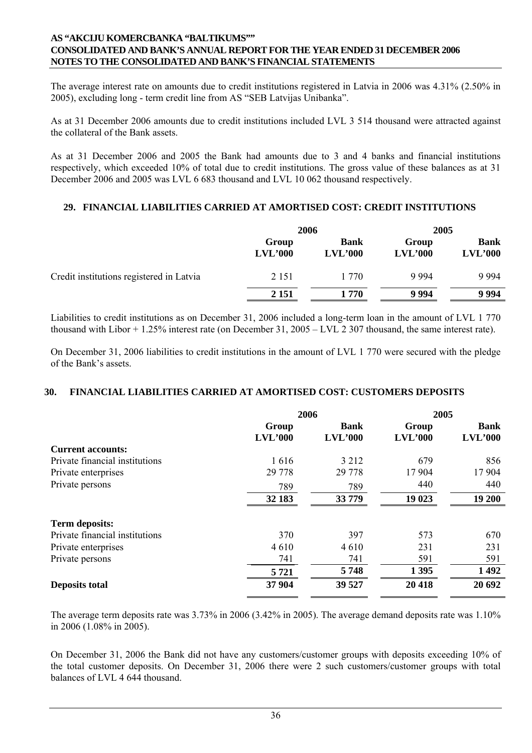The average interest rate on amounts due to credit institutions registered in Latvia in 2006 was 4.31% (2.50% in 2005), excluding long - term credit line from AS "SEB Latvijas Unibanka".

As at 31 December 2006 amounts due to credit institutions included LVL 3 514 thousand were attracted against the collateral of the Bank assets.

As at 31 December 2006 and 2005 the Bank had amounts due to 3 and 4 banks and financial institutions respectively, which exceeded 10% of total due to credit institutions. The gross value of these balances as at 31 December 2006 and 2005 was LVL 6 683 thousand and LVL 10 062 thousand respectively.

## 29. FINANCIAL LIABILITIES CARRIED AT AMORTISED COST: CREDIT INSTITUTIONS

| | 2006 | | 2005 | |
|---|---|---|---|---|
| | Group LVL'000 | Bank LVL'000 | Group LVL'000 | Bank LVL'000 |
| Credit institutions registered in Latvia | 2 151 | 1 770 | 9 994 | 9 994 |
| | **2 151** | **1 770** | **9 994** | **9 994** |

Liabilities to credit institutions as on December 31, 2006 included a long-term loan in the amount of LVL 1 770 thousand with Libor + 1.25% interest rate (on December 31, 2005 – LVL 2 307 thousand, the same interest rate).

On December 31, 2006 liabilities to credit institutions in the amount of LVL 1 770 were secured with the pledge of the Bank's assets.

## 30. FINANCIAL LIABILITIES CARRIED AT AMORTISED COST: CUSTOMERS DEPOSITS

| | 2006 | | 2005 | |
|---|---|---|---|---|
| | Group LVL'000 | Bank LVL'000 | Group LVL'000 | Bank LVL'000 |
| **Current accounts:** | | | | |
| Private financial institutions | 1 616 | 3 212 | 679 | 856 |
| Private enterprises | 29 778 | 29 778 | 17 904 | 17 904 |
| Private persons | 789 | 789 | 440 | 440 |
| | **32 183** | **33 779** | **19 023** | **19 200** |
| **Term deposits:** | | | | |
| Private financial institutions | 370 | 397 | 573 | 670 |
| Private enterprises | 4 610 | 4 610 | 231 | 231 |
| Private persons | 741 | 741 | 591 | 591 |
| | **5 721** | **5 748** | **1 395** | **1 492** |
| **Deposits total** | **37 904** | **39 527** | **20 418** | **20 692** |

The average term deposits rate was 3.73% in 2006 (3.42% in 2005). The average demand deposits rate was 1.10% in 2006 (1.08% in 2005).

On December 31, 2006 the Bank did not have any customers/customer groups with deposits exceeding 10% of the total customer deposits. On December 31, 2006 there were 2 such customers/customer groups with total balances of LVL 4 644 thousand.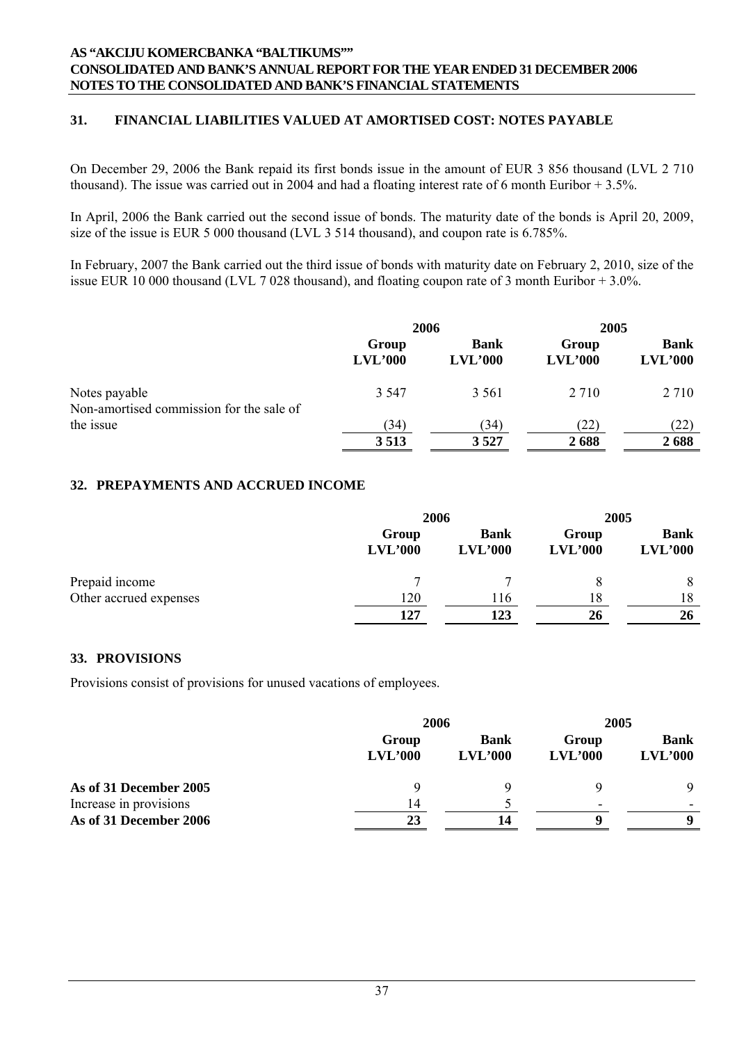## 31. FINANCIAL LIABILITIES VALUED AT AMORTISED COST: NOTES PAYABLE

On December 29, 2006 the Bank repaid its first bonds issue in the amount of EUR 3 856 thousand (LVL 2 710 thousand). The issue was carried out in 2004 and had a floating interest rate of 6 month Euribor + 3.5%.

In April, 2006 the Bank carried out the second issue of bonds. The maturity date of the bonds is April 20, 2009, size of the issue is EUR 5 000 thousand (LVL 3 514 thousand), and coupon rate is 6.785%.

In February, 2007 the Bank carried out the third issue of bonds with maturity date on February 2, 2010, size of the issue EUR 10 000 thousand (LVL 7 028 thousand), and floating coupon rate of 3 month Euribor + 3.0%.

| | 2006 | | 2005 | |
|---|---|---|---|---|
| | **Group LVL'000** | **Bank LVL'000** | **Group LVL'000** | **Bank LVL'000** |
| Notes payable | 3 547 | 3 561 | 2 710 | 2 710 |
| Non-amortised commission for the sale of the issue | (34) | (34) | (22) | (22) |
| | **3 513** | **3 527** | **2 688** | **2 688** |

## 32. PREPAYMENTS AND ACCRUED INCOME

| | 2006 | | 2005 | |
|---|---|---|---|---|
| | **Group LVL'000** | **Bank LVL'000** | **Group LVL'000** | **Bank LVL'000** |
| Prepaid income | 7 | 7 | 8 | 8 |
| Other accrued expenses | 120 | 116 | 18 | 18 |
| | **127** | **123** | **26** | **26** |

## 33. PROVISIONS

Provisions consist of provisions for unused vacations of employees.

| | 2006 | | 2005 | |
|---|---|---|---|---|
| | **Group LVL'000** | **Bank LVL'000** | **Group LVL'000** | **Bank LVL'000** |
| **As of 31 December 2005** | 9 | 9 | 9 | 9 |
| Increase in provisions | 14 | 5 | - | - |
| **As of 31 December 2006** | **23** | **14** | **9** | **9** |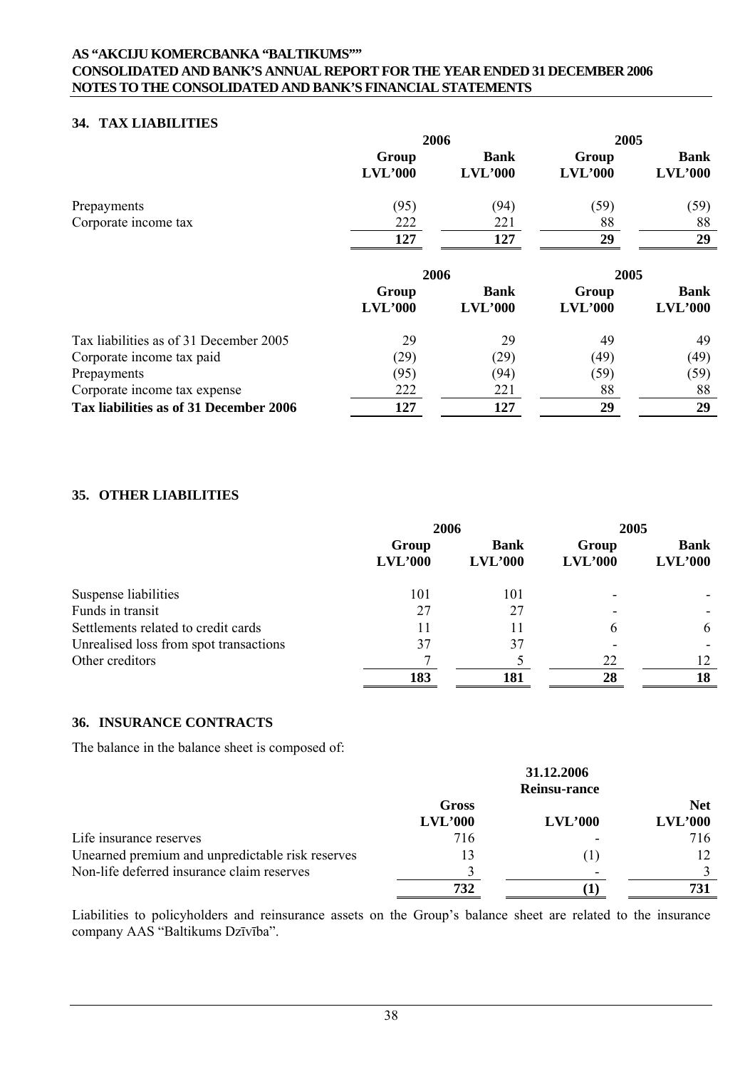## 34. TAX LIABILITIES

| | 2006 | | 2005 | |
|---|---|---|---|---|
| | Group LVL'000 | Bank LVL'000 | Group LVL'000 | Bank LVL'000 |
| Prepayments | (95) | (94) | (59) | (59) |
| Corporate income tax | 222 | 221 | 88 | 88 |
| | **127** | **127** | **29** | **29** |

| | 2006 | | 2005 | |
|---|---|---|---|---|
| | Group LVL'000 | Bank LVL'000 | Group LVL'000 | Bank LVL'000 |
| Tax liabilities as of 31 December 2005 | 29 | 29 | 49 | 49 |
| Corporate income tax paid | (29) | (29) | (49) | (49) |
| Prepayments | (95) | (94) | (59) | (59) |
| Corporate income tax expense | 222 | 221 | 88 | 88 |
| **Tax liabilities as of 31 December 2006** | **127** | **127** | **29** | **29** |

## 35. OTHER LIABILITIES

| | 2006 | | 2005 | |
|---|---|---|---|---|
| | Group LVL'000 | Bank LVL'000 | Group LVL'000 | Bank LVL'000 |
| Suspense liabilities | 101 | 101 | - | - |
| Funds in transit | 27 | 27 | - | - |
| Settlements related to credit cards | 11 | 11 | 6 | 6 |
| Unrealised loss from spot transactions | 37 | 37 | - | - |
| Other creditors | 7 | 5 | 22 | 12 |
| | **183** | **181** | **28** | **18** |

## 36. INSURANCE CONTRACTS

The balance in the balance sheet is composed of:

| | 31.12.2006 | | |
|---|---|---|---|
| | Gross LVL'000 | Reinsu-rance LVL'000 | Net LVL'000 |
| Life insurance reserves | 716 | - | 716 |
| Unearned premium and unpredictable risk reserves | 13 | (1) | 12 |
| Non-life deferred insurance claim reserves | 3 | - | 3 |
| | **732** | **(1)** | **731** |

Liabilities to policyholders and reinsurance assets on the Group's balance sheet are related to the insurance company AAS "Baltikums Dzīvība".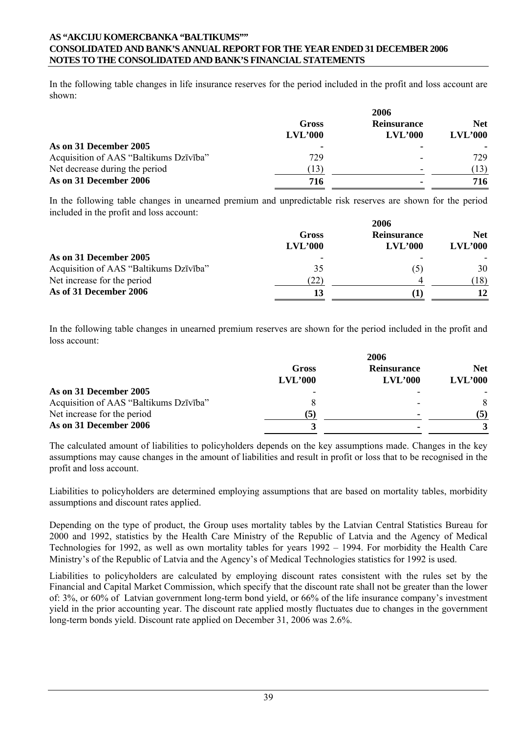In the following table changes in life insurance reserves for the period included in the profit and loss account are shown:

| | 2006 | | |
|---|---|---|---|
| | **Gross** | **Reinsurance** | **Net** |
| | **LVL'000** | **LVL'000** | **LVL'000** |
| **As on 31 December 2005** | **-** | **-** | **-** |
| Acquisition of AAS "Baltikums Dzīvība" | 729 | - | 729 |
| Net decrease during the period | (13) | - | (13) |
| **As on 31 December 2006** | **716** | **-** | **716** |

In the following table changes in unearned premium and unpredictable risk reserves are shown for the period included in the profit and loss account:

| | 2006 | | |
|---|---|---|---|
| | **Gross** | **Reinsurance** | **Net** |
| | **LVL'000** | **LVL'000** | **LVL'000** |
| **As on 31 December 2005** | - | - | - |
| Acquisition of AAS "Baltikums Dzīvība" | 35 | (5) | 30 |
| Net increase for the period | (22) | 4 | (18) |
| **As of 31 December 2006** | **13** | **(1)** | **12** |

In the following table changes in unearned premium reserves are shown for the period included in the profit and loss account:

| | 2006 | | |
|---|---|---|---|
| | **Gross** | **Reinsurance** | **Net** |
| | **LVL'000** | **LVL'000** | **LVL'000** |
| **As on 31 December 2005** | - | - | - |
| Acquisition of AAS "Baltikums Dzīvība" | 8 | - | 8 |
| Net increase for the period | **(5)** | **-** | **(5)** |
| **As on 31 December 2006** | **3** | **-** | **3** |

The calculated amount of liabilities to policyholders depends on the key assumptions made. Changes in the key assumptions may cause changes in the amount of liabilities and result in profit or loss that to be recognised in the profit and loss account.

Liabilities to policyholders are determined employing assumptions that are based on mortality tables, morbidity assumptions and discount rates applied.

Depending on the type of product, the Group uses mortality tables by the Latvian Central Statistics Bureau for 2000 and 1992, statistics by the Health Care Ministry of the Republic of Latvia and the Agency of Medical Technologies for 1992, as well as own mortality tables for years 1992 – 1994. For morbidity the Health Care Ministry's of the Republic of Latvia and the Agency's of Medical Technologies statistics for 1992 is used.

Liabilities to policyholders are calculated by employing discount rates consistent with the rules set by the Financial and Capital Market Commission, which specify that the discount rate shall not be greater than the lower of: 3%, or 60% of Latvian government long-term bond yield, or 66% of the life insurance company's investment yield in the prior accounting year. The discount rate applied mostly fluctuates due to changes in the government long-term bonds yield. Discount rate applied on December 31, 2006 was 2.6%.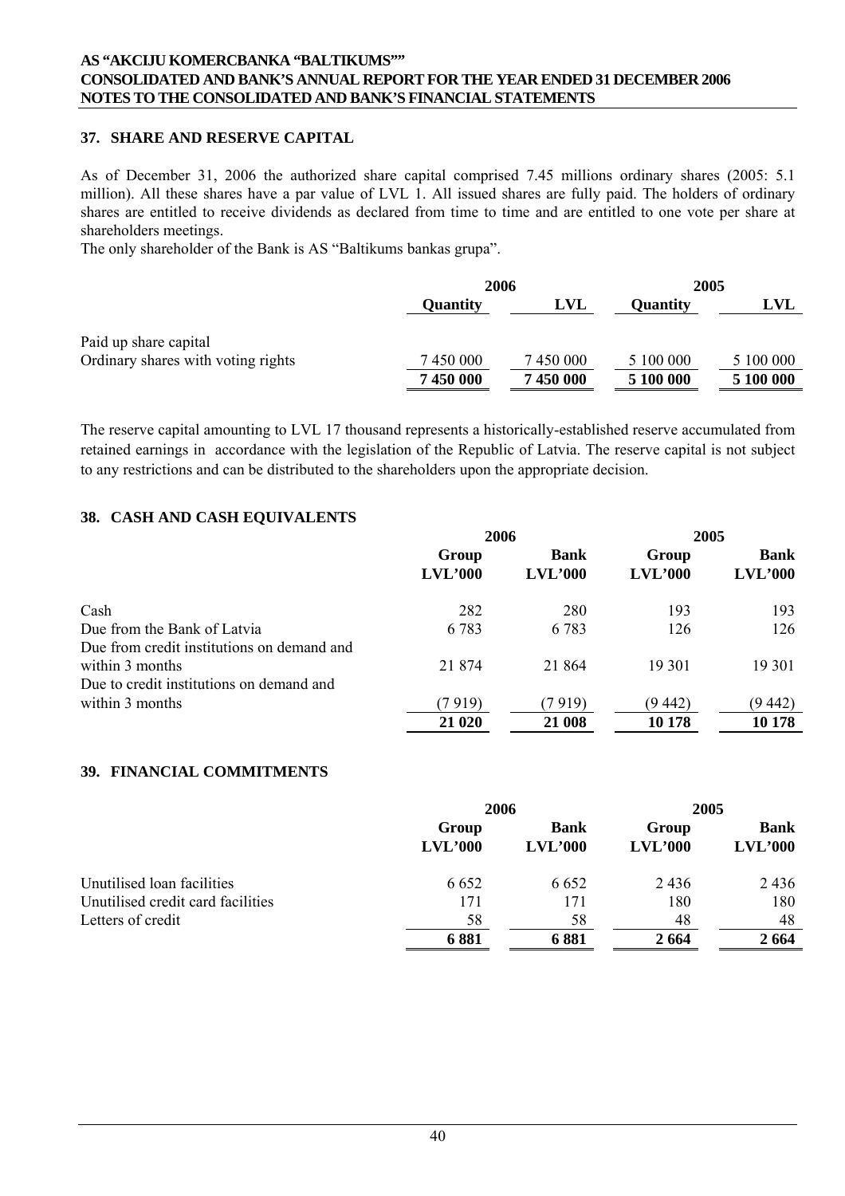## 37. SHARE AND RESERVE CAPITAL

As of December 31, 2006 the authorized share capital comprised 7.45 millions ordinary shares (2005: 5.1 million). All these shares have a par value of LVL 1. All issued shares are fully paid. The holders of ordinary shares are entitled to receive dividends as declared from time to time and are entitled to one vote per share at shareholders meetings.

The only shareholder of the Bank is AS "Baltikums bankas grupa".

| | 2006 | | 2005 | |
|---|---|---|---|---|
| | **Quantity** | **LVL** | **Quantity** | **LVL** |
| Paid up share capital | | | | |
| Ordinary shares with voting rights | 7 450 000 | 7 450 000 | 5 100 000 | 5 100 000 |
| | **7 450 000** | **7 450 000** | **5 100 000** | **5 100 000** |

The reserve capital amounting to LVL 17 thousand represents a historically-established reserve accumulated from retained earnings in accordance with the legislation of the Republic of Latvia. The reserve capital is not subject to any restrictions and can be distributed to the shareholders upon the appropriate decision.

## 38. CASH AND CASH EQUIVALENTS

| | 2006 | | 2005 | |
|---|---|---|---|---|
| | **Group LVL'000** | **Bank LVL'000** | **Group LVL'000** | **Bank LVL'000** |
| Cash | 282 | 280 | 193 | 193 |
| Due from the Bank of Latvia | 6 783 | 6 783 | 126 | 126 |
| Due from credit institutions on demand and within 3 months | 21 874 | 21 864 | 19 301 | 19 301 |
| Due to credit institutions on demand and within 3 months | (7 919) | (7 919) | (9 442) | (9 442) |
| | **21 020** | **21 008** | **10 178** | **10 178** |

## 39. FINANCIAL COMMITMENTS

| | 2006 | | 2005 | |
|---|---|---|---|---|
| | **Group LVL'000** | **Bank LVL'000** | **Group LVL'000** | **Bank LVL'000** |
| Unutilised loan facilities | 6 652 | 6 652 | 2 436 | 2 436 |
| Unutilised credit card facilities | 171 | 171 | 180 | 180 |
| Letters of credit | 58 | 58 | 48 | 48 |
| | **6 881** | **6 881** | **2 664** | **2 664** |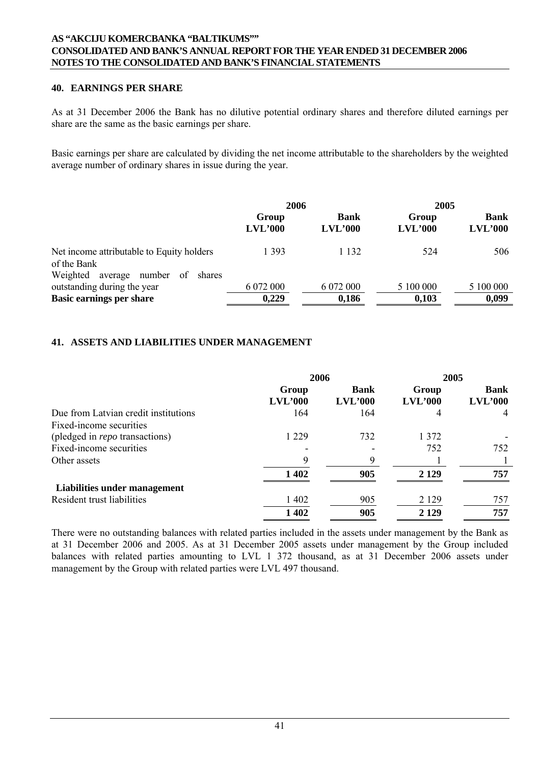## 40. EARNINGS PER SHARE

As at 31 December 2006 the Bank has no dilutive potential ordinary shares and therefore diluted earnings per share are the same as the basic earnings per share.

Basic earnings per share are calculated by dividing the net income attributable to the shareholders by the weighted average number of ordinary shares in issue during the year.

| | 2006 | | 2005 | |
|---|---|---|---|---|
| | **Group LVL'000** | **Bank LVL'000** | **Group LVL'000** | **Bank LVL'000** |
| Net income attributable to Equity holders of the Bank | 1 393 | 1 132 | 524 | 506 |
| Weighted average number of shares outstanding during the year | 6 072 000 | 6 072 000 | 5 100 000 | 5 100 000 |
| **Basic earnings per share** | **0,229** | **0,186** | **0,103** | **0,099** |

## 41. ASSETS AND LIABILITIES UNDER MANAGEMENT

| | 2006 | | 2005 | |
|---|---|---|---|---|
| | **Group LVL'000** | **Bank LVL'000** | **Group LVL'000** | **Bank LVL'000** |
| Due from Latvian credit institutions | 164 | 164 | 4 | 4 |
| Fixed-income securities (pledged in *repo* transactions) | 1 229 | 732 | 1 372 | - |
| Fixed-income securities | - | - | 752 | 752 |
| Other assets | 9 | 9 | 1 | 1 |
| | **1 402** | **905** | **2 129** | **757** |
| **Liabilities under management** | | | | |
| Resident trust liabilities | 1 402 | 905 | 2 129 | 757 |
| | **1 402** | **905** | **2 129** | **757** |

There were no outstanding balances with related parties included in the assets under management by the Bank as at 31 December 2006 and 2005. As at 31 December 2005 assets under management by the Group included balances with related parties amounting to LVL 1 372 thousand, as at 31 December 2006 assets under management by the Group with related parties were LVL 497 thousand.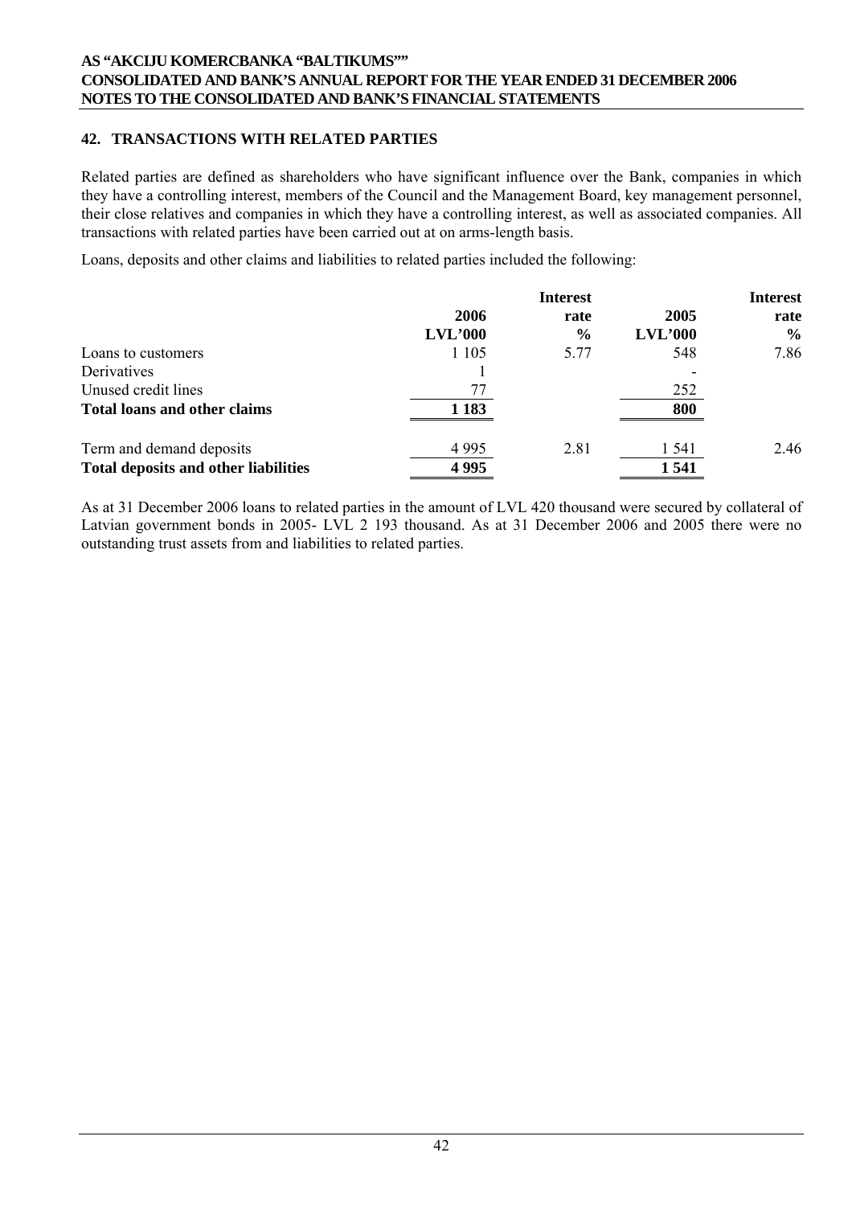## 42. TRANSACTIONS WITH RELATED PARTIES

Related parties are defined as shareholders who have significant influence over the Bank, companies in which they have a controlling interest, members of the Council and the Management Board, key management personnel, their close relatives and companies in which they have a controlling interest, as well as associated companies. All transactions with related parties have been carried out at on arms-length basis.

Loans, deposits and other claims and liabilities to related parties included the following:

| | 2006 LVL'000 | Interest rate % | 2005 LVL'000 | Interest rate % |
|---|---|---|---|---|
| Loans to customers | 1 105 | 5.77 | 548 | 7.86 |
| Derivatives | 1 | | - | |
| Unused credit lines | 77 | | 252 | |
| **Total loans and other claims** | **1 183** | | **800** | |
| Term and demand deposits | 4 995 | 2.81 | 1 541 | 2.46 |
| **Total deposits and other liabilities** | **4 995** | | **1 541** | |

As at 31 December 2006 loans to related parties in the amount of LVL 420 thousand were secured by collateral of Latvian government bonds in 2005- LVL 2 193 thousand. As at 31 December 2006 and 2005 there were no outstanding trust assets from and liabilities to related parties.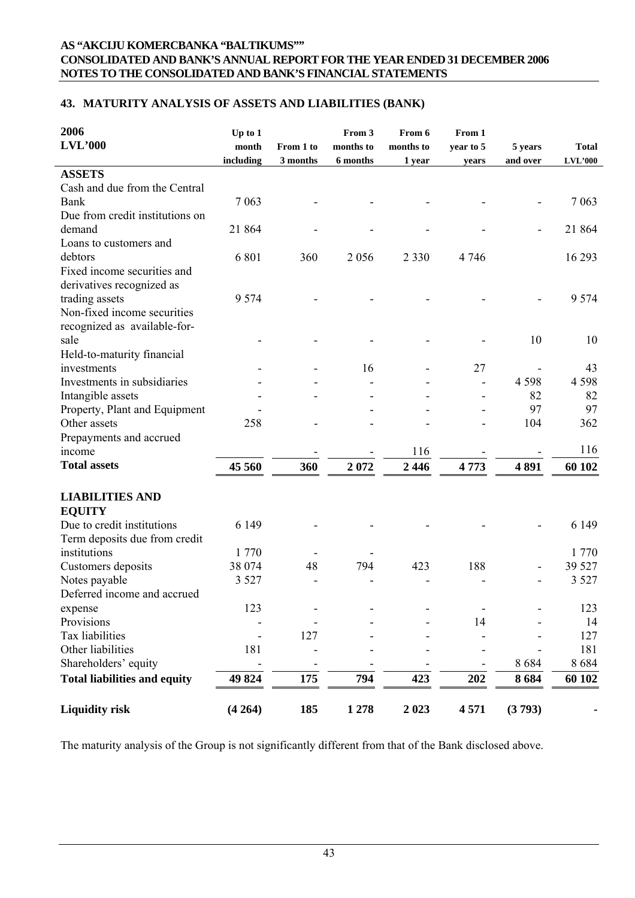## 43. MATURITY ANALYSIS OF ASSETS AND LIABILITIES (BANK)

| 2006 LVL'000 | Up to 1 month including | From 1 to 3 months | From 3 months to 6 months | From 6 months to 1 year | From 1 year to 5 years | 5 years and over | Total LVL'000 |
|---|---|---|---|---|---|---|---|
| **ASSETS** | | | | | | | |
| Cash and due from the Central Bank | 7 063 | - | - | - | - | - | 7 063 |
| Due from credit institutions on demand | 21 864 | - | - | - | - | - | 21 864 |
| Loans to customers and debtors | 6 801 | 360 | 2 056 | 2 330 | 4 746 | | 16 293 |
| Fixed income securities and derivatives recognized as trading assets | 9 574 | - | - | - | - | - | 9 574 |
| Non-fixed income securities recognized as available-for-sale | - | - | - | - | - | 10 | 10 |
| Held-to-maturity financial investments | - | - | 16 | - | 27 | - | 43 |
| Investments in subsidiaries | - | - | - | - | - | 4 598 | 4 598 |
| Intangible assets | - | - | - | - | - | 82 | 82 |
| Property, Plant and Equipment | - | - | - | - | - | 97 | 97 |
| Other assets | 258 | - | - | - | - | 104 | 362 |
| Prepayments and accrued income | | - | - | 116 | - | - | 116 |
| **Total assets** | **45 560** | **360** | **2 072** | **2 446** | **4 773** | **4 891** | **60 102** |
| | | | | | | | |
| **LIABILITIES AND EQUITY** | | | | | | | |
| Due to credit institutions | 6 149 | - | - | - | - | - | 6 149 |
| Term deposits due from credit institutions | 1 770 | - | - | | | | 1 770 |
| Customers deposits | 38 074 | 48 | 794 | 423 | 188 | - | 39 527 |
| Notes payable | 3 527 | - | - | - | - | - | 3 527 |
| Deferred income and accrued expense | 123 | - | - | - | - | - | 123 |
| Provisions | - | - | - | - | 14 | - | 14 |
| Tax liabilities | - | 127 | - | - | - | - | 127 |
| Other liabilities | 181 | - | - | - | - | - | 181 |
| Shareholders' equity | - | - | - | - | - | 8 684 | 8 684 |
| **Total liabilities and equity** | **49 824** | **175** | **794** | **423** | **202** | **8 684** | **60 102** |
| | | | | | | | |
| **Liquidity risk** | **(4 264)** | **185** | **1 278** | **2 023** | **4 571** | **(3 793)** | **-** |

The maturity analysis of the Group is not significantly different from that of the Bank disclosed above.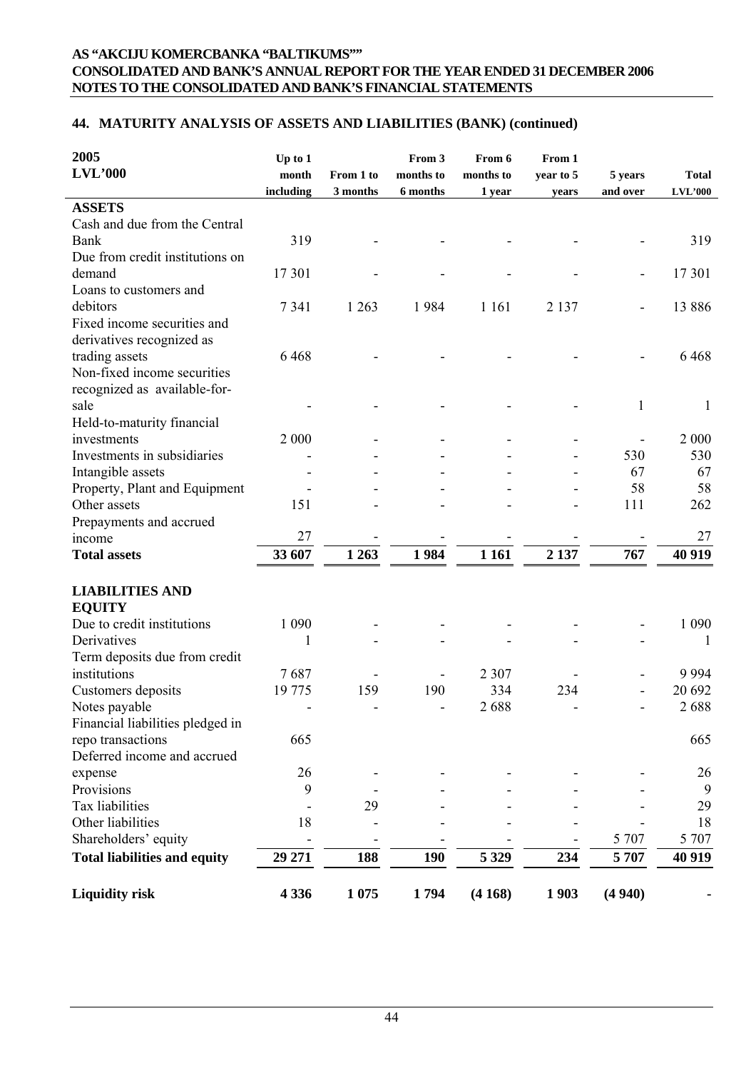## 44. MATURITY ANALYSIS OF ASSETS AND LIABILITIES (BANK) (continued)

| 2005<br>LVL'000 | Up to 1 month including | From 1 to 3 months | From 3 months to 6 months | From 6 months to 1 year | From 1 year to 5 years | 5 years and over | Total LVL'000 |
|---|---|---|---|---|---|---|---|
| **ASSETS** | | | | | | | |
| Cash and due from the Central Bank | 319 | - | - | - | - | - | 319 |
| Due from credit institutions on demand | 17 301 | - | - | - | - | - | 17 301 |
| Loans to customers and debitors | 7 341 | 1 263 | 1 984 | 1 161 | 2 137 | - | 13 886 |
| Fixed income securities and derivatives recognized as trading assets | 6 468 | - | - | - | - | - | 6 468 |
| Non-fixed income securities recognized as available-for-sale | - | - | - | - | - | 1 | 1 |
| Held-to-maturity financial investments | 2 000 | - | - | - | - | - | 2 000 |
| Investments in subsidiaries | - | - | - | - | - | 530 | 530 |
| Intangible assets | - | - | - | - | - | 67 | 67 |
| Property, Plant and Equipment | - | - | - | - | - | 58 | 58 |
| Other assets | 151 | - | - | - | - | 111 | 262 |
| Prepayments and accrued income | 27 | - | - | - | - | - | 27 |
| **Total assets** | **33 607** | **1 263** | **1 984** | **1 161** | **2 137** | **767** | **40 919** |
| **LIABILITIES AND EQUITY** | | | | | | | |
| Due to credit institutions | 1 090 | - | - | - | - | - | 1 090 |
| Derivatives | 1 | - | - | - | - | - | 1 |
| Term deposits due from credit institutions | 7 687 | - | - | 2 307 | - | - | 9 994 |
| Customers deposits | 19 775 | 159 | 190 | 334 | 234 | - | 20 692 |
| Notes payable | - | - | - | 2 688 | - | - | 2 688 |
| Financial liabilities pledged in repo transactions | 665 | | | | | | 665 |
| Deferred income and accrued expense | 26 | - | - | - | - | - | 26 |
| Provisions | 9 | - | - | - | - | - | 9 |
| Tax liabilities | - | 29 | - | - | - | - | 29 |
| Other liabilities | 18 | - | - | - | - | - | 18 |
| Shareholders' equity | - | - | - | - | - | 5 707 | 5 707 |
| **Total liabilities and equity** | **29 271** | **188** | **190** | **5 329** | **234** | **5 707** | **40 919** |
| **Liquidity risk** | **4 336** | **1 075** | **1 794** | **(4 168)** | **1 903** | **(4 940)** | **-** |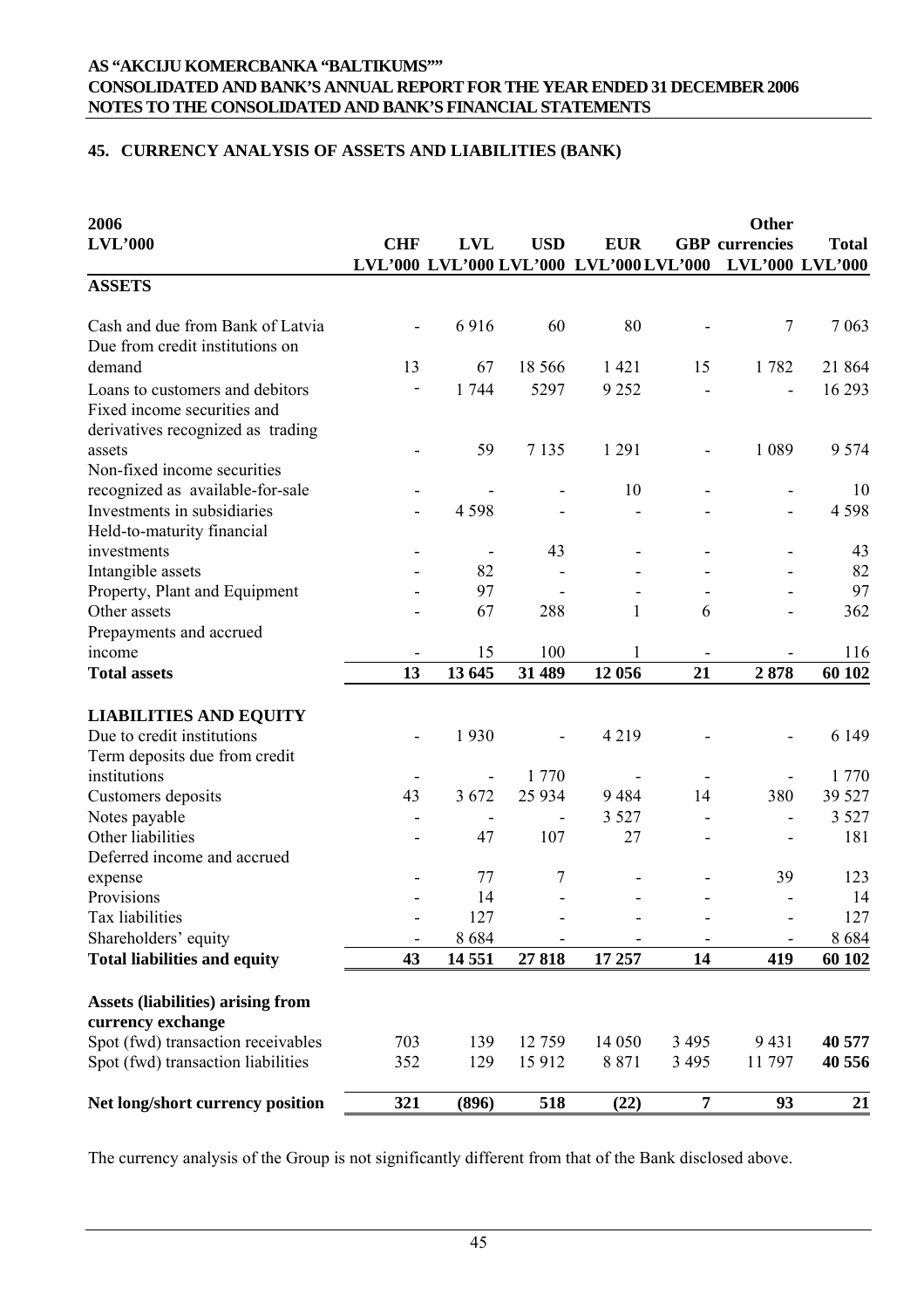## 45. CURRENCY ANALYSIS OF ASSETS AND LIABILITIES (BANK)

| 2006 LVL'000 | CHF LVL'000 | LVL LVL'000 | USD LVL'000 | EUR LVL'000 | GBP LVL'000 | Other currencies LVL'000 | Total LVL'000 |
|---|---|---|---|---|---|---|---|
| **ASSETS** | | | | | | | |
| Cash and due from Bank of Latvia | - | 6 916 | 60 | 80 | - | 7 | 7 063 |
| Due from credit institutions on demand | 13 | 67 | 18 566 | 1 421 | 15 | 1 782 | 21 864 |
| Loans to customers and debitors | - | 1 744 | 5297 | 9 252 | - | - | 16 293 |
| Fixed income securities and derivatives recognized as trading assets | - | 59 | 7 135 | 1 291 | - | 1 089 | 9 574 |
| Non-fixed income securities recognized as available-for-sale | - | - | - | 10 | - | - | 10 |
| Investments in subsidiaries | - | 4 598 | - | - | - | - | 4 598 |
| Held-to-maturity financial investments | - | - | 43 | - | - | - | 43 |
| Intangible assets | - | 82 | - | - | - | - | 82 |
| Property, Plant and Equipment | - | 97 | - | - | - | - | 97 |
| Other assets | - | 67 | 288 | 1 | 6 | - | 362 |
| Prepayments and accrued income | - | 15 | 100 | 1 | - | - | 116 |
| **Total assets** | **13** | **13 645** | **31 489** | **12 056** | **21** | **2 878** | **60 102** |
| **LIABILITIES AND EQUITY** | | | | | | | |
| Due to credit institutions | - | 1 930 | - | 4 219 | | - | 6 149 |
| Term deposits due from credit institutions | - | - | 1 770 | - | - | - | 1 770 |
| Customers deposits | 43 | 3 672 | 25 934 | 9 484 | 14 | 380 | 39 527 |
| Notes payable | - | - | - | 3 527 | - | - | 3 527 |
| Other liabilities | - | 47 | 107 | 27 | - | - | 181 |
| Deferred income and accrued expense | - | 77 | 7 | - | - | 39 | 123 |
| Provisions | - | 14 | - | - | - | - | 14 |
| Tax liabilities | - | 127 | - | - | - | - | 127 |
| Shareholders' equity | - | 8 684 | - | - | - | - | 8 684 |
| **Total liabilities and equity** | **43** | **14 551** | **27 818** | **17 257** | **14** | **419** | **60 102** |
| **Assets (liabilities) arising from currency exchange** | | | | | | | |
| Spot (fwd) transaction receivables | 703 | 139 | 12 759 | 14 050 | 3 495 | 9 431 | **40 577** |
| Spot (fwd) transaction liabilities | 352 | 129 | 15 912 | 8 871 | 3 495 | 11 797 | **40 556** |
| **Net long/short currency position** | **321** | **(896)** | **518** | **(22)** | **7** | **93** | **21** |

The currency analysis of the Group is not significantly different from that of the Bank disclosed above.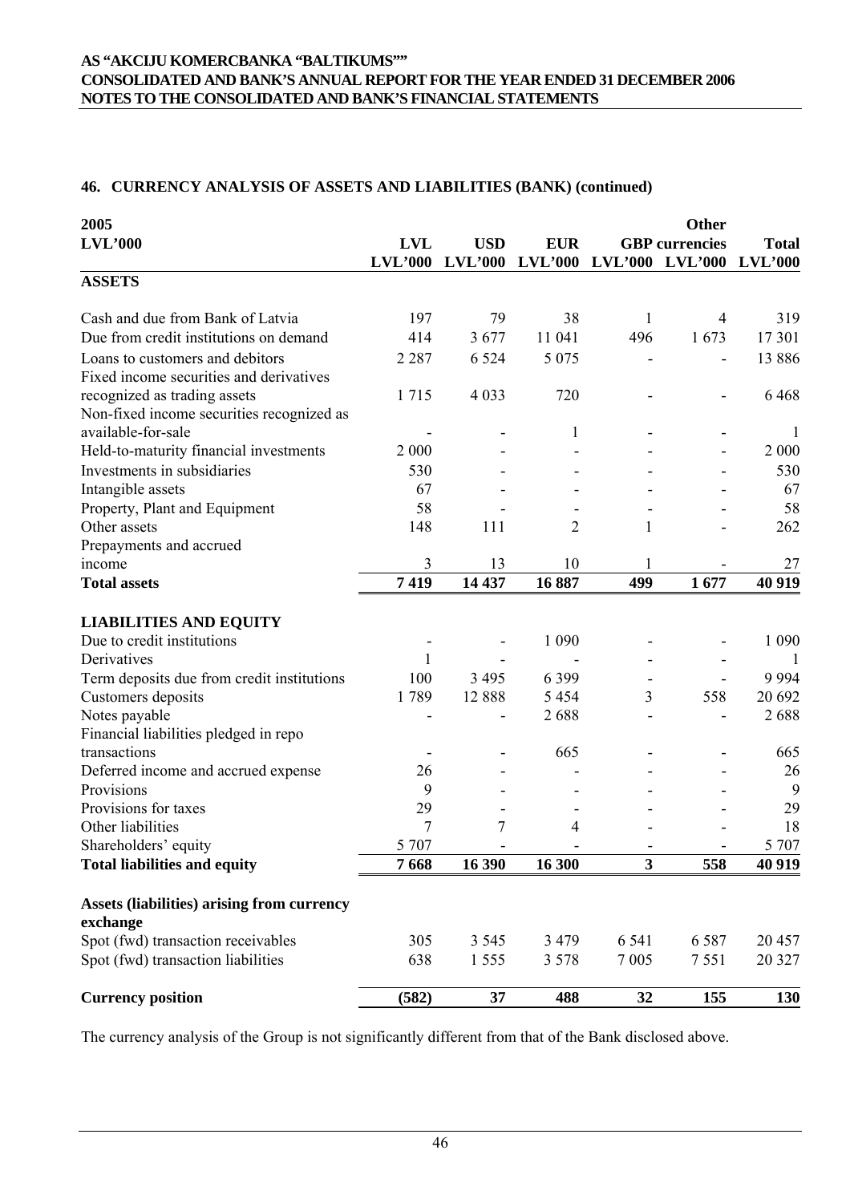## 46. CURRENCY ANALYSIS OF ASSETS AND LIABILITIES (BANK) (continued)

| 2005<br>LVL'000 | LVL<br>LVL'000 | USD<br>LVL'000 | EUR<br>LVL'000 | GBP<br>LVL'000 | Other currencies<br>LVL'000 | Total<br>LVL'000 |
|---|---|---|---|---|---|---|
| **ASSETS** | | | | | | |
| Cash and due from Bank of Latvia | 197 | 79 | 38 | 1 | 4 | 319 |
| Due from credit institutions on demand | 414 | 3 677 | 11 041 | 496 | 1 673 | 17 301 |
| Loans to customers and debitors | 2 287 | 6 524 | 5 075 | - | - | 13 886 |
| Fixed income securities and derivatives recognized as trading assets | 1 715 | 4 033 | 720 | - | - | 6 468 |
| Non-fixed income securities recognized as available-for-sale | - | - | 1 | - | - | 1 |
| Held-to-maturity financial investments | 2 000 | - | - | - | - | 2 000 |
| Investments in subsidiaries | 530 | - | - | - | - | 530 |
| Intangible assets | 67 | - | - | - | - | 67 |
| Property, Plant and Equipment | 58 | - | - | - | - | 58 |
| Other assets | 148 | 111 | 2 | 1 | - | 262 |
| Prepayments and accrued income | 3 | 13 | 10 | 1 | - | 27 |
| **Total assets** | **7 419** | **14 437** | **16 887** | **499** | **1 677** | **40 919** |
| **LIABILITIES AND EQUITY** | | | | | | |
| Due to credit institutions | - | - | 1 090 | - | - | 1 090 |
| Derivatives | 1 | - | - | - | - | 1 |
| Term deposits due from credit institutions | 100 | 3 495 | 6 399 | - | - | 9 994 |
| Customers deposits | 1 789 | 12 888 | 5 454 | 3 | 558 | 20 692 |
| Notes payable | - | - | 2 688 | - | - | 2 688 |
| Financial liabilities pledged in repo transactions | - | - | 665 | - | - | 665 |
| Deferred income and accrued expense | 26 | - | - | - | - | 26 |
| Provisions | 9 | - | - | - | - | 9 |
| Provisions for taxes | 29 | - | - | - | - | 29 |
| Other liabilities | 7 | 7 | 4 | - | - | 18 |
| Shareholders' equity | 5 707 | - | - | - | - | 5 707 |
| **Total liabilities and equity** | **7 668** | **16 390** | **16 300** | **3** | **558** | **40 919** |
| **Assets (liabilities) arising from currency exchange** | | | | | | |
| Spot (fwd) transaction receivables | 305 | 3 545 | 3 479 | 6 541 | 6 587 | 20 457 |
| Spot (fwd) transaction liabilities | 638 | 1 555 | 3 578 | 7 005 | 7 551 | 20 327 |
| **Currency position** | **(582)** | **37** | **488** | **32** | **155** | **130** |

The currency analysis of the Group is not significantly different from that of the Bank disclosed above.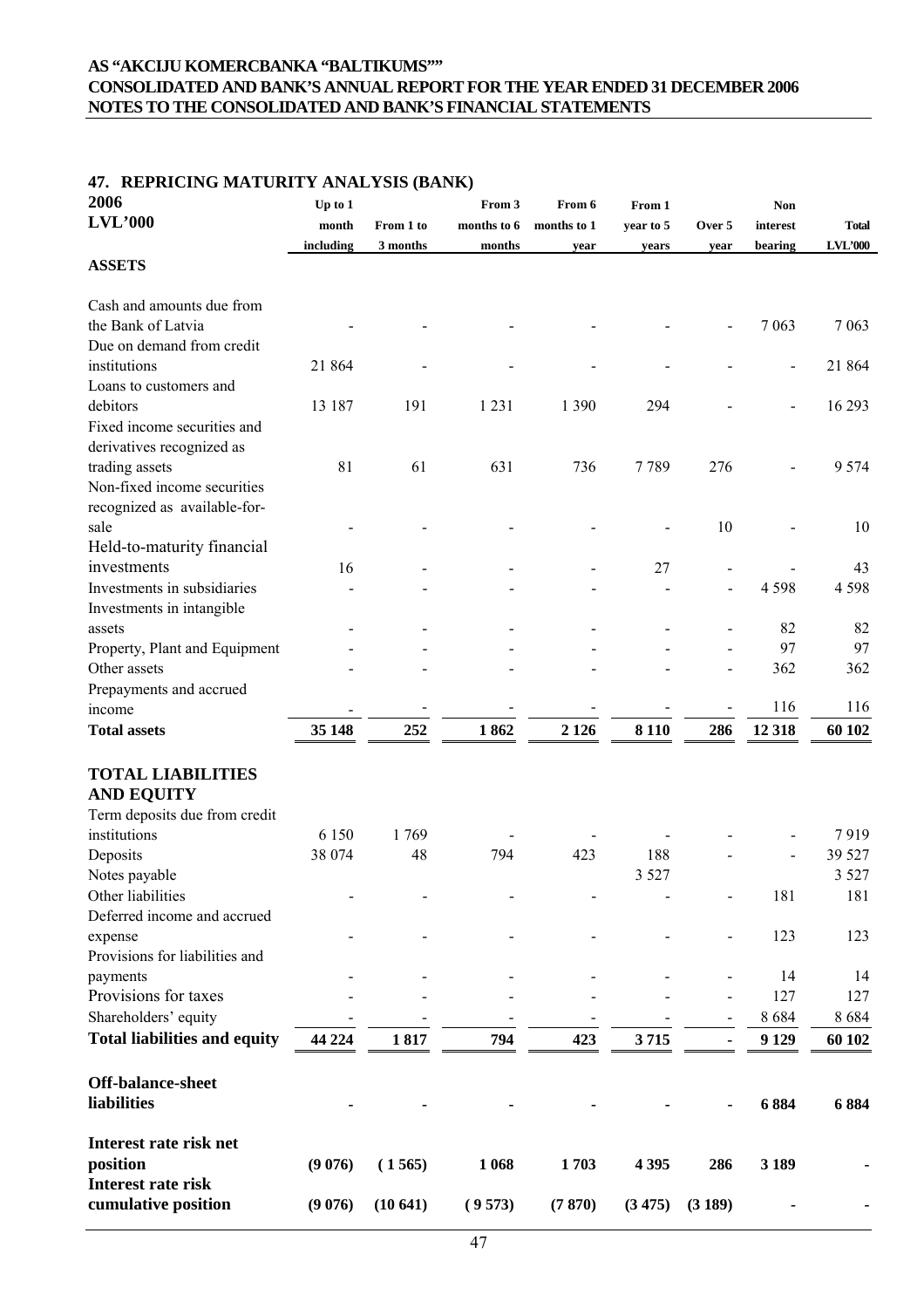## 47. REPRICING MATURITY ANALYSIS (BANK)

| 2006<br>LVL'000 | Up to 1 month including | From 1 to 3 months | From 3 months to 6 months | From 6 months to 1 year | From 1 year to 5 years | Over 5 year | Non interest bearing | Total LVL'000 |
|---|---|---|---|---|---|---|---|---|
| **ASSETS** | | | | | | | | |
| Cash and amounts due from the Bank of Latvia | - | - | - | - | - | - | 7 063 | 7 063 |
| Due on demand from credit institutions | 21 864 | - | - | - | - | - | - | 21 864 |
| Loans to customers and debitors | 13 187 | 191 | 1 231 | 1 390 | 294 | - | - | 16 293 |
| Fixed income securities and derivatives recognized as trading assets | 81 | 61 | 631 | 736 | 7 789 | 276 | - | 9 574 |
| Non-fixed income securities recognized as available-for-sale | - | - | - | - | - | 10 | - | 10 |
| Held-to-maturity financial investments | 16 | - | - | - | 27 | - | - | 43 |
| Investments in subsidiaries | - | - | - | - | - | - | 4 598 | 4 598 |
| Investments in intangible assets | - | - | - | - | - | - | 82 | 82 |
| Property, Plant and Equipment | - | - | - | - | - | - | 97 | 97 |
| Other assets | - | - | - | - | - | - | 362 | 362 |
| Prepayments and accrued income | - | - | - | - | - | - | 116 | 116 |
| **Total assets** | **35 148** | **252** | **1 862** | **2 126** | **8 110** | **286** | **12 318** | **60 102** |
| **TOTAL LIABILITIES AND EQUITY** | | | | | | | | |
| Term deposits due from credit institutions | 6 150 | 1 769 | - | - | - | - | - | 7 919 |
| Deposits | 38 074 | 48 | 794 | 423 | 188 | - | - | 39 527 |
| Notes payable | | | | | 3 527 | | | 3 527 |
| Other liabilities | - | - | - | - | - | - | 181 | 181 |
| Deferred income and accrued expense | - | - | - | - | - | - | 123 | 123 |
| Provisions for liabilities and payments | - | - | - | - | - | - | 14 | 14 |
| Provisions for taxes | - | - | - | - | - | - | 127 | 127 |
| Shareholders' equity | - | - | - | - | - | - | 8 684 | 8 684 |
| **Total liabilities and equity** | **44 224** | **1 817** | **794** | **423** | **3 715** | **-** | **9 129** | **60 102** |
| **Off-balance-sheet liabilities** | **-** | **-** | **-** | **-** | **-** | **-** | **6 884** | **6 884** |
| **Interest rate risk net position** | **(9 076)** | **( 1 565)** | **1 068** | **1 703** | **4 395** | **286** | **3 189** | **-** |
| **Interest rate risk cumulative position** | **(9 076)** | **(10 641)** | **( 9 573)** | **(7 870)** | **(3 475)** | **(3 189)** | **-** | **-** |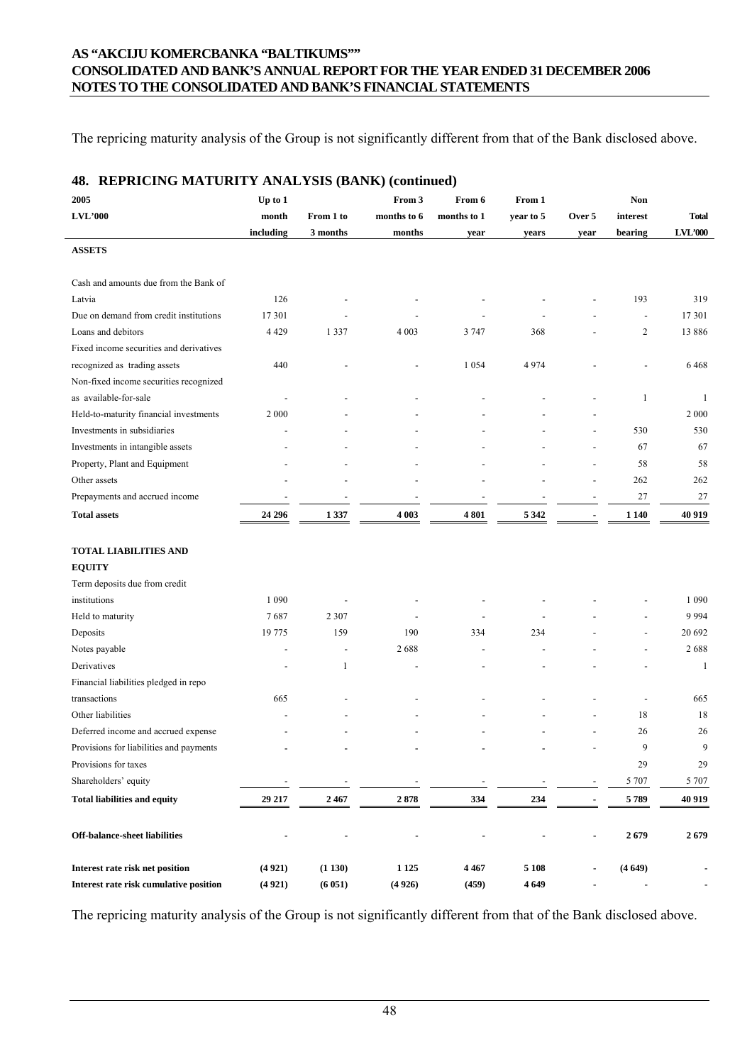The repricing maturity analysis of the Group is not significantly different from that of the Bank disclosed above.

## 48. REPRICING MATURITY ANALYSIS (BANK) (continued)

| 2005<br>LVL'000 | Up to 1 month including | From 1 to 3 months | From 3 months to 6 months | From 6 months to 1 year | From 1 year to 5 years | Over 5 year | Non interest bearing | Total LVL'000 |
|---|---|---|---|---|---|---|---|---|
| **ASSETS** | | | | | | | | |
| Cash and amounts due from the Bank of Latvia | 126 | - | - | - | - | - | 193 | 319 |
| Due on demand from credit institutions | 17 301 | - | - | - | - | - | - | 17 301 |
| Loans and debitors | 4 429 | 1 337 | 4 003 | 3 747 | 368 | - | 2 | 13 886 |
| Fixed income securities and derivatives recognized as trading assets | 440 | - | - | 1 054 | 4 974 | - | - | 6 468 |
| Non-fixed income securities recognized as available-for-sale | - | - | - | - | - | - | 1 | 1 |
| Held-to-maturity financial investments | 2 000 | - | - | - | - | - | | 2 000 |
| Investments in subsidiaries | - | - | - | - | - | - | 530 | 530 |
| Investments in intangible assets | - | - | - | - | - | - | 67 | 67 |
| Property, Plant and Equipment | - | - | - | - | - | - | 58 | 58 |
| Other assets | - | - | - | - | - | - | 262 | 262 |
| Prepayments and accrued income | - | - | - | - | - | - | 27 | 27 |
| **Total assets** | **24 296** | **1 337** | **4 003** | **4 801** | **5 342** | **-** | **1 140** | **40 919** |
| **TOTAL LIABILITIES AND EQUITY** | | | | | | | | |
| Term deposits due from credit institutions | 1 090 | - | - | - | - | - | - | 1 090 |
| Held to maturity | 7 687 | 2 307 | - | - | - | - | - | 9 994 |
| Deposits | 19 775 | 159 | 190 | 334 | 234 | - | - | 20 692 |
| Notes payable | - | - | 2 688 | - | - | - | - | 2 688 |
| Derivatives | - | 1 | - | - | - | - | - | 1 |
| Financial liabilities pledged in repo transactions | 665 | - | - | - | - | - | - | 665 |
| Other liabilities | - | - | - | - | - | - | 18 | 18 |
| Deferred income and accrued expense | - | - | - | - | - | - | 26 | 26 |
| Provisions for liabilities and payments | - | - | - | - | - | - | 9 | 9 |
| Provisions for taxes | | | | | | | 29 | 29 |
| Shareholders' equity | - | - | - | - | - | - | 5 707 | 5 707 |
| **Total liabilities and equity** | **29 217** | **2 467** | **2 878** | **334** | **234** | **-** | **5 789** | **40 919** |
| **Off-balance-sheet liabilities** | **-** | **-** | **-** | **-** | **-** | **-** | **2 679** | **2 679** |
| **Interest rate risk net position** | **(4 921)** | **(1 130)** | **1 125** | **4 467** | **5 108** | **-** | **(4 649)** | **-** |
| **Interest rate risk cumulative position** | **(4 921)** | **(6 051)** | **(4 926)** | **(459)** | **4 649** | **-** | **-** | **-** |

The repricing maturity analysis of the Group is not significantly different from that of the Bank disclosed above.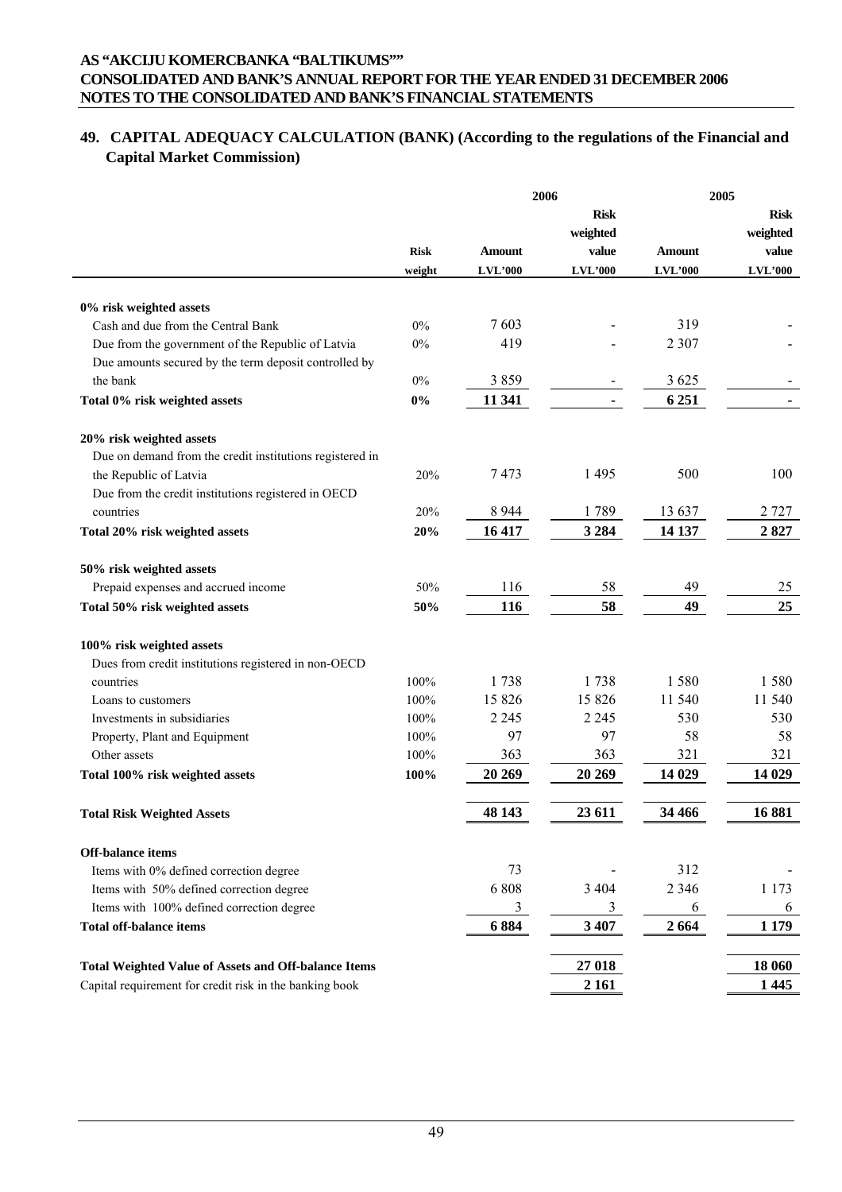## 49. CAPITAL ADEQUACY CALCULATION (BANK) (According to the regulations of the Financial and Capital Market Commission)

| | Risk weight | 2006 Amount LVL'000 | 2006 Risk weighted value LVL'000 | 2005 Amount LVL'000 | 2005 Risk weighted value LVL'000 |
|---|---|---|---|---|---|
| **0% risk weighted assets** | | | | | |
| Cash and due from the Central Bank | 0% | 7 603 | - | 319 | - |
| Due from the government of the Republic of Latvia | 0% | 419 | - | 2 307 | - |
| Due amounts secured by the term deposit controlled by the bank | 0% | 3 859 | - | 3 625 | - |
| **Total 0% risk weighted assets** | **0%** | **11 341** | **-** | **6 251** | **-** |
| **20% risk weighted assets** | | | | | |
| Due on demand from the credit institutions registered in the Republic of Latvia | 20% | 7 473 | 1 495 | 500 | 100 |
| Due from the credit institutions registered in OECD countries | 20% | 8 944 | 1 789 | 13 637 | 2 727 |
| **Total 20% risk weighted assets** | **20%** | **16 417** | **3 284** | **14 137** | **2 827** |
| **50% risk weighted assets** | | | | | |
| Prepaid expenses and accrued income | 50% | 116 | 58 | 49 | 25 |
| **Total 50% risk weighted assets** | **50%** | **116** | **58** | **49** | **25** |
| **100% risk weighted assets** | | | | | |
| Dues from credit institutions registered in non-OECD countries | 100% | 1 738 | 1 738 | 1 580 | 1 580 |
| Loans to customers | 100% | 15 826 | 15 826 | 11 540 | 11 540 |
| Investments in subsidiaries | 100% | 2 245 | 2 245 | 530 | 530 |
| Property, Plant and Equipment | 100% | 97 | 97 | 58 | 58 |
| Other assets | 100% | 363 | 363 | 321 | 321 |
| **Total 100% risk weighted assets** | **100%** | **20 269** | **20 269** | **14 029** | **14 029** |
| **Total Risk Weighted Assets** | | **48 143** | **23 611** | **34 466** | **16 881** |
| **Off-balance items** | | | | | |
| Items with 0% defined correction degree | | 73 | - | 312 | - |
| Items with 50% defined correction degree | | 6 808 | 3 404 | 2 346 | 1 173 |
| Items with 100% defined correction degree | | 3 | 3 | 6 | 6 |
| **Total off-balance items** | | **6 884** | **3 407** | **2 664** | **1 179** |
| **Total Weighted Value of Assets and Off-balance Items** | | | **27 018** | | **18 060** |
| Capital requirement for credit risk in the banking book | | | **2 161** | | **1 445** |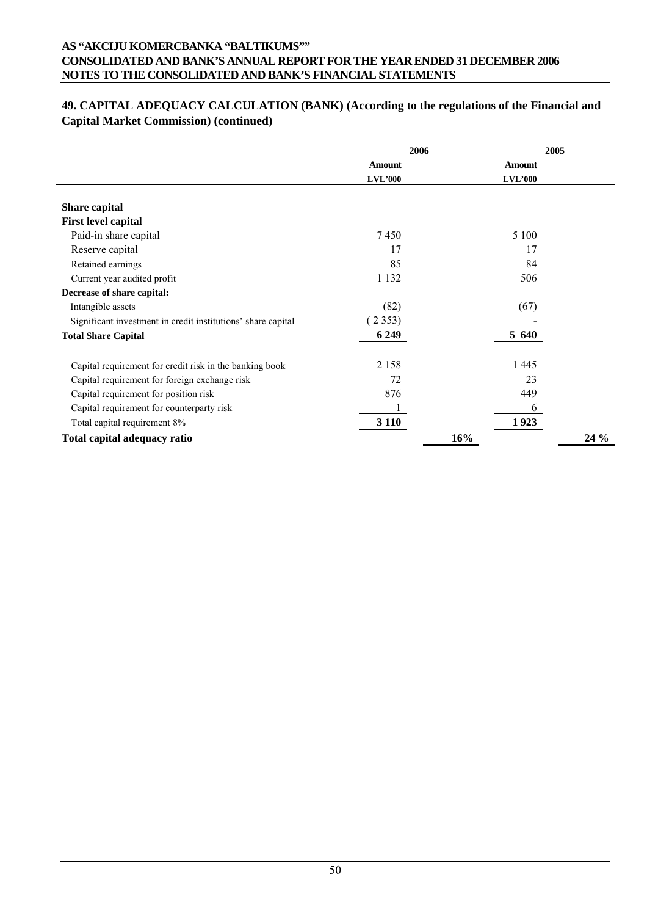## 49. CAPITAL ADEQUACY CALCULATION (BANK) (According to the regulations of the Financial and Capital Market Commission) (continued)

| | 2006 | | 2005 | |
|---|---|---|---|---|
| | Amount | | Amount | |
| | LVL'000 | | LVL'000 | |
| **Share capital** | | | | |
| **First level capital** | | | | |
| Paid-in share capital | 7 450 | | 5 100 | |
| Reserve capital | 17 | | 17 | |
| Retained earnings | 85 | | 84 | |
| Current year audited profit | 1 132 | | 506 | |
| **Decrease of share capital:** | | | | |
| Intangible assets | (82) | | (67) | |
| Significant investment in credit institutions' share capital | ( 2 353) | | - | |
| **Total Share Capital** | **6 249** | | **5 640** | |
| Capital requirement for credit risk in the banking book | 2 158 | | 1 445 | |
| Capital requirement for foreign exchange risk | 72 | | 23 | |
| Capital requirement for position risk | 876 | | 449 | |
| Capital requirement for counterparty risk | 1 | | 6 | |
| Total capital requirement 8% | **3 110** | | **1 923** | |
| **Total capital adequacy ratio** | | **16%** | | **24 %** |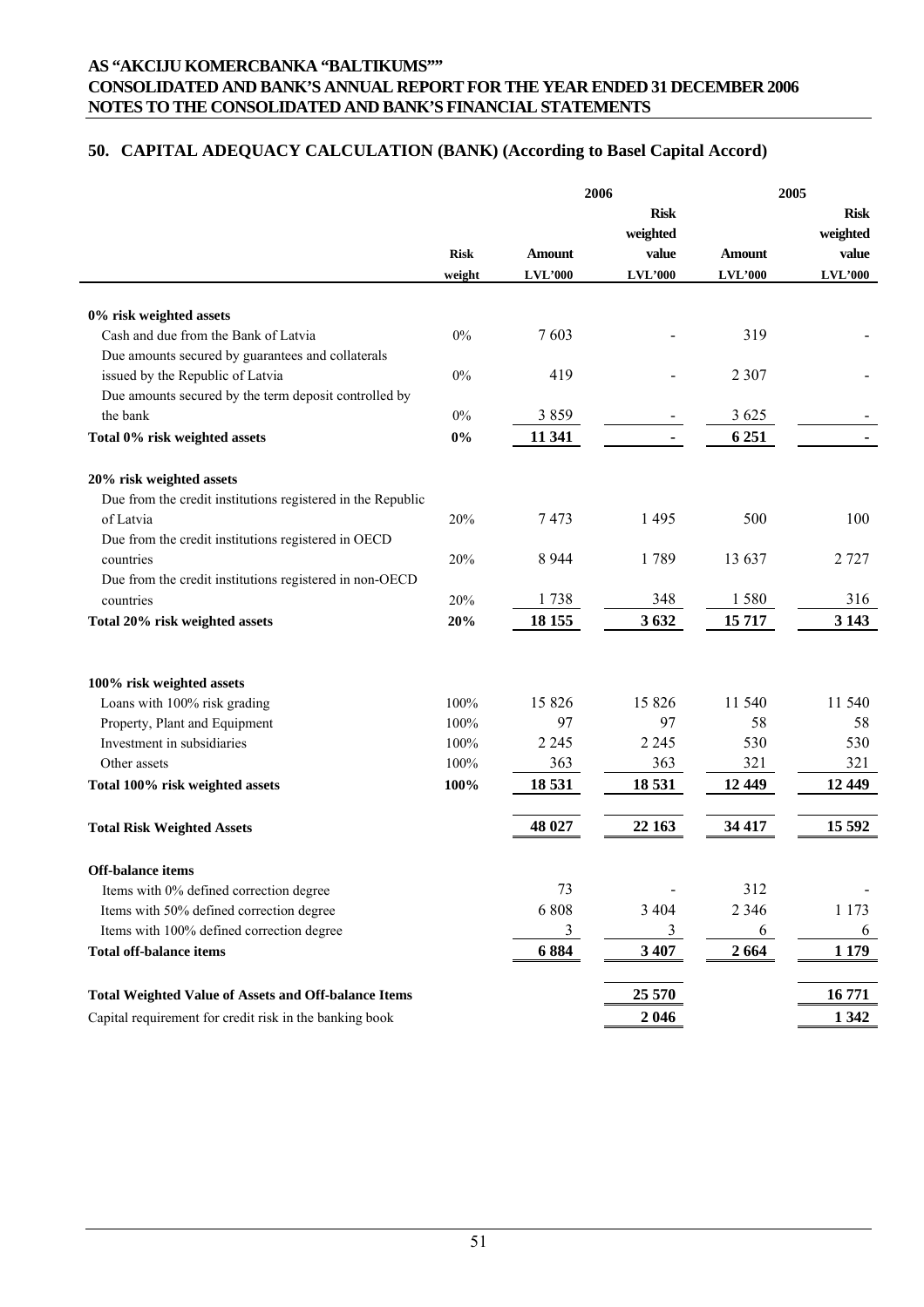## 50. CAPITAL ADEQUACY CALCULATION (BANK) (According to Basel Capital Accord)

| | | 2006 | | 2005 | |
|---|---|---|---|---|---|
| | Risk weight | Amount LVL'000 | Risk weighted value LVL'000 | Amount LVL'000 | Risk weighted value LVL'000 |
| **0% risk weighted assets** | | | | | |
| Cash and due from the Bank of Latvia | 0% | 7 603 | - | 319 | - |
| Due amounts secured by guarantees and collaterals issued by the Republic of Latvia | 0% | 419 | - | 2 307 | - |
| Due amounts secured by the term deposit controlled by the bank | 0% | 3 859 | - | 3 625 | - |
| **Total 0% risk weighted assets** | **0%** | **11 341** | **-** | **6 251** | **-** |
| **20% risk weighted assets** | | | | | |
| Due from the credit institutions registered in the Republic of Latvia | 20% | 7 473 | 1 495 | 500 | 100 |
| Due from the credit institutions registered in OECD countries | 20% | 8 944 | 1 789 | 13 637 | 2 727 |
| Due from the credit institutions registered in non-OECD countries | 20% | 1 738 | 348 | 1 580 | 316 |
| **Total 20% risk weighted assets** | **20%** | **18 155** | **3 632** | **15 717** | **3 143** |
| **100% risk weighted assets** | | | | | |
| Loans with 100% risk grading | 100% | 15 826 | 15 826 | 11 540 | 11 540 |
| Property, Plant and Equipment | 100% | 97 | 97 | 58 | 58 |
| Investment in subsidiaries | 100% | 2 245 | 2 245 | 530 | 530 |
| Other assets | 100% | 363 | 363 | 321 | 321 |
| **Total 100% risk weighted assets** | **100%** | **18 531** | **18 531** | **12 449** | **12 449** |
| **Total Risk Weighted Assets** | | **48 027** | **22 163** | **34 417** | **15 592** |
| **Off-balance items** | | | | | |
| Items with 0% defined correction degree | | 73 | - | 312 | - |
| Items with 50% defined correction degree | | 6 808 | 3 404 | 2 346 | 1 173 |
| Items with 100% defined correction degree | | 3 | 3 | 6 | 6 |
| **Total off-balance items** | | **6 884** | **3 407** | **2 664** | **1 179** |
| **Total Weighted Value of Assets and Off-balance Items** | | | **25 570** | | **16 771** |
| Capital requirement for credit risk in the banking book | | | **2 046** | | **1 342** |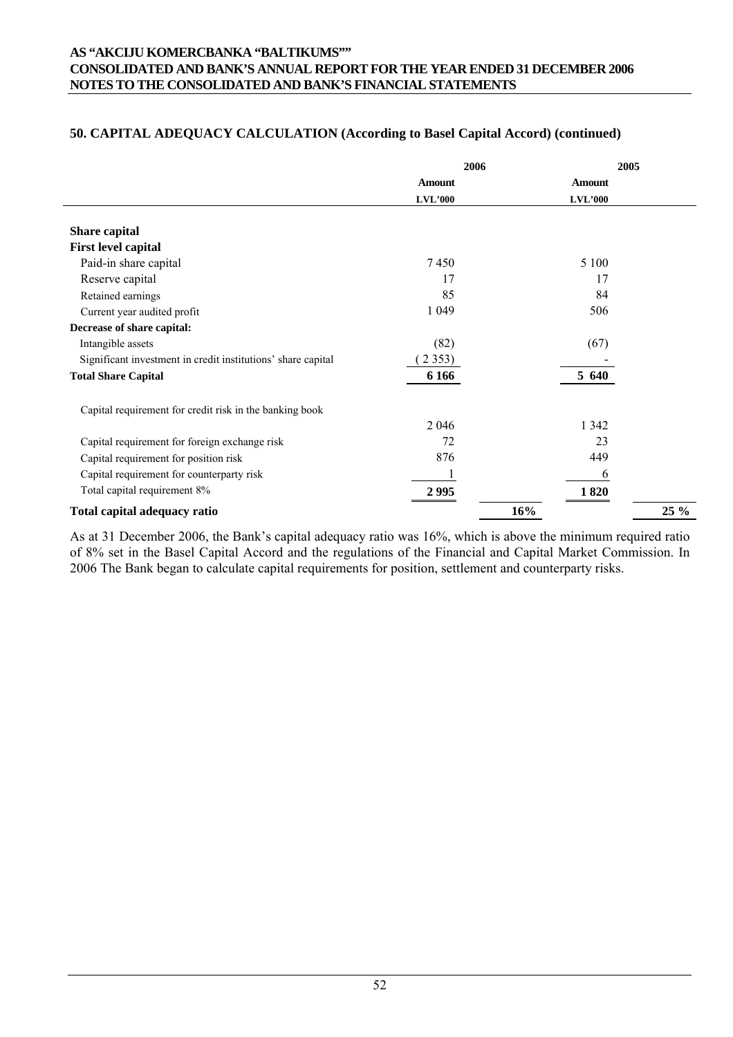## 50. CAPITAL ADEQUACY CALCULATION (According to Basel Capital Accord) (continued)

| | 2006 | | 2005 | |
|---|---|---|---|---|
| | Amount | | Amount | |
| | LVL'000 | | LVL'000 | |
| **Share capital** | | | | |
| **First level capital** | | | | |
| Paid-in share capital | 7 450 | | 5 100 | |
| Reserve capital | 17 | | 17 | |
| Retained earnings | 85 | | 84 | |
| Current year audited profit | 1 049 | | 506 | |
| **Decrease of share capital:** | | | | |
| Intangible assets | (82) | | (67) | |
| Significant investment in credit institutions' share capital | (2 353) | | - | |
| **Total Share Capital** | **6 166** | | **5 640** | |
| Capital requirement for credit risk in the banking book | 2 046 | | 1 342 | |
| Capital requirement for foreign exchange risk | 72 | | 23 | |
| Capital requirement for position risk | 876 | | 449 | |
| Capital requirement for counterparty risk | 1 | | 6 | |
| Total capital requirement 8% | **2 995** | | **1 820** | |
| **Total capital adequacy ratio** | | **16%** | | **25 %** |

As at 31 December 2006, the Bank's capital adequacy ratio was 16%, which is above the minimum required ratio of 8% set in the Basel Capital Accord and the regulations of the Financial and Capital Market Commission. In 2006 The Bank began to calculate capital requirements for position, settlement and counterparty risks.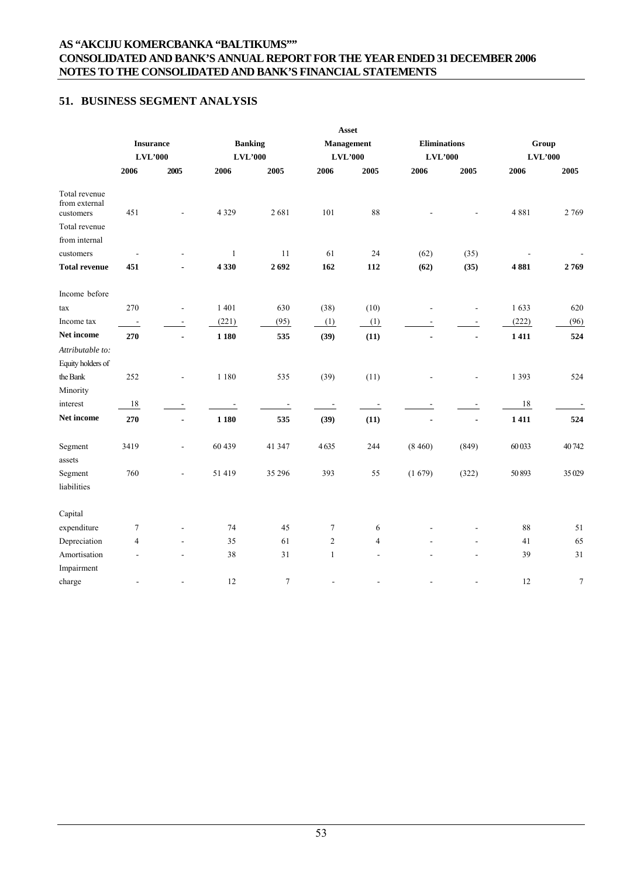## 51. BUSINESS SEGMENT ANALYSIS

| | Insurance LVL'000 | | Banking LVL'000 | | Asset Management LVL'000 | | Eliminations LVL'000 | | Group LVL'000 | |
|---|---|---|---|---|---|---|---|---|---|---|
| | 2006 | 2005 | 2006 | 2005 | 2006 | 2005 | 2006 | 2005 | 2006 | 2005 |
| Total revenue from external customers | 451 | - | 4 329 | 2 681 | 101 | 88 | - | - | 4 881 | 2 769 |
| Total revenue from internal customers | - | - | 1 | 11 | 61 | 24 | (62) | (35) | - | - |
| **Total revenue** | **451** | **-** | **4 330** | **2 692** | **162** | **112** | **(62)** | **(35)** | **4 881** | **2 769** |
| Income before tax | 270 | - | 1 401 | 630 | (38) | (10) | - | - | 1 633 | 620 |
| Income tax | - | - | (221) | (95) | (1) | (1) | - | - | (222) | (96) |
| **Net income** | **270** | **-** | **1 180** | **535** | **(39)** | **(11)** | **-** | **-** | **1 411** | **524** |
| *Attributable to:* | | | | | | | | | | |
| Equity holders of the Bank | 252 | - | 1 180 | 535 | (39) | (11) | - | - | 1 393 | 524 |
| Minority interest | 18 | - | - | - | - | - | - | - | 18 | - |
| **Net income** | **270** | **-** | **1 180** | **535** | **(39)** | **(11)** | **-** | **-** | **1 411** | **524** |
| Segment assets | 3419 | - | 60 439 | 41 347 | 4635 | 244 | (8 460) | (849) | 60 033 | 40 742 |
| Segment liabilities | 760 | - | 51 419 | 35 296 | 393 | 55 | (1 679) | (322) | 50 893 | 35 029 |
| Capital expenditure | 7 | - | 74 | 45 | 7 | 6 | - | - | 88 | 51 |
| Depreciation | 4 | - | 35 | 61 | 2 | 4 | - | - | 41 | 65 |
| Amortisation | - | - | 38 | 31 | 1 | - | - | - | 39 | 31 |
| Impairment charge | - | - | 12 | 7 | - | - | - | - | 12 | 7 |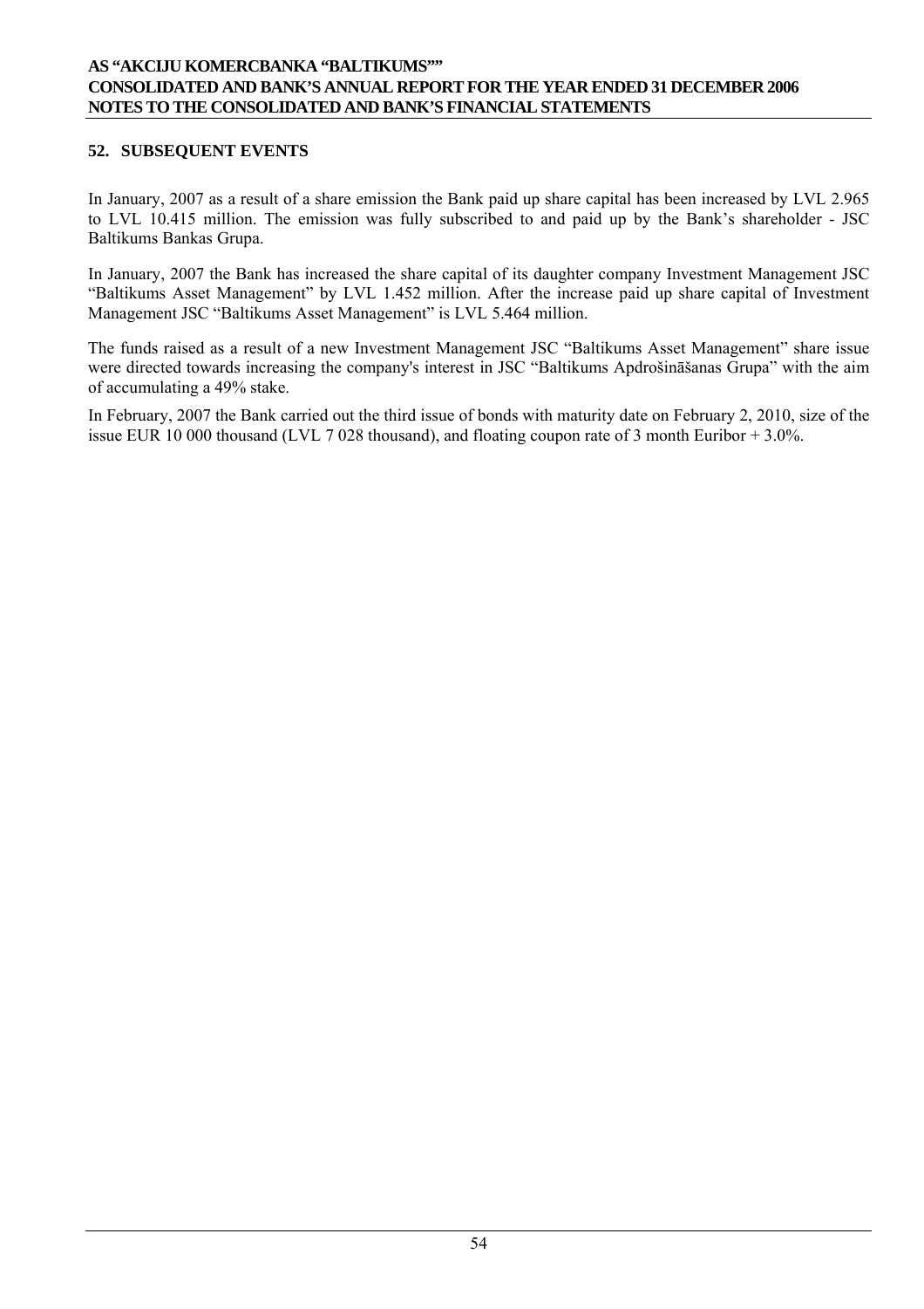## 52. SUBSEQUENT EVENTS

In January, 2007 as a result of a share emission the Bank paid up share capital has been increased by LVL 2.965 to LVL 10.415 million. The emission was fully subscribed to and paid up by the Bank's shareholder - JSC Baltikums Bankas Grupa.

In January, 2007 the Bank has increased the share capital of its daughter company Investment Management JSC "Baltikums Asset Management" by LVL 1.452 million. After the increase paid up share capital of Investment Management JSC "Baltikums Asset Management" is LVL 5.464 million.

The funds raised as a result of a new Investment Management JSC "Baltikums Asset Management" share issue were directed towards increasing the company's interest in JSC "Baltikums Apdrošināšanas Grupa" with the aim of accumulating a 49% stake.

In February, 2007 the Bank carried out the third issue of bonds with maturity date on February 2, 2010, size of the issue EUR 10 000 thousand (LVL 7 028 thousand), and floating coupon rate of 3 month Euribor + 3.0%.